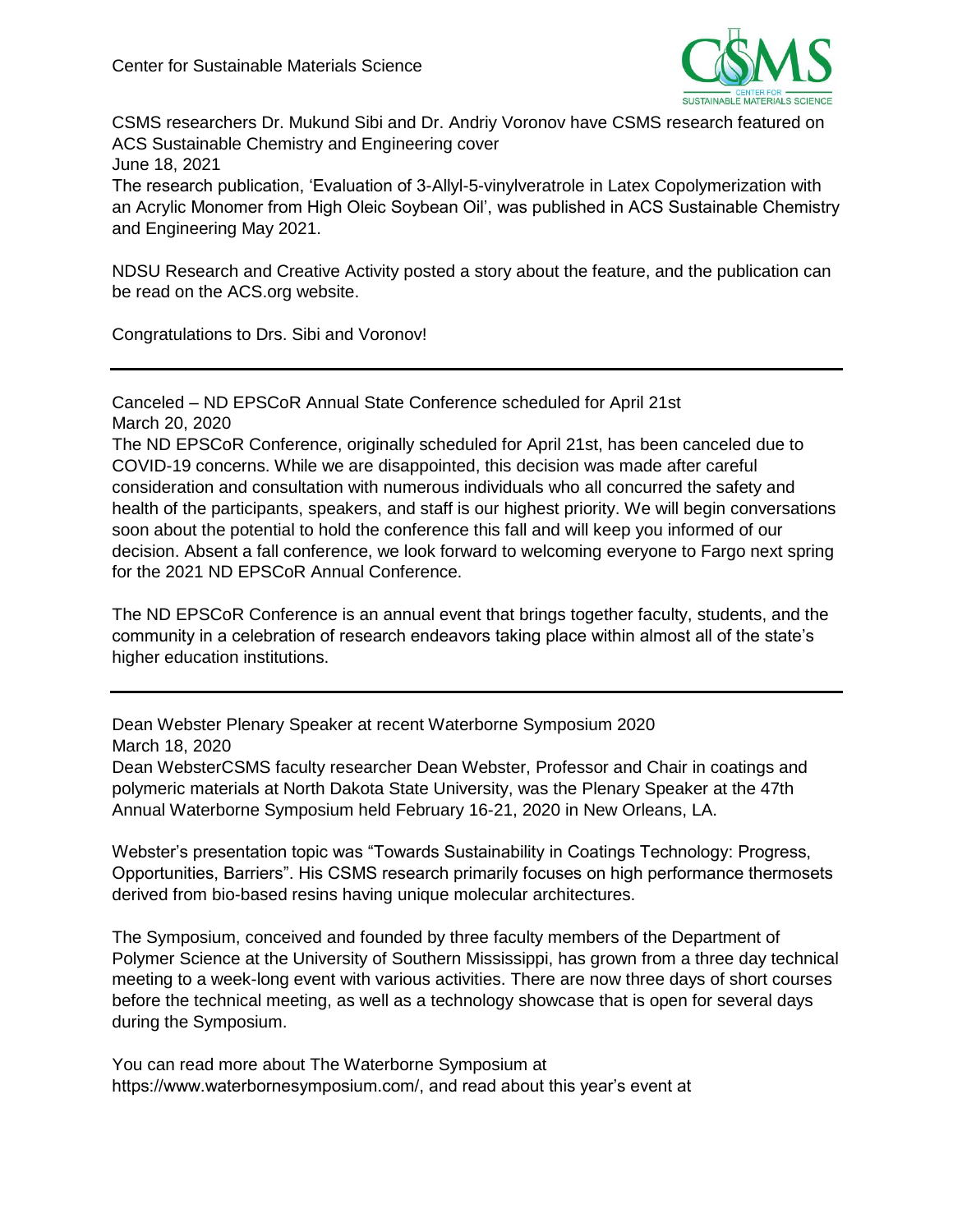# Center for Sustainable Materials Science

## CSMS researchers Dr. Mukund Sibi and Dr. Andriy Voronov have CSMS research featured on ACS Sustainable Chemistry and Engineering cover

June 18, 2021

The research publication, 'Evaluation of 3-Allyl-5-vinylveratrole in Latex Copolymerization with an Acrylic Monomer from High Oleic Soybean Oil', was published in ACS Sustainable Chemistry and Engineering May 2021.

NDSU Research and Creative Activity posted a story about the feature, and the publication can be read on the ACS.org website.

Congratulations to Drs. Sibi and Voronov!

---

## Canceled – ND EPSCoR Annual State Conference scheduled for April 21st

March 20, 2020

The ND EPSCoR Conference, originally scheduled for April 21st, has been canceled due to COVID-19 concerns. While we are disappointed, this decision was made after careful consideration and consultation with numerous individuals who all concurred the safety and health of the participants, speakers, and staff is our highest priority. We will begin conversations soon about the potential to hold the conference this fall and will keep you informed of our decision. Absent a fall conference, we look forward to welcoming everyone to Fargo next spring for the 2021 ND EPSCoR Annual Conference.

The ND EPSCoR Conference is an annual event that brings together faculty, students, and the community in a celebration of research endeavors taking place within almost all of the state's higher education institutions.

---

## Dean Webster Plenary Speaker at recent Waterborne Symposium 2020

March 18, 2020

Dean WebsterCSMS faculty researcher Dean Webster, Professor and Chair in coatings and polymeric materials at North Dakota State University, was the Plenary Speaker at the 47th Annual Waterborne Symposium held February 16-21, 2020 in New Orleans, LA.

Webster's presentation topic was "Towards Sustainability in Coatings Technology: Progress, Opportunities, Barriers". His CSMS research primarily focuses on high performance thermosets derived from bio-based resins having unique molecular architectures.

The Symposium, conceived and founded by three faculty members of the Department of Polymer Science at the University of Southern Mississippi, has grown from a three day technical meeting to a week-long event with various activities. There are now three days of short courses before the technical meeting, as well as a technology showcase that is open for several days during the Symposium.

You can read more about The Waterborne Symposium at https://www.waterbornesymposium.com/, and read about this year's event at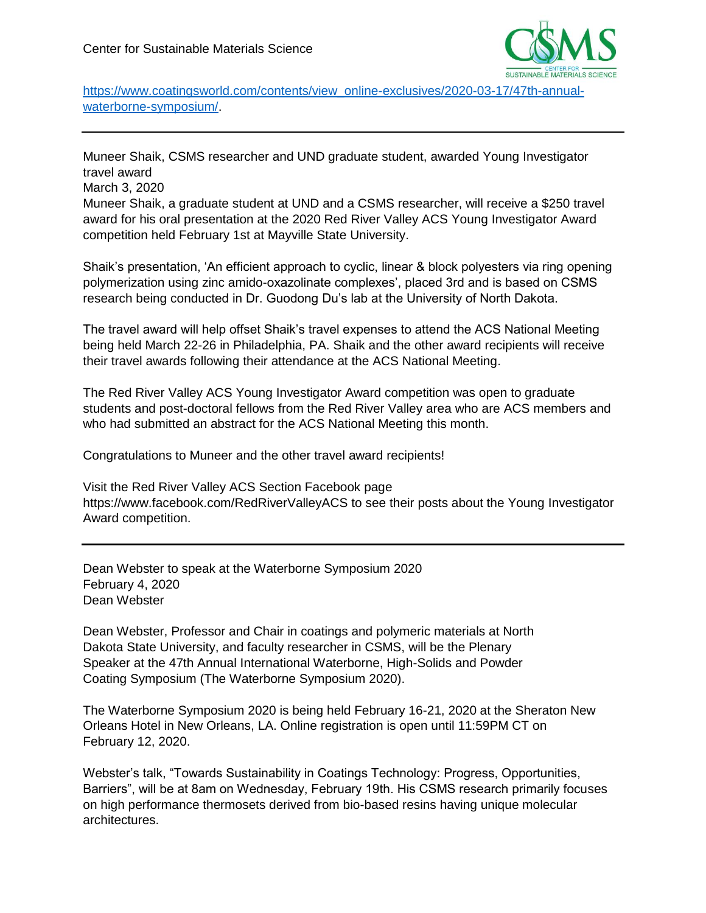https://www.coatingsworld.com/contents/view_online-exclusives/2020-03-17/47th-annual-waterborne-symposium/.

---

Muneer Shaik, CSMS researcher and UND graduate student, awarded Young Investigator travel award
March 3, 2020
Muneer Shaik, a graduate student at UND and a CSMS researcher, will receive a $250 travel award for his oral presentation at the 2020 Red River Valley ACS Young Investigator Award competition held February 1st at Mayville State University.

Shaik's presentation, 'An efficient approach to cyclic, linear & block polyesters via ring opening polymerization using zinc amido-oxazolinate complexes', placed 3rd and is based on CSMS research being conducted in Dr. Guodong Du's lab at the University of North Dakota.

The travel award will help offset Shaik's travel expenses to attend the ACS National Meeting being held March 22-26 in Philadelphia, PA. Shaik and the other award recipients will receive their travel awards following their attendance at the ACS National Meeting.

The Red River Valley ACS Young Investigator Award competition was open to graduate students and post-doctoral fellows from the Red River Valley area who are ACS members and who had submitted an abstract for the ACS National Meeting this month.

Congratulations to Muneer and the other travel award recipients!

Visit the Red River Valley ACS Section Facebook page https://www.facebook.com/RedRiverValleyACS to see their posts about the Young Investigator Award competition.

---

Dean Webster to speak at the Waterborne Symposium 2020
February 4, 2020
Dean Webster

Dean Webster, Professor and Chair in coatings and polymeric materials at North Dakota State University, and faculty researcher in CSMS, will be the Plenary Speaker at the 47th Annual International Waterborne, High-Solids and Powder Coating Symposium (The Waterborne Symposium 2020).

The Waterborne Symposium 2020 is being held February 16-21, 2020 at the Sheraton New Orleans Hotel in New Orleans, LA. Online registration is open until 11:59PM CT on February 12, 2020.

Webster's talk, "Towards Sustainability in Coatings Technology: Progress, Opportunities, Barriers", will be at 8am on Wednesday, February 19th. His CSMS research primarily focuses on high performance thermosets derived from bio-based resins having unique molecular architectures.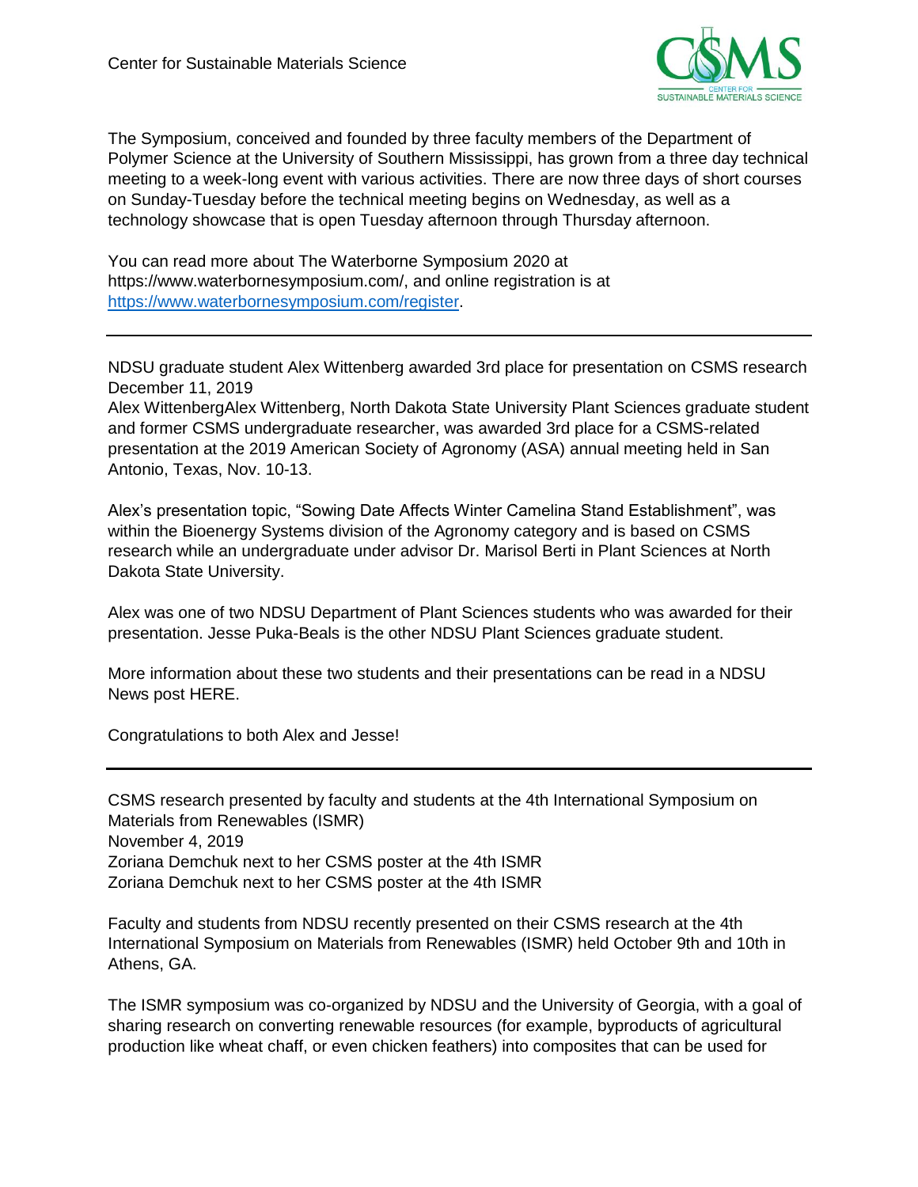The Symposium, conceived and founded by three faculty members of the Department of Polymer Science at the University of Southern Mississippi, has grown from a three day technical meeting to a week-long event with various activities. There are now three days of short courses on Sunday-Tuesday before the technical meeting begins on Wednesday, as well as a technology showcase that is open Tuesday afternoon through Thursday afternoon.

You can read more about The Waterborne Symposium 2020 at https://www.waterbornesymposium.com/, and online registration is at [https://www.waterbornesymposium.com/register](https://www.waterbornesymposium.com/register).

---

NDSU graduate student Alex Wittenberg awarded 3rd place for presentation on CSMS research
December 11, 2019
Alex WittenbergAlex Wittenberg, North Dakota State University Plant Sciences graduate student and former CSMS undergraduate researcher, was awarded 3rd place for a CSMS-related presentation at the 2019 American Society of Agronomy (ASA) annual meeting held in San Antonio, Texas, Nov. 10-13.

Alex's presentation topic, "Sowing Date Affects Winter Camelina Stand Establishment", was within the Bioenergy Systems division of the Agronomy category and is based on CSMS research while an undergraduate under advisor Dr. Marisol Berti in Plant Sciences at North Dakota State University.

Alex was one of two NDSU Department of Plant Sciences students who was awarded for their presentation. Jesse Puka-Beals is the other NDSU Plant Sciences graduate student.

More information about these two students and their presentations can be read in a NDSU News post HERE.

Congratulations to both Alex and Jesse!

---

CSMS research presented by faculty and students at the 4th International Symposium on Materials from Renewables (ISMR)
November 4, 2019
Zoriana Demchuk next to her CSMS poster at the 4th ISMR
Zoriana Demchuk next to her CSMS poster at the 4th ISMR

Faculty and students from NDSU recently presented on their CSMS research at the 4th International Symposium on Materials from Renewables (ISMR) held October 9th and 10th in Athens, GA.

The ISMR symposium was co-organized by NDSU and the University of Georgia, with a goal of sharing research on converting renewable resources (for example, byproducts of agricultural production like wheat chaff, or even chicken feathers) into composites that can be used for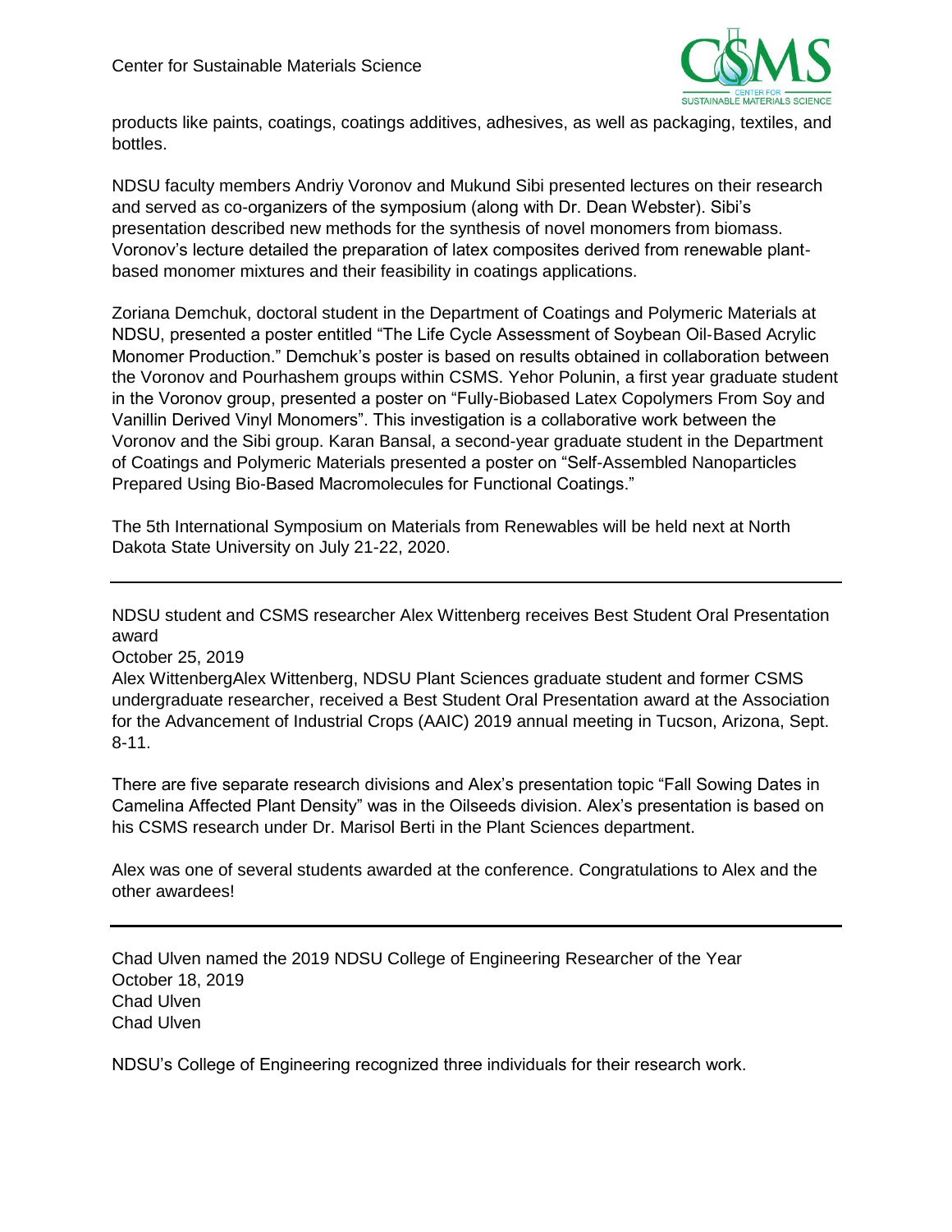products like paints, coatings, coatings additives, adhesives, as well as packaging, textiles, and bottles.

NDSU faculty members Andriy Voronov and Mukund Sibi presented lectures on their research and served as co-organizers of the symposium (along with Dr. Dean Webster). Sibi's presentation described new methods for the synthesis of novel monomers from biomass. Voronov's lecture detailed the preparation of latex composites derived from renewable plant-based monomer mixtures and their feasibility in coatings applications.

Zoriana Demchuk, doctoral student in the Department of Coatings and Polymeric Materials at NDSU, presented a poster entitled "The Life Cycle Assessment of Soybean Oil-Based Acrylic Monomer Production." Demchuk's poster is based on results obtained in collaboration between the Voronov and Pourhashem groups within CSMS. Yehor Polunin, a first year graduate student in the Voronov group, presented a poster on "Fully-Biobased Latex Copolymers From Soy and Vanillin Derived Vinyl Monomers". This investigation is a collaborative work between the Voronov and the Sibi group. Karan Bansal, a second-year graduate student in the Department of Coatings and Polymeric Materials presented a poster on "Self-Assembled Nanoparticles Prepared Using Bio-Based Macromolecules for Functional Coatings."

The 5th International Symposium on Materials from Renewables will be held next at North Dakota State University on July 21-22, 2020.

---

NDSU student and CSMS researcher Alex Wittenberg receives Best Student Oral Presentation award

October 25, 2019

Alex WittenbergAlex Wittenberg, NDSU Plant Sciences graduate student and former CSMS undergraduate researcher, received a Best Student Oral Presentation award at the Association for the Advancement of Industrial Crops (AAIC) 2019 annual meeting in Tucson, Arizona, Sept. 8-11.

There are five separate research divisions and Alex's presentation topic "Fall Sowing Dates in Camelina Affected Plant Density" was in the Oilseeds division. Alex's presentation is based on his CSMS research under Dr. Marisol Berti in the Plant Sciences department.

Alex was one of several students awarded at the conference. Congratulations to Alex and the other awardees!

---

Chad Ulven named the 2019 NDSU College of Engineering Researcher of the Year

October 18, 2019

Chad Ulven

Chad Ulven

NDSU's College of Engineering recognized three individuals for their research work.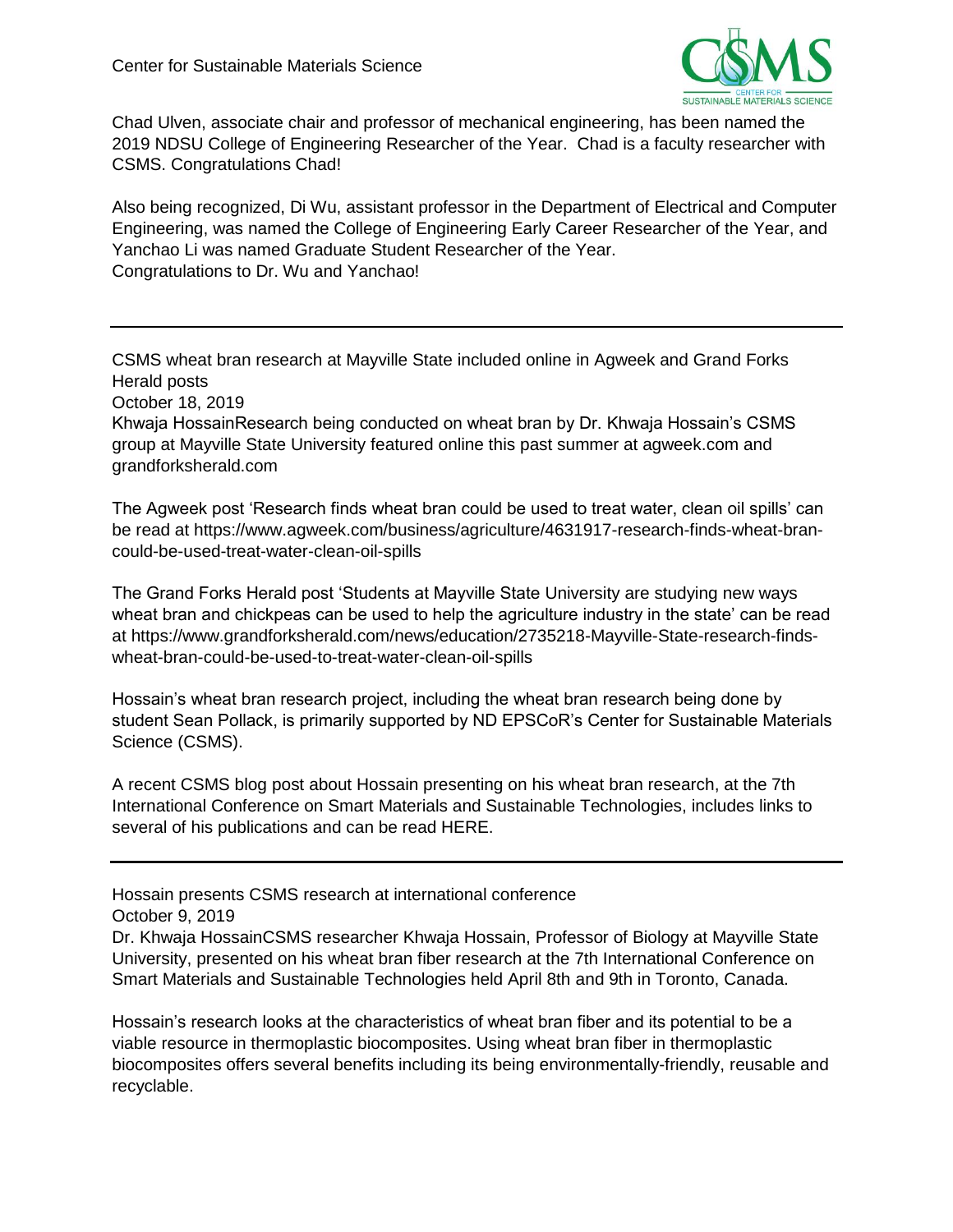Chad Ulven, associate chair and professor of mechanical engineering, has been named the 2019 NDSU College of Engineering Researcher of the Year. Chad is a faculty researcher with CSMS. Congratulations Chad!

Also being recognized, Di Wu, assistant professor in the Department of Electrical and Computer Engineering, was named the College of Engineering Early Career Researcher of the Year, and Yanchao Li was named Graduate Student Researcher of the Year.
Congratulations to Dr. Wu and Yanchao!

---

CSMS wheat bran research at Mayville State included online in Agweek and Grand Forks Herald posts
October 18, 2019
Khwaja HossainResearch being conducted on wheat bran by Dr. Khwaja Hossain's CSMS group at Mayville State University featured online this past summer at agweek.com and grandforksherald.com

The Agweek post 'Research finds wheat bran could be used to treat water, clean oil spills' can be read at https://www.agweek.com/business/agriculture/4631917-research-finds-wheat-bran-could-be-used-treat-water-clean-oil-spills

The Grand Forks Herald post 'Students at Mayville State University are studying new ways wheat bran and chickpeas can be used to help the agriculture industry in the state' can be read at https://www.grandforksherald.com/news/education/2735218-Mayville-State-research-finds-wheat-bran-could-be-used-to-treat-water-clean-oil-spills

Hossain's wheat bran research project, including the wheat bran research being done by student Sean Pollack, is primarily supported by ND EPSCoR's Center for Sustainable Materials Science (CSMS).

A recent CSMS blog post about Hossain presenting on his wheat bran research, at the 7th International Conference on Smart Materials and Sustainable Technologies, includes links to several of his publications and can be read HERE.

---

Hossain presents CSMS research at international conference
October 9, 2019
Dr. Khwaja HossainCSMS researcher Khwaja Hossain, Professor of Biology at Mayville State University, presented on his wheat bran fiber research at the 7th International Conference on Smart Materials and Sustainable Technologies held April 8th and 9th in Toronto, Canada.

Hossain's research looks at the characteristics of wheat bran fiber and its potential to be a viable resource in thermoplastic biocomposites. Using wheat bran fiber in thermoplastic biocomposites offers several benefits including its being environmentally-friendly, reusable and recyclable.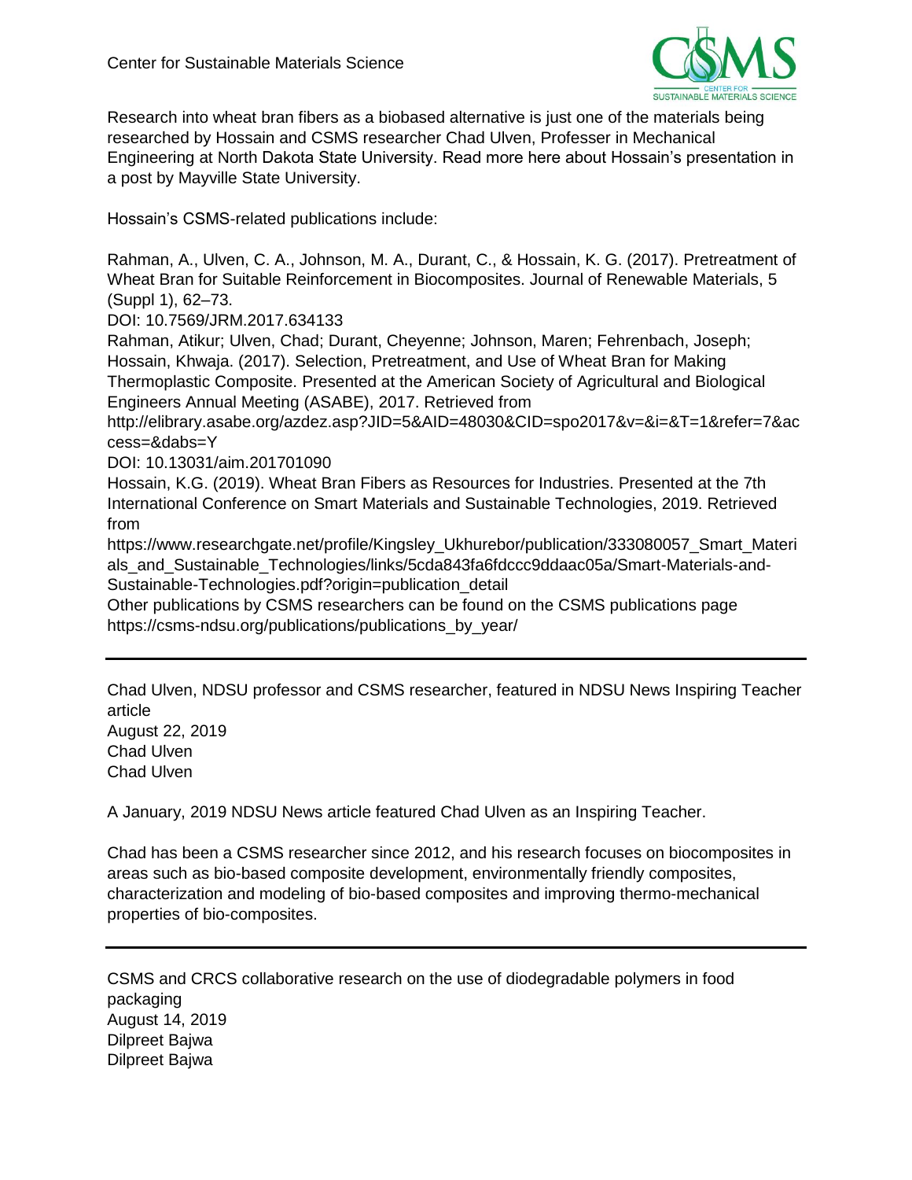Research into wheat bran fibers as a biobased alternative is just one of the materials being researched by Hossain and CSMS researcher Chad Ulven, Professer in Mechanical Engineering at North Dakota State University. Read more here about Hossain's presentation in a post by Mayville State University.

Hossain's CSMS-related publications include:

Rahman, A., Ulven, C. A., Johnson, M. A., Durant, C., & Hossain, K. G. (2017). Pretreatment of Wheat Bran for Suitable Reinforcement in Biocomposites. Journal of Renewable Materials, 5 (Suppl 1), 62–73.
DOI: 10.7569/JRM.2017.634133
Rahman, Atikur; Ulven, Chad; Durant, Cheyenne; Johnson, Maren; Fehrenbach, Joseph; Hossain, Khwaja. (2017). Selection, Pretreatment, and Use of Wheat Bran for Making Thermoplastic Composite. Presented at the American Society of Agricultural and Biological Engineers Annual Meeting (ASABE), 2017. Retrieved from
http://elibrary.asabe.org/azdez.asp?JID=5&AID=48030&CID=spo2017&v=&i=&T=1&refer=7&access=&dabs=Y
DOI: 10.13031/aim.201701090
Hossain, K.G. (2019). Wheat Bran Fibers as Resources for Industries. Presented at the 7th International Conference on Smart Materials and Sustainable Technologies, 2019. Retrieved from
https://www.researchgate.net/profile/Kingsley_Ukhurebor/publication/333080057_Smart_Materials_and_Sustainable_Technologies/links/5cda843fa6fdccc9ddaac05a/Smart-Materials-and-Sustainable-Technologies.pdf?origin=publication_detail
Other publications by CSMS researchers can be found on the CSMS publications page
https://csms-ndsu.org/publications/publications_by_year/

---

Chad Ulven, NDSU professor and CSMS researcher, featured in NDSU News Inspiring Teacher article
August 22, 2019
Chad Ulven
Chad Ulven

A January, 2019 NDSU News article featured Chad Ulven as an Inspiring Teacher.

Chad has been a CSMS researcher since 2012, and his research focuses on biocomposites in areas such as bio-based composite development, environmentally friendly composites, characterization and modeling of bio-based composites and improving thermo-mechanical properties of bio-composites.

---

CSMS and CRCS collaborative research on the use of diodegradable polymers in food packaging
August 14, 2019
Dilpreet Bajwa
Dilpreet Bajwa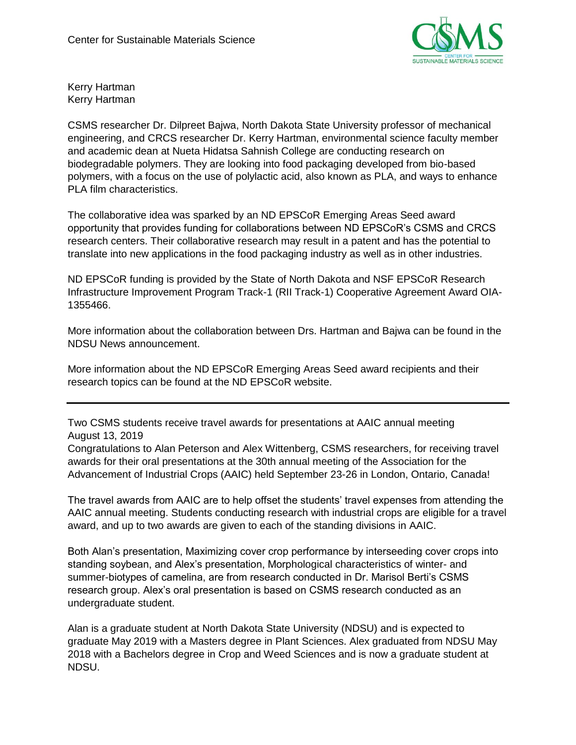Kerry Hartman
Kerry Hartman

CSMS researcher Dr. Dilpreet Bajwa, North Dakota State University professor of mechanical engineering, and CRCS researcher Dr. Kerry Hartman, environmental science faculty member and academic dean at Nueta Hidatsa Sahnish College are conducting research on biodegradable polymers. They are looking into food packaging developed from bio-based polymers, with a focus on the use of polylactic acid, also known as PLA, and ways to enhance PLA film characteristics.

The collaborative idea was sparked by an ND EPSCoR Emerging Areas Seed award opportunity that provides funding for collaborations between ND EPSCoR's CSMS and CRCS research centers. Their collaborative research may result in a patent and has the potential to translate into new applications in the food packaging industry as well as in other industries.

ND EPSCoR funding is provided by the State of North Dakota and NSF EPSCoR Research Infrastructure Improvement Program Track-1 (RII Track-1) Cooperative Agreement Award OIA-1355466.

More information about the collaboration between Drs. Hartman and Bajwa can be found in the NDSU News announcement.

More information about the ND EPSCoR Emerging Areas Seed award recipients and their research topics can be found at the ND EPSCoR website.

---

## Two CSMS students receive travel awards for presentations at AAIC annual meeting

August 13, 2019

Congratulations to Alan Peterson and Alex Wittenberg, CSMS researchers, for receiving travel awards for their oral presentations at the 30th annual meeting of the Association for the Advancement of Industrial Crops (AAIC) held September 23-26 in London, Ontario, Canada!

The travel awards from AAIC are to help offset the students' travel expenses from attending the AAIC annual meeting. Students conducting research with industrial crops are eligible for a travel award, and up to two awards are given to each of the standing divisions in AAIC.

Both Alan's presentation, Maximizing cover crop performance by interseeding cover crops into standing soybean, and Alex's presentation, Morphological characteristics of winter- and summer-biotypes of camelina, are from research conducted in Dr. Marisol Berti's CSMS research group. Alex's oral presentation is based on CSMS research conducted as an undergraduate student.

Alan is a graduate student at North Dakota State University (NDSU) and is expected to graduate May 2019 with a Masters degree in Plant Sciences. Alex graduated from NDSU May 2018 with a Bachelors degree in Crop and Weed Sciences and is now a graduate student at NDSU.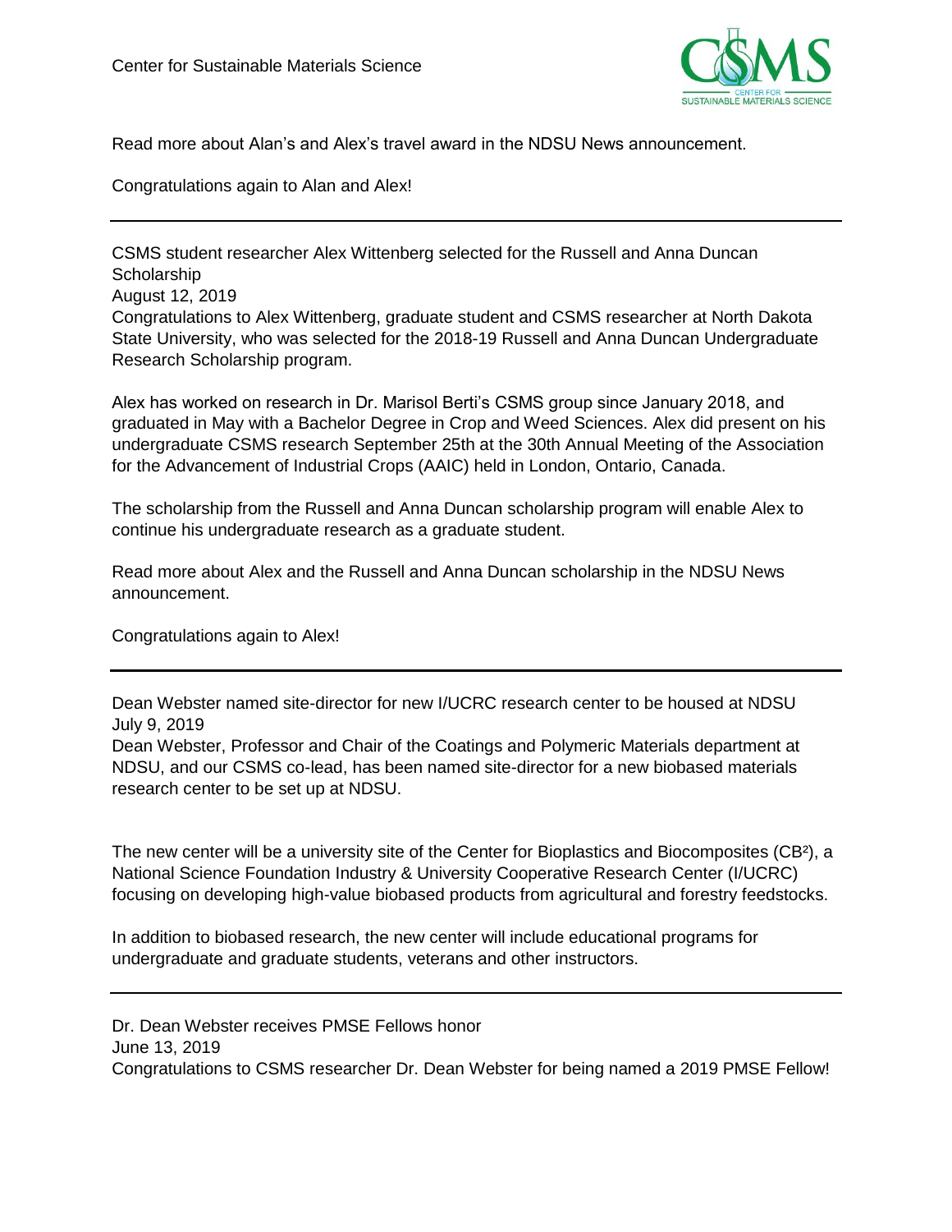Read more about Alan's and Alex's travel award in the NDSU News announcement.

Congratulations again to Alan and Alex!

---

CSMS student researcher Alex Wittenberg selected for the Russell and Anna Duncan Scholarship
August 12, 2019
Congratulations to Alex Wittenberg, graduate student and CSMS researcher at North Dakota State University, who was selected for the 2018-19 Russell and Anna Duncan Undergraduate Research Scholarship program.

Alex has worked on research in Dr. Marisol Berti's CSMS group since January 2018, and graduated in May with a Bachelor Degree in Crop and Weed Sciences. Alex did present on his undergraduate CSMS research September 25th at the 30th Annual Meeting of the Association for the Advancement of Industrial Crops (AAIC) held in London, Ontario, Canada.

The scholarship from the Russell and Anna Duncan scholarship program will enable Alex to continue his undergraduate research as a graduate student.

Read more about Alex and the Russell and Anna Duncan scholarship in the NDSU News announcement.

Congratulations again to Alex!

---

Dean Webster named site-director for new I/UCRC research center to be housed at NDSU
July 9, 2019
Dean Webster, Professor and Chair of the Coatings and Polymeric Materials department at NDSU, and our CSMS co-lead, has been named site-director for a new biobased materials research center to be set up at NDSU.

The new center will be a university site of the Center for Bioplastics and Biocomposites ($CB^2$), a National Science Foundation Industry & University Cooperative Research Center (I/UCRC) focusing on developing high-value biobased products from agricultural and forestry feedstocks.

In addition to biobased research, the new center will include educational programs for undergraduate and graduate students, veterans and other instructors.

---

Dr. Dean Webster receives PMSE Fellows honor
June 13, 2019
Congratulations to CSMS researcher Dr. Dean Webster for being named a 2019 PMSE Fellow!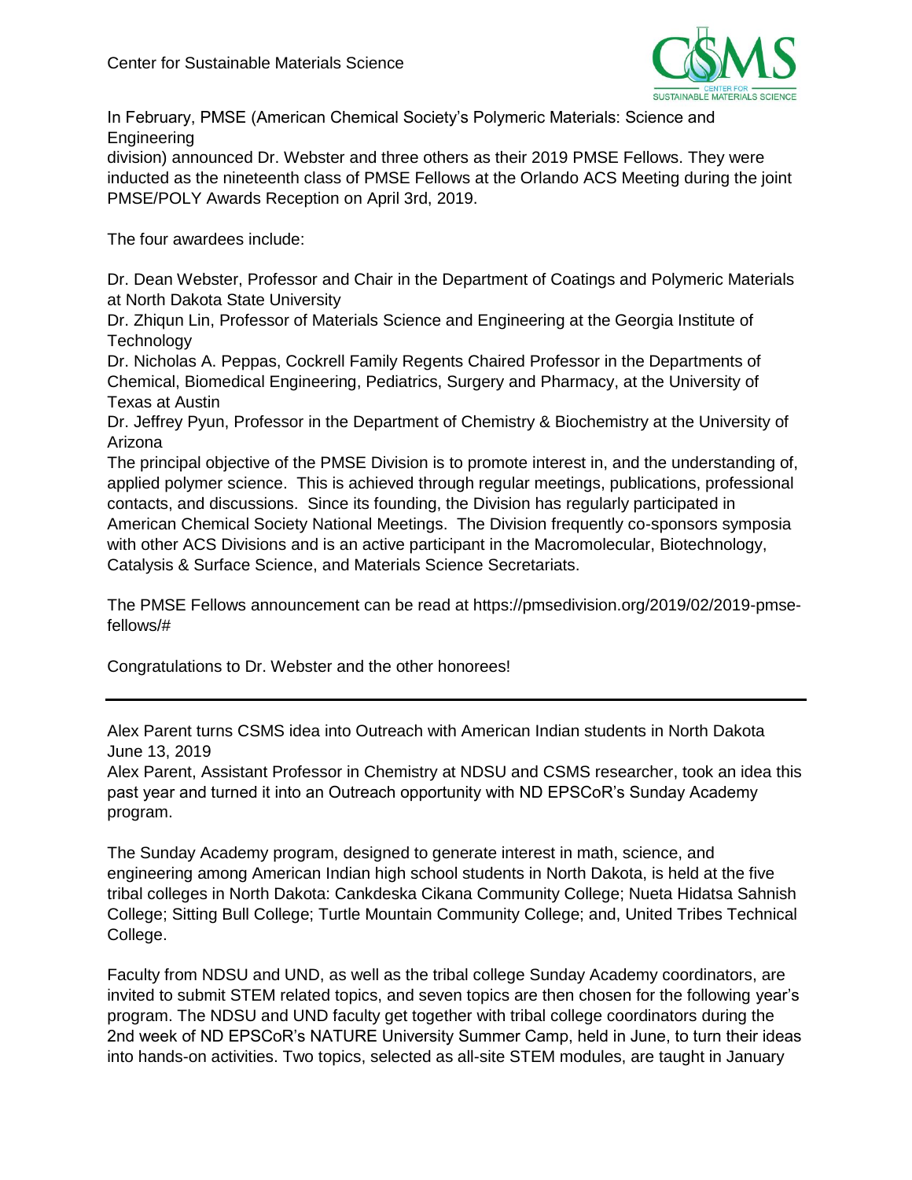In February, PMSE (American Chemical Society's Polymeric Materials: Science and Engineering division) announced Dr. Webster and three others as their 2019 PMSE Fellows. They were inducted as the nineteenth class of PMSE Fellows at the Orlando ACS Meeting during the joint PMSE/POLY Awards Reception on April 3rd, 2019.

The four awardees include:

Dr. Dean Webster, Professor and Chair in the Department of Coatings and Polymeric Materials at North Dakota State University
Dr. Zhiqun Lin, Professor of Materials Science and Engineering at the Georgia Institute of Technology
Dr. Nicholas A. Peppas, Cockrell Family Regents Chaired Professor in the Departments of Chemical, Biomedical Engineering, Pediatrics, Surgery and Pharmacy, at the University of Texas at Austin
Dr. Jeffrey Pyun, Professor in the Department of Chemistry & Biochemistry at the University of Arizona
The principal objective of the PMSE Division is to promote interest in, and the understanding of, applied polymer science. This is achieved through regular meetings, publications, professional contacts, and discussions. Since its founding, the Division has regularly participated in American Chemical Society National Meetings. The Division frequently co-sponsors symposia with other ACS Divisions and is an active participant in the Macromolecular, Biotechnology, Catalysis & Surface Science, and Materials Science Secretariats.

The PMSE Fellows announcement can be read at https://pmsedivision.org/2019/02/2019-pmse-fellows/#

Congratulations to Dr. Webster and the other honorees!

---

Alex Parent turns CSMS idea into Outreach with American Indian students in North Dakota
June 13, 2019
Alex Parent, Assistant Professor in Chemistry at NDSU and CSMS researcher, took an idea this past year and turned it into an Outreach opportunity with ND EPSCoR's Sunday Academy program.

The Sunday Academy program, designed to generate interest in math, science, and engineering among American Indian high school students in North Dakota, is held at the five tribal colleges in North Dakota: Cankdeska Cikana Community College; Nueta Hidatsa Sahnish College; Sitting Bull College; Turtle Mountain Community College; and, United Tribes Technical College.

Faculty from NDSU and UND, as well as the tribal college Sunday Academy coordinators, are invited to submit STEM related topics, and seven topics are then chosen for the following year's program. The NDSU and UND faculty get together with tribal college coordinators during the 2nd week of ND EPSCoR's NATURE University Summer Camp, held in June, to turn their ideas into hands-on activities. Two topics, selected as all-site STEM modules, are taught in January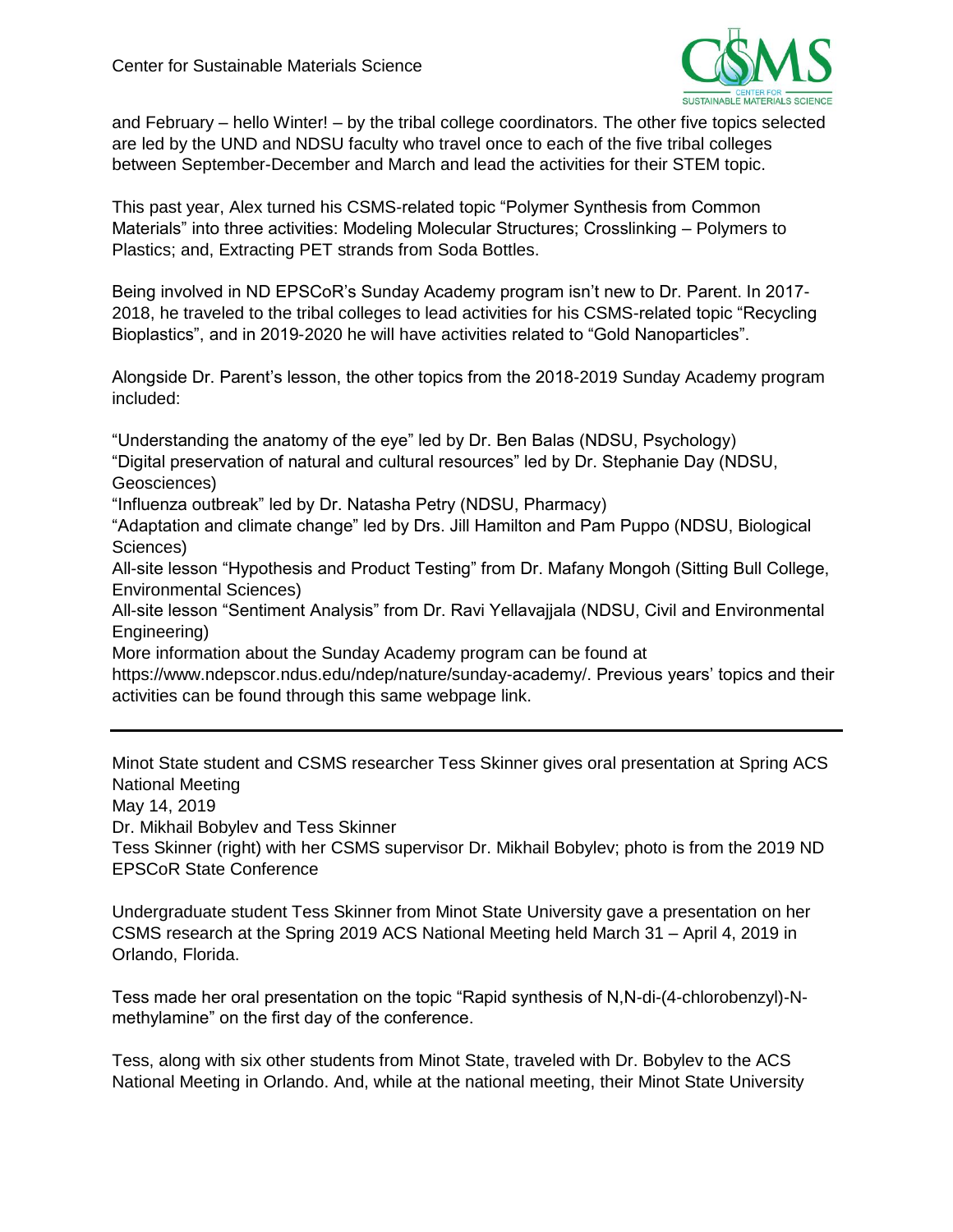and February – hello Winter! – by the tribal college coordinators. The other five topics selected are led by the UND and NDSU faculty who travel once to each of the five tribal colleges between September-December and March and lead the activities for their STEM topic.

This past year, Alex turned his CSMS-related topic “Polymer Synthesis from Common Materials” into three activities: Modeling Molecular Structures; Crosslinking – Polymers to Plastics; and, Extracting PET strands from Soda Bottles.

Being involved in ND EPSCoR’s Sunday Academy program isn’t new to Dr. Parent. In 2017-2018, he traveled to the tribal colleges to lead activities for his CSMS-related topic “Recycling Bioplastics”, and in 2019-2020 he will have activities related to “Gold Nanoparticles”.

Alongside Dr. Parent’s lesson, the other topics from the 2018-2019 Sunday Academy program included:

“Understanding the anatomy of the eye” led by Dr. Ben Balas (NDSU, Psychology)
“Digital preservation of natural and cultural resources” led by Dr. Stephanie Day (NDSU, Geosciences)
“Influenza outbreak” led by Dr. Natasha Petry (NDSU, Pharmacy)
“Adaptation and climate change” led by Drs. Jill Hamilton and Pam Puppo (NDSU, Biological Sciences)
All-site lesson “Hypothesis and Product Testing” from Dr. Mafany Mongoh (Sitting Bull College, Environmental Sciences)
All-site lesson “Sentiment Analysis” from Dr. Ravi Yellavajjala (NDSU, Civil and Environmental Engineering)
More information about the Sunday Academy program can be found at https://www.ndepscor.ndus.edu/ndep/nature/sunday-academy/. Previous years’ topics and their activities can be found through this same webpage link.

---

Minot State student and CSMS researcher Tess Skinner gives oral presentation at Spring ACS National Meeting
May 14, 2019
Dr. Mikhail Bobylev and Tess Skinner
Tess Skinner (right) with her CSMS supervisor Dr. Mikhail Bobylev; photo is from the 2019 ND EPSCoR State Conference

Undergraduate student Tess Skinner from Minot State University gave a presentation on her CSMS research at the Spring 2019 ACS National Meeting held March 31 – April 4, 2019 in Orlando, Florida.

Tess made her oral presentation on the topic “Rapid synthesis of N,N-di-(4-chlorobenzyl)-N-methylamine” on the first day of the conference.

Tess, along with six other students from Minot State, traveled with Dr. Bobylev to the ACS National Meeting in Orlando. And, while at the national meeting, their Minot State University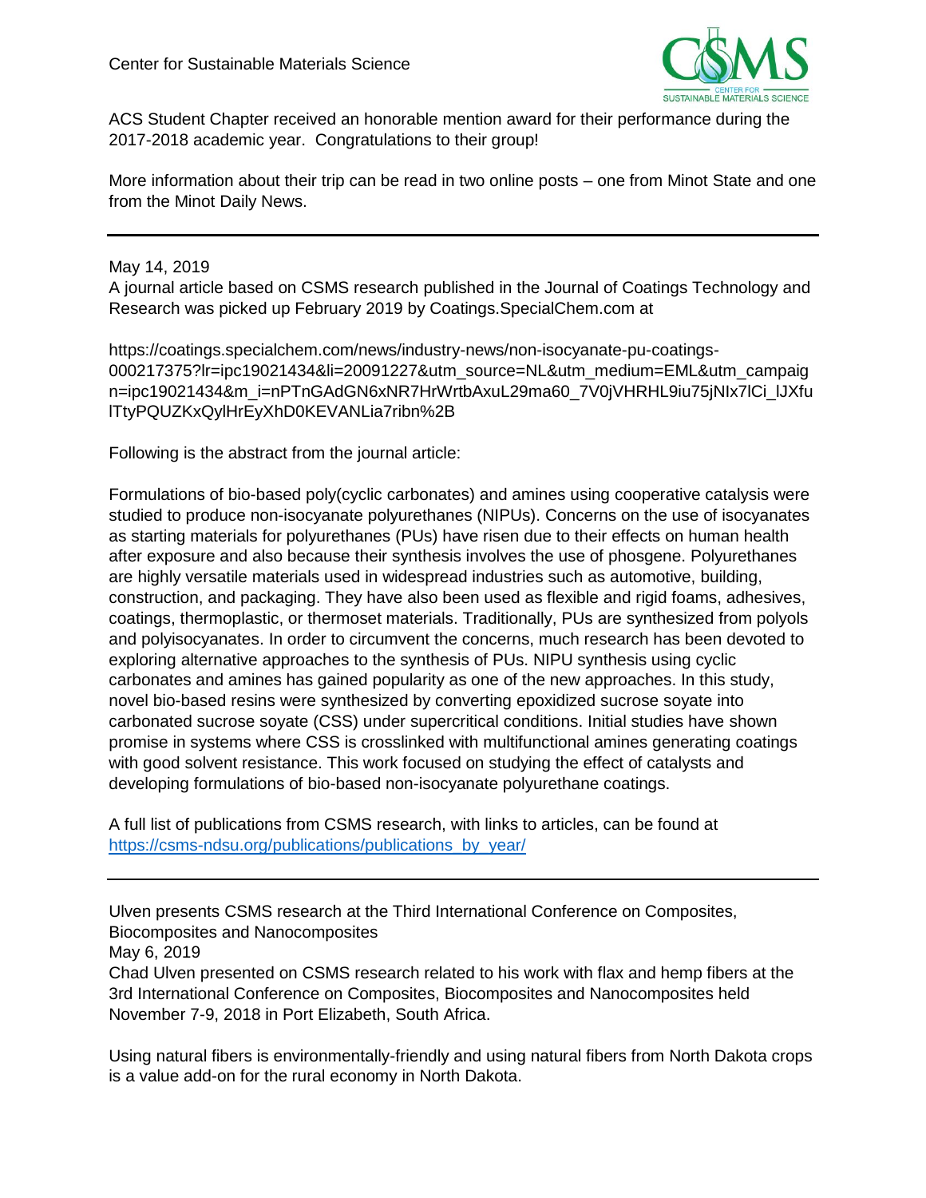ACS Student Chapter received an honorable mention award for their performance during the 2017-2018 academic year. Congratulations to their group!

More information about their trip can be read in two online posts – one from Minot State and one from the Minot Daily News.

---

May 14, 2019

A journal article based on CSMS research published in the Journal of Coatings Technology and Research was picked up February 2019 by Coatings.SpecialChem.com at

https://coatings.specialchem.com/news/industry-news/non-isocyanate-pu-coatings-000217375?lr=ipc19021434&li=20091227&utm_source=NL&utm_medium=EML&utm_campaign=ipc19021434&m_i=nPTnGAdGN6xNR7HrWrtbAxuL29ma60_7V0jVHRHL9iu75jNIx7lCi_lJXfulTtyPQUZKxQylHrEyXhD0KEVANLia7ribn%2B

Following is the abstract from the journal article:

Formulations of bio-based poly(cyclic carbonates) and amines using cooperative catalysis were studied to produce non-isocyanate polyurethanes (NIPUs). Concerns on the use of isocyanates as starting materials for polyurethanes (PUs) have risen due to their effects on human health after exposure and also because their synthesis involves the use of phosgene. Polyurethanes are highly versatile materials used in widespread industries such as automotive, building, construction, and packaging. They have also been used as flexible and rigid foams, adhesives, coatings, thermoplastic, or thermoset materials. Traditionally, PUs are synthesized from polyols and polyisocyanates. In order to circumvent the concerns, much research has been devoted to exploring alternative approaches to the synthesis of PUs. NIPU synthesis using cyclic carbonates and amines has gained popularity as one of the new approaches. In this study, novel bio-based resins were synthesized by converting epoxidized sucrose soyate into carbonated sucrose soyate (CSS) under supercritical conditions. Initial studies have shown promise in systems where CSS is crosslinked with multifunctional amines generating coatings with good solvent resistance. This work focused on studying the effect of catalysts and developing formulations of bio-based non-isocyanate polyurethane coatings.

A full list of publications from CSMS research, with links to articles, can be found at [https://csms-ndsu.org/publications/publications_by_year/](https://csms-ndsu.org/publications/publications_by_year/)

---

Ulven presents CSMS research at the Third International Conference on Composites, Biocomposites and Nanocomposites

May 6, 2019

Chad Ulven presented on CSMS research related to his work with flax and hemp fibers at the 3rd International Conference on Composites, Biocomposites and Nanocomposites held November 7-9, 2018 in Port Elizabeth, South Africa.

Using natural fibers is environmentally-friendly and using natural fibers from North Dakota crops is a value add-on for the rural economy in North Dakota.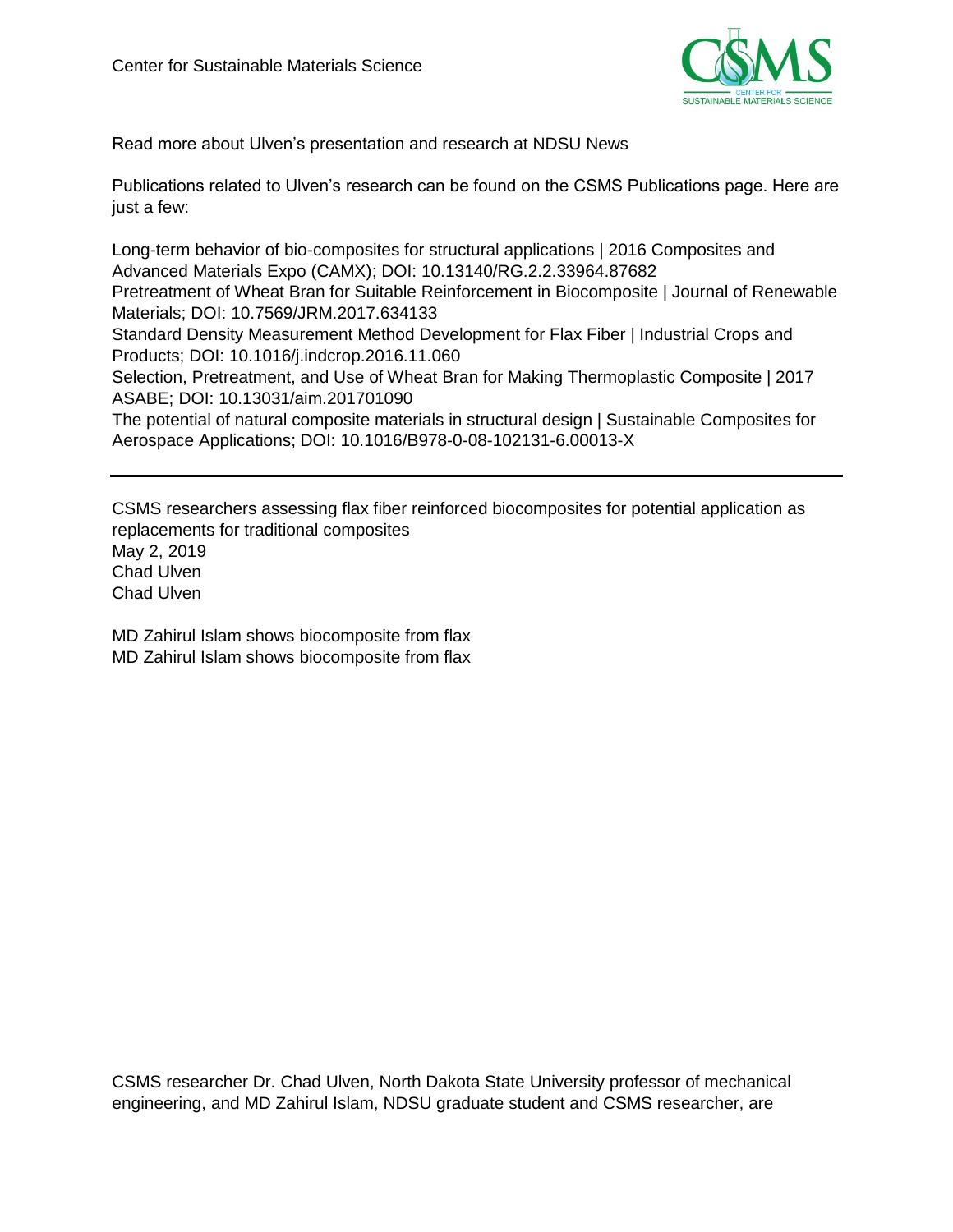Read more about Ulven's presentation and research at NDSU News

Publications related to Ulven's research can be found on the CSMS Publications page. Here are just a few:

Long-term behavior of bio-composites for structural applications | 2016 Composites and Advanced Materials Expo (CAMX); DOI: 10.13140/RG.2.2.33964.87682
Pretreatment of Wheat Bran for Suitable Reinforcement in Biocomposite | Journal of Renewable Materials; DOI: 10.7569/JRM.2017.634133
Standard Density Measurement Method Development for Flax Fiber | Industrial Crops and Products; DOI: 10.1016/j.indcrop.2016.11.060
Selection, Pretreatment, and Use of Wheat Bran for Making Thermoplastic Composite | 2017 ASABE; DOI: 10.13031/aim.201701090
The potential of natural composite materials in structural design | Sustainable Composites for Aerospace Applications; DOI: 10.1016/B978-0-08-102131-6.00013-X

---

CSMS researchers assessing flax fiber reinforced biocomposites for potential application as replacements for traditional composites
May 2, 2019
Chad Ulven
Chad Ulven

MD Zahirul Islam shows biocomposite from flax
MD Zahirul Islam shows biocomposite from flax

CSMS researcher Dr. Chad Ulven, North Dakota State University professor of mechanical engineering, and MD Zahirul Islam, NDSU graduate student and CSMS researcher, are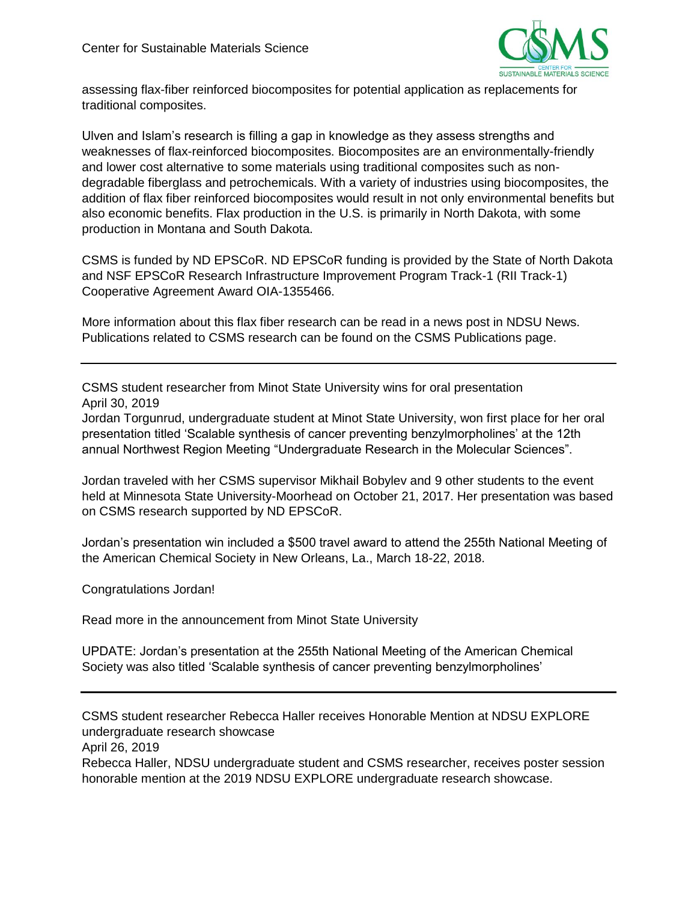assessing flax-fiber reinforced biocomposites for potential application as replacements for traditional composites.

Ulven and Islam's research is filling a gap in knowledge as they assess strengths and weaknesses of flax-reinforced biocomposites. Biocomposites are an environmentally-friendly and lower cost alternative to some materials using traditional composites such as non-degradable fiberglass and petrochemicals. With a variety of industries using biocomposites, the addition of flax fiber reinforced biocomposites would result in not only environmental benefits but also economic benefits. Flax production in the U.S. is primarily in North Dakota, with some production in Montana and South Dakota.

CSMS is funded by ND EPSCoR. ND EPSCoR funding is provided by the State of North Dakota and NSF EPSCoR Research Infrastructure Improvement Program Track-1 (RII Track-1) Cooperative Agreement Award OIA-1355466.

More information about this flax fiber research can be read in a news post in NDSU News. Publications related to CSMS research can be found on the CSMS Publications page.

---

CSMS student researcher from Minot State University wins for oral presentation
April 30, 2019
Jordan Torgunrud, undergraduate student at Minot State University, won first place for her oral presentation titled 'Scalable synthesis of cancer preventing benzylmorpholines' at the 12th annual Northwest Region Meeting "Undergraduate Research in the Molecular Sciences".

Jordan traveled with her CSMS supervisor Mikhail Bobylev and 9 other students to the event held at Minnesota State University-Moorhead on October 21, 2017. Her presentation was based on CSMS research supported by ND EPSCoR.

Jordan's presentation win included a $500 travel award to attend the 255th National Meeting of the American Chemical Society in New Orleans, La., March 18-22, 2018.

Congratulations Jordan!

Read more in the announcement from Minot State University

UPDATE: Jordan's presentation at the 255th National Meeting of the American Chemical Society was also titled 'Scalable synthesis of cancer preventing benzylmorpholines'

---

CSMS student researcher Rebecca Haller receives Honorable Mention at NDSU EXPLORE undergraduate research showcase
April 26, 2019
Rebecca Haller, NDSU undergraduate student and CSMS researcher, receives poster session honorable mention at the 2019 NDSU EXPLORE undergraduate research showcase.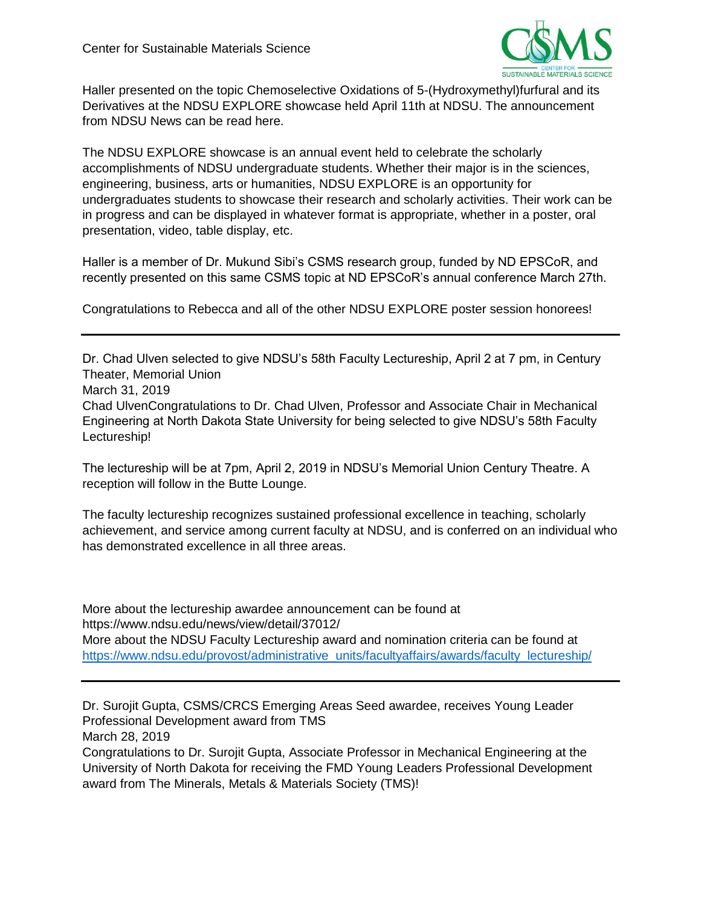Haller presented on the topic Chemoselective Oxidations of 5-(Hydroxymethyl)furfural and its Derivatives at the NDSU EXPLORE showcase held April 11th at NDSU. The announcement from NDSU News can be read here.

The NDSU EXPLORE showcase is an annual event held to celebrate the scholarly accomplishments of NDSU undergraduate students. Whether their major is in the sciences, engineering, business, arts or humanities, NDSU EXPLORE is an opportunity for undergraduates students to showcase their research and scholarly activities. Their work can be in progress and can be displayed in whatever format is appropriate, whether in a poster, oral presentation, video, table display, etc.

Haller is a member of Dr. Mukund Sibi's CSMS research group, funded by ND EPSCoR, and recently presented on this same CSMS topic at ND EPSCoR's annual conference March 27th.

Congratulations to Rebecca and all of the other NDSU EXPLORE poster session honorees!

---

Dr. Chad Ulven selected to give NDSU's 58th Faculty Lectureship, April 2 at 7 pm, in Century Theater, Memorial Union
March 31, 2019
Chad UlvenCongratulations to Dr. Chad Ulven, Professor and Associate Chair in Mechanical Engineering at North Dakota State University for being selected to give NDSU's 58th Faculty Lectureship!

The lectureship will be at 7pm, April 2, 2019 in NDSU's Memorial Union Century Theatre. A reception will follow in the Butte Lounge.

The faculty lectureship recognizes sustained professional excellence in teaching, scholarly achievement, and service among current faculty at NDSU, and is conferred on an individual who has demonstrated excellence in all three areas.

More about the lectureship awardee announcement can be found at
https://www.ndsu.edu/news/view/detail/37012/
More about the NDSU Faculty Lectureship award and nomination criteria can be found at
https://www.ndsu.edu/provost/administrative_units/facultyaffairs/awards/faculty_lectureship/

---

Dr. Surojit Gupta, CSMS/CRCS Emerging Areas Seed awardee, receives Young Leader Professional Development award from TMS
March 28, 2019
Congratulations to Dr. Surojit Gupta, Associate Professor in Mechanical Engineering at the University of North Dakota for receiving the FMD Young Leaders Professional Development award from The Minerals, Metals & Materials Society (TMS)!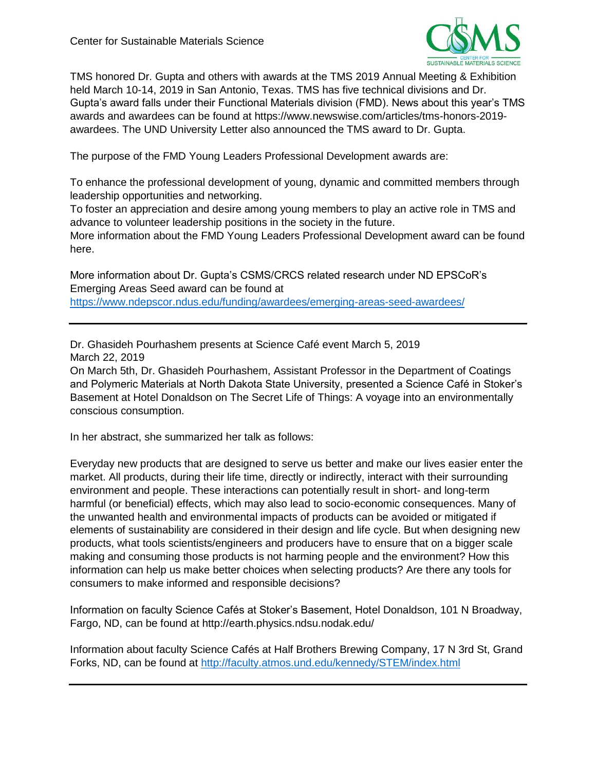TMS honored Dr. Gupta and others with awards at the TMS 2019 Annual Meeting & Exhibition held March 10-14, 2019 in San Antonio, Texas. TMS has five technical divisions and Dr. Gupta's award falls under their Functional Materials division (FMD). News about this year's TMS awards and awardees can be found at https://www.newswise.com/articles/tms-honors-2019-awardees. The UND University Letter also announced the TMS award to Dr. Gupta.

The purpose of the FMD Young Leaders Professional Development awards are:

To enhance the professional development of young, dynamic and committed members through leadership opportunities and networking.
To foster an appreciation and desire among young members to play an active role in TMS and advance to volunteer leadership positions in the society in the future.
More information about the FMD Young Leaders Professional Development award can be found here.

More information about Dr. Gupta's CSMS/CRCS related research under ND EPSCoR's Emerging Areas Seed award can be found at https://www.ndepscor.ndus.edu/funding/awardees/emerging-areas-seed-awardees/

---

Dr. Ghasideh Pourhashem presents at Science Café event March 5, 2019
March 22, 2019
On March 5th, Dr. Ghasideh Pourhashem, Assistant Professor in the Department of Coatings and Polymeric Materials at North Dakota State University, presented a Science Café in Stoker's Basement at Hotel Donaldson on The Secret Life of Things: A voyage into an environmentally conscious consumption.

In her abstract, she summarized her talk as follows:

Everyday new products that are designed to serve us better and make our lives easier enter the market. All products, during their life time, directly or indirectly, interact with their surrounding environment and people. These interactions can potentially result in short- and long-term harmful (or beneficial) effects, which may also lead to socio-economic consequences. Many of the unwanted health and environmental impacts of products can be avoided or mitigated if elements of sustainability are considered in their design and life cycle. But when designing new products, what tools scientists/engineers and producers have to ensure that on a bigger scale making and consuming those products is not harming people and the environment? How this information can help us make better choices when selecting products? Are there any tools for consumers to make informed and responsible decisions?

Information on faculty Science Cafés at Stoker's Basement, Hotel Donaldson, 101 N Broadway, Fargo, ND, can be found at http://earth.physics.ndsu.nodak.edu/

Information about faculty Science Cafés at Half Brothers Brewing Company, 17 N 3rd St, Grand Forks, ND, can be found at http://faculty.atmos.und.edu/kennedy/STEM/index.html

---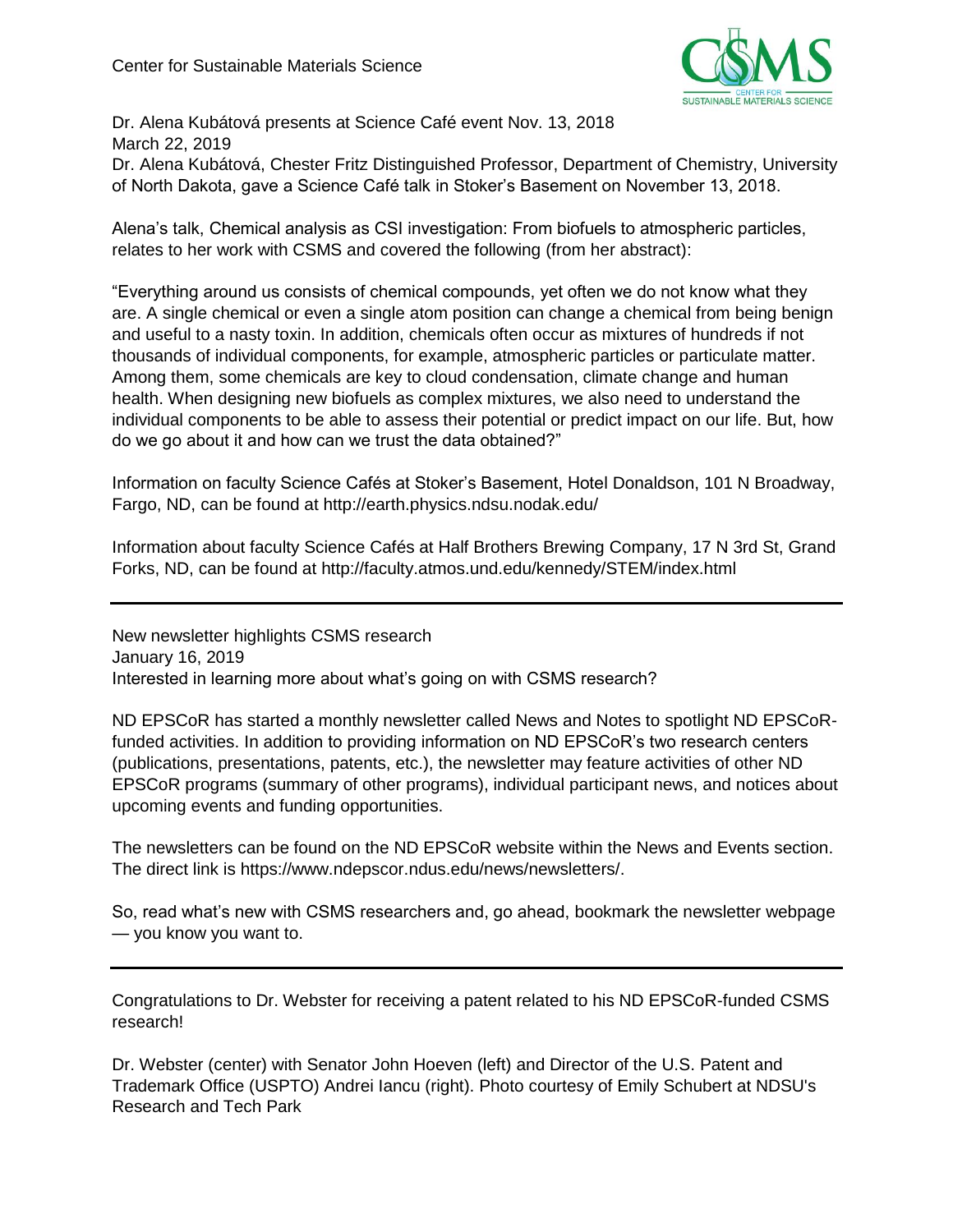Dr. Alena Kubátová presents at Science Café event Nov. 13, 2018

March 22, 2019

Dr. Alena Kubátová, Chester Fritz Distinguished Professor, Department of Chemistry, University of North Dakota, gave a Science Café talk in Stoker's Basement on November 13, 2018.

Alena's talk, Chemical analysis as CSI investigation: From biofuels to atmospheric particles, relates to her work with CSMS and covered the following (from her abstract):

"Everything around us consists of chemical compounds, yet often we do not know what they are. A single chemical or even a single atom position can change a chemical from being benign and useful to a nasty toxin. In addition, chemicals often occur as mixtures of hundreds if not thousands of individual components, for example, atmospheric particles or particulate matter. Among them, some chemicals are key to cloud condensation, climate change and human health. When designing new biofuels as complex mixtures, we also need to understand the individual components to be able to assess their potential or predict impact on our life. But, how do we go about it and how can we trust the data obtained?"

Information on faculty Science Cafés at Stoker's Basement, Hotel Donaldson, 101 N Broadway, Fargo, ND, can be found at http://earth.physics.ndsu.nodak.edu/

Information about faculty Science Cafés at Half Brothers Brewing Company, 17 N 3rd St, Grand Forks, ND, can be found at http://faculty.atmos.und.edu/kennedy/STEM/index.html

---

New newsletter highlights CSMS research

January 16, 2019

Interested in learning more about what's going on with CSMS research?

ND EPSCoR has started a monthly newsletter called News and Notes to spotlight ND EPSCoR-funded activities. In addition to providing information on ND EPSCoR's two research centers (publications, presentations, patents, etc.), the newsletter may feature activities of other ND EPSCoR programs (summary of other programs), individual participant news, and notices about upcoming events and funding opportunities.

The newsletters can be found on the ND EPSCoR website within the News and Events section. The direct link is https://www.ndepscor.ndus.edu/news/newsletters/.

So, read what's new with CSMS researchers and, go ahead, bookmark the newsletter webpage — you know you want to.

---

Congratulations to Dr. Webster for receiving a patent related to his ND EPSCoR-funded CSMS research!

Dr. Webster (center) with Senator John Hoeven (left) and Director of the U.S. Patent and Trademark Office (USPTO) Andrei Iancu (right). Photo courtesy of Emily Schubert at NDSU's Research and Tech Park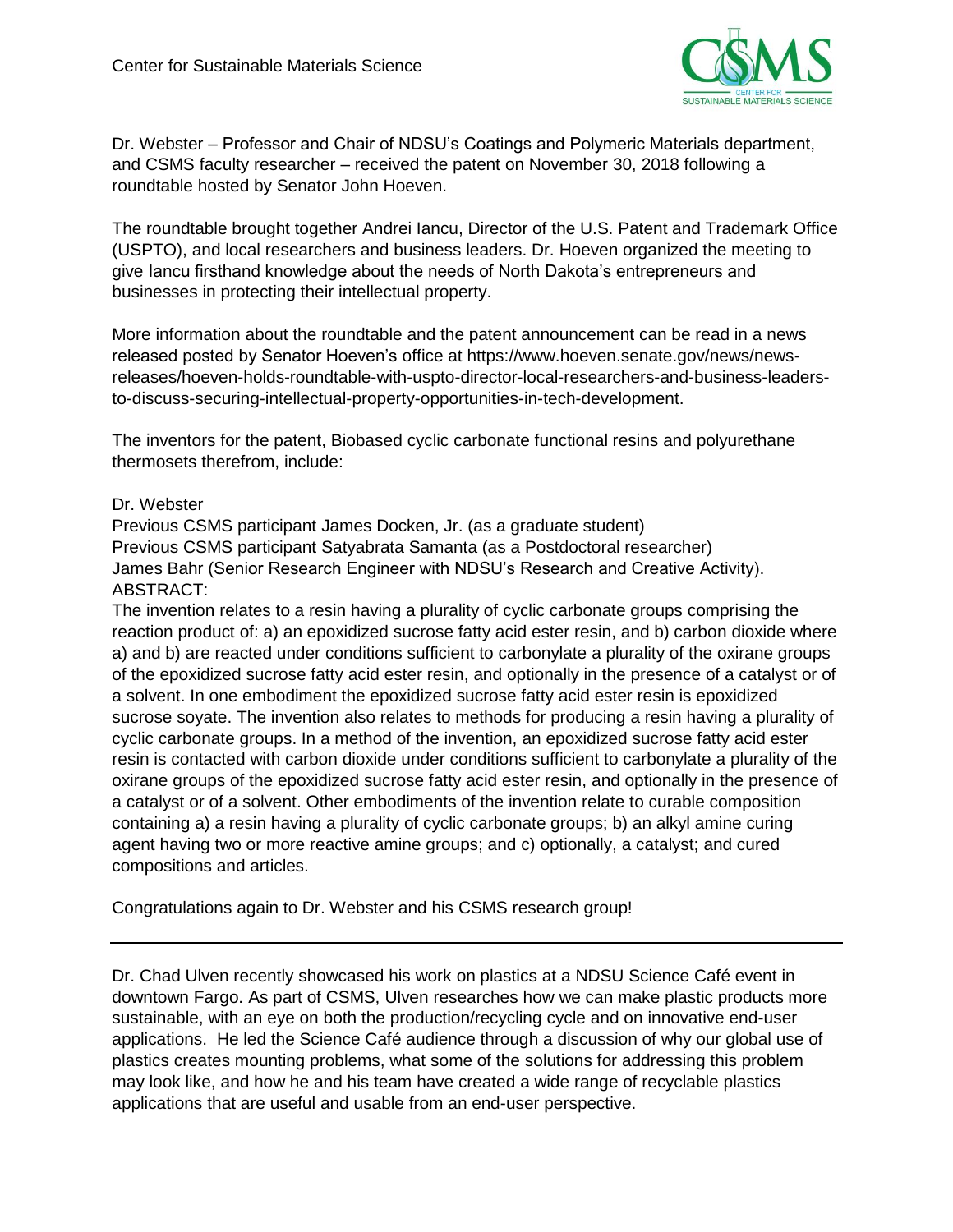Dr. Webster – Professor and Chair of NDSU's Coatings and Polymeric Materials department, and CSMS faculty researcher – received the patent on November 30, 2018 following a roundtable hosted by Senator John Hoeven.

The roundtable brought together Andrei Iancu, Director of the U.S. Patent and Trademark Office (USPTO), and local researchers and business leaders. Dr. Hoeven organized the meeting to give Iancu firsthand knowledge about the needs of North Dakota's entrepreneurs and businesses in protecting their intellectual property.

More information about the roundtable and the patent announcement can be read in a news released posted by Senator Hoeven's office at https://www.hoeven.senate.gov/news/news-releases/hoeven-holds-roundtable-with-uspto-director-local-researchers-and-business-leaders-to-discuss-securing-intellectual-property-opportunities-in-tech-development.

The inventors for the patent, Biobased cyclic carbonate functional resins and polyurethane thermosets therefrom, include:

Dr. Webster  
Previous CSMS participant James Docken, Jr. (as a graduate student)  
Previous CSMS participant Satyabrata Samanta (as a Postdoctoral researcher)  
James Bahr (Senior Research Engineer with NDSU's Research and Creative Activity).  
ABSTRACT:  
The invention relates to a resin having a plurality of cyclic carbonate groups comprising the reaction product of: a) an epoxidized sucrose fatty acid ester resin, and b) carbon dioxide where a) and b) are reacted under conditions sufficient to carbonylate a plurality of the oxirane groups of the epoxidized sucrose fatty acid ester resin, and optionally in the presence of a catalyst or of a solvent. In one embodiment the epoxidized sucrose fatty acid ester resin is epoxidized sucrose soyate. The invention also relates to methods for producing a resin having a plurality of cyclic carbonate groups. In a method of the invention, an epoxidized sucrose fatty acid ester resin is contacted with carbon dioxide under conditions sufficient to carbonylate a plurality of the oxirane groups of the epoxidized sucrose fatty acid ester resin, and optionally in the presence of a catalyst or of a solvent. Other embodiments of the invention relate to curable composition containing a) a resin having a plurality of cyclic carbonate groups; b) an alkyl amine curing agent having two or more reactive amine groups; and c) optionally, a catalyst; and cured compositions and articles.

Congratulations again to Dr. Webster and his CSMS research group!

---

Dr. Chad Ulven recently showcased his work on plastics at a NDSU Science Café event in downtown Fargo. As part of CSMS, Ulven researches how we can make plastic products more sustainable, with an eye on both the production/recycling cycle and on innovative end-user applications. He led the Science Café audience through a discussion of why our global use of plastics creates mounting problems, what some of the solutions for addressing this problem may look like, and how he and his team have created a wide range of recyclable plastics applications that are useful and usable from an end-user perspective.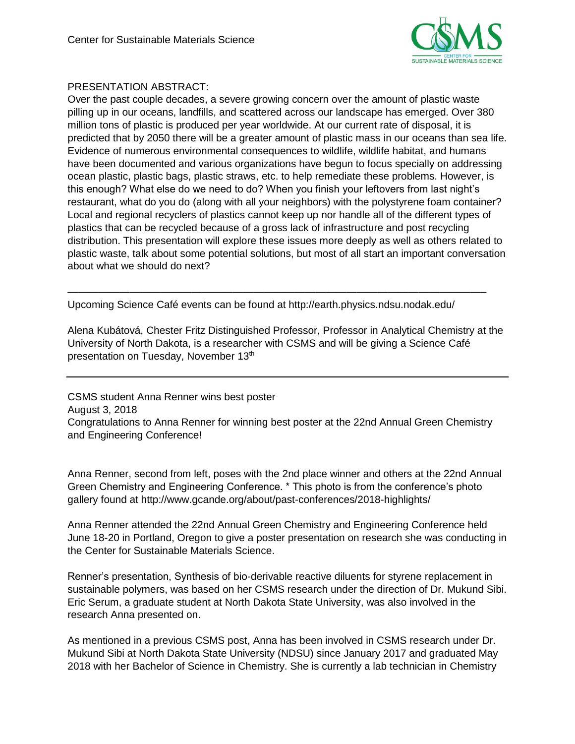PRESENTATION ABSTRACT:
Over the past couple decades, a severe growing concern over the amount of plastic waste pilling up in our oceans, landfills, and scattered across our landscape has emerged. Over 380 million tons of plastic is produced per year worldwide. At our current rate of disposal, it is predicted that by 2050 there will be a greater amount of plastic mass in our oceans than sea life. Evidence of numerous environmental consequences to wildlife, wildlife habitat, and humans have been documented and various organizations have begun to focus specially on addressing ocean plastic, plastic bags, plastic straws, etc. to help remediate these problems. However, is this enough? What else do we need to do? When you finish your leftovers from last night's restaurant, what do you do (along with all your neighbors) with the polystyrene foam container? Local and regional recyclers of plastics cannot keep up nor handle all of the different types of plastics that can be recycled because of a gross lack of infrastructure and post recycling distribution. This presentation will explore these issues more deeply as well as others related to plastic waste, talk about some potential solutions, but most of all start an important conversation about what we should do next?

---

Upcoming Science Café events can be found at http://earth.physics.ndsu.nodak.edu/

Alena Kubátová, Chester Fritz Distinguished Professor, Professor in Analytical Chemistry at the University of North Dakota, is a researcher with CSMS and will be giving a Science Café presentation on Tuesday, November 13th

---

CSMS student Anna Renner wins best poster
August 3, 2018
Congratulations to Anna Renner for winning best poster at the 22nd Annual Green Chemistry and Engineering Conference!

Anna Renner, second from left, poses with the 2nd place winner and others at the 22nd Annual Green Chemistry and Engineering Conference. * This photo is from the conference's photo gallery found at http://www.gcande.org/about/past-conferences/2018-highlights/

Anna Renner attended the 22nd Annual Green Chemistry and Engineering Conference held June 18-20 in Portland, Oregon to give a poster presentation on research she was conducting in the Center for Sustainable Materials Science.

Renner's presentation, Synthesis of bio-derivable reactive diluents for styrene replacement in sustainable polymers, was based on her CSMS research under the direction of Dr. Mukund Sibi. Eric Serum, a graduate student at North Dakota State University, was also involved in the research Anna presented on.

As mentioned in a previous CSMS post, Anna has been involved in CSMS research under Dr. Mukund Sibi at North Dakota State University (NDSU) since January 2017 and graduated May 2018 with her Bachelor of Science in Chemistry. She is currently a lab technician in Chemistry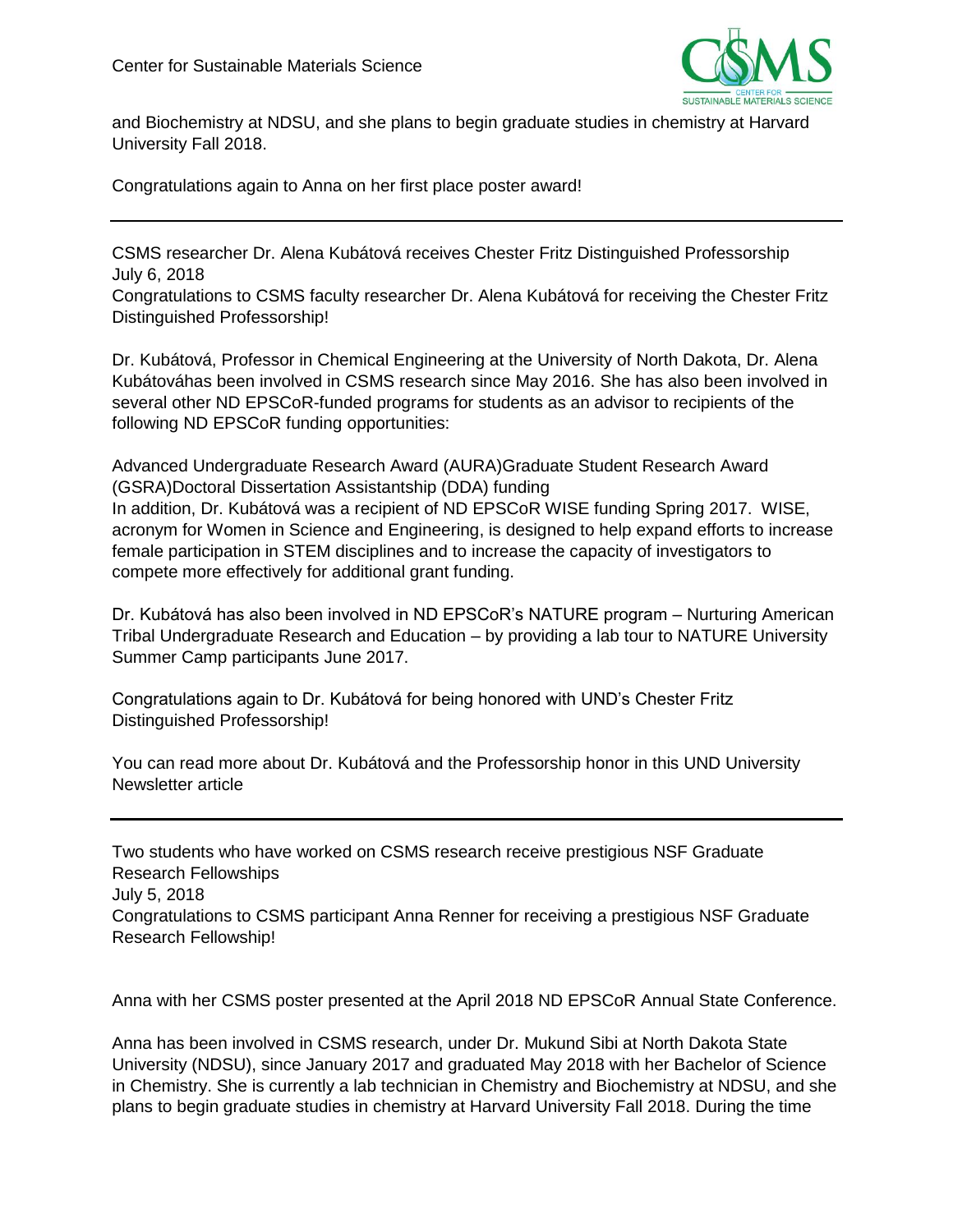and Biochemistry at NDSU, and she plans to begin graduate studies in chemistry at Harvard University Fall 2018.

Congratulations again to Anna on her first place poster award!

---

CSMS researcher Dr. Alena Kubátová receives Chester Fritz Distinguished Professorship
July 6, 2018
Congratulations to CSMS faculty researcher Dr. Alena Kubátová for receiving the Chester Fritz Distinguished Professorship!

Dr. Kubátová, Professor in Chemical Engineering at the University of North Dakota, Dr. Alena Kubátováhas been involved in CSMS research since May 2016. She has also been involved in several other ND EPSCoR-funded programs for students as an advisor to recipients of the following ND EPSCoR funding opportunities:

Advanced Undergraduate Research Award (AURA)Graduate Student Research Award (GSRA)Doctoral Dissertation Assistantship (DDA) funding
In addition, Dr. Kubátová was a recipient of ND EPSCoR WISE funding Spring 2017. WISE, acronym for Women in Science and Engineering, is designed to help expand efforts to increase female participation in STEM disciplines and to increase the capacity of investigators to compete more effectively for additional grant funding.

Dr. Kubátová has also been involved in ND EPSCoR's NATURE program – Nurturing American Tribal Undergraduate Research and Education – by providing a lab tour to NATURE University Summer Camp participants June 2017.

Congratulations again to Dr. Kubátová for being honored with UND's Chester Fritz Distinguished Professorship!

You can read more about Dr. Kubátová and the Professorship honor in this UND University Newsletter article

---

Two students who have worked on CSMS research receive prestigious NSF Graduate Research Fellowships
July 5, 2018
Congratulations to CSMS participant Anna Renner for receiving a prestigious NSF Graduate Research Fellowship!

Anna with her CSMS poster presented at the April 2018 ND EPSCoR Annual State Conference.

Anna has been involved in CSMS research, under Dr. Mukund Sibi at North Dakota State University (NDSU), since January 2017 and graduated May 2018 with her Bachelor of Science in Chemistry. She is currently a lab technician in Chemistry and Biochemistry at NDSU, and she plans to begin graduate studies in chemistry at Harvard University Fall 2018. During the time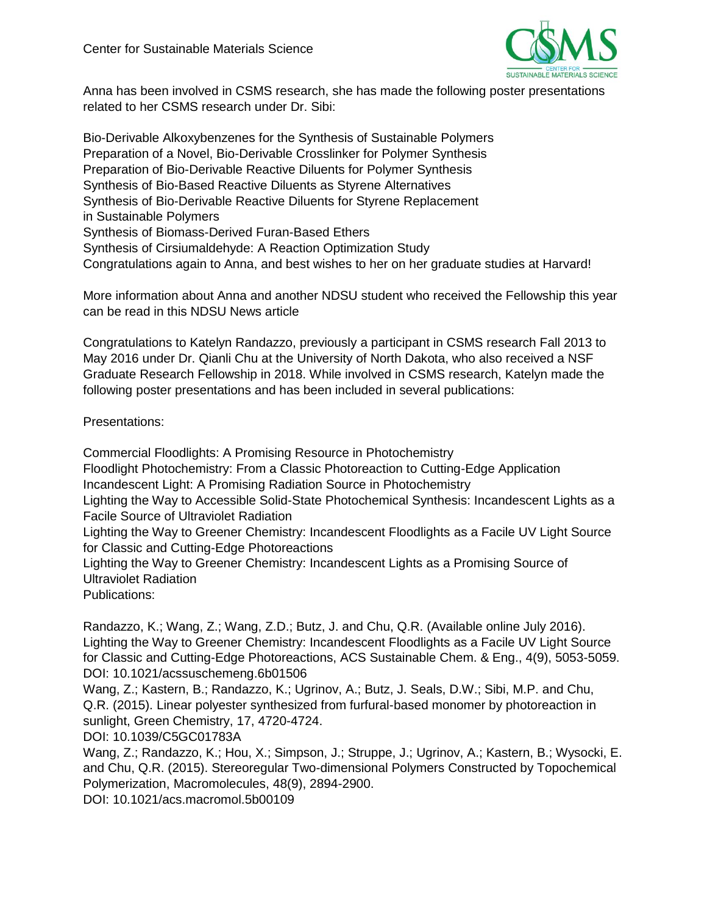Anna has been involved in CSMS research, she has made the following poster presentations related to her CSMS research under Dr. Sibi:

Bio-Derivable Alkoxybenzenes for the Synthesis of Sustainable Polymers
Preparation of a Novel, Bio-Derivable Crosslinker for Polymer Synthesis
Preparation of Bio-Derivable Reactive Diluents for Polymer Synthesis
Synthesis of Bio-Based Reactive Diluents as Styrene Alternatives
Synthesis of Bio-Derivable Reactive Diluents for Styrene Replacement in Sustainable Polymers
Synthesis of Biomass-Derived Furan-Based Ethers
Synthesis of Cirsiumaldehyde: A Reaction Optimization Study
Congratulations again to Anna, and best wishes to her on her graduate studies at Harvard!

More information about Anna and another NDSU student who received the Fellowship this year can be read in this NDSU News article

Congratulations to Katelyn Randazzo, previously a participant in CSMS research Fall 2013 to May 2016 under Dr. Qianli Chu at the University of North Dakota, who also received a NSF Graduate Research Fellowship in 2018. While involved in CSMS research, Katelyn made the following poster presentations and has been included in several publications:

Presentations:

Commercial Floodlights: A Promising Resource in Photochemistry
Floodlight Photochemistry: From a Classic Photoreaction to Cutting-Edge Application
Incandescent Light: A Promising Radiation Source in Photochemistry
Lighting the Way to Accessible Solid-State Photochemical Synthesis: Incandescent Lights as a Facile Source of Ultraviolet Radiation
Lighting the Way to Greener Chemistry: Incandescent Floodlights as a Facile UV Light Source for Classic and Cutting-Edge Photoreactions
Lighting the Way to Greener Chemistry: Incandescent Lights as a Promising Source of Ultraviolet Radiation
Publications:

Randazzo, K.; Wang, Z.; Wang, Z.D.; Butz, J. and Chu, Q.R. (Available online July 2016). Lighting the Way to Greener Chemistry: Incandescent Floodlights as a Facile UV Light Source for Classic and Cutting-Edge Photoreactions, ACS Sustainable Chem. & Eng., 4(9), 5053-5059.
DOI: 10.1021/acssuschemeng.6b01506
Wang, Z.; Kastern, B.; Randazzo, K.; Ugrinov, A.; Butz, J. Seals, D.W.; Sibi, M.P. and Chu, Q.R. (2015). Linear polyester synthesized from furfural-based monomer by photoreaction in sunlight, Green Chemistry, 17, 4720-4724.
DOI: 10.1039/C5GC01783A
Wang, Z.; Randazzo, K.; Hou, X.; Simpson, J.; Struppe, J.; Ugrinov, A.; Kastern, B.; Wysocki, E. and Chu, Q.R. (2015). Stereoregular Two-dimensional Polymers Constructed by Topochemical Polymerization, Macromolecules, 48(9), 2894-2900.
DOI: 10.1021/acs.macromol.5b00109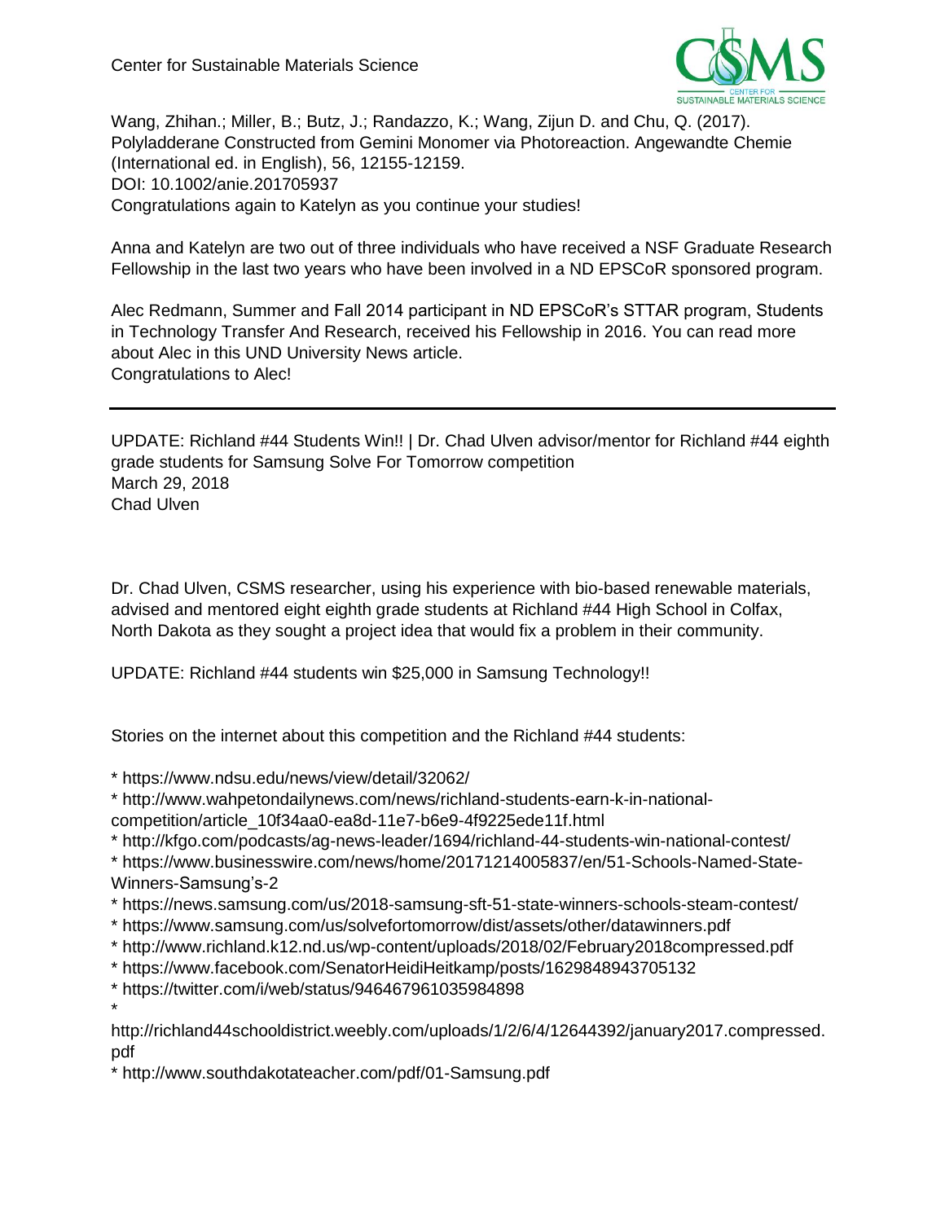Wang, Zhihan.; Miller, B.; Butz, J.; Randazzo, K.; Wang, Zijun D. and Chu, Q. (2017). Polyladderane Constructed from Gemini Monomer via Photoreaction. Angewandte Chemie (International ed. in English), 56, 12155-12159.
DOI: 10.1002/anie.201705937
Congratulations again to Katelyn as you continue your studies!

Anna and Katelyn are two out of three individuals who have received a NSF Graduate Research Fellowship in the last two years who have been involved in a ND EPSCoR sponsored program.

Alec Redmann, Summer and Fall 2014 participant in ND EPSCoR's STTAR program, Students in Technology Transfer And Research, received his Fellowship in 2016. You can read more about Alec in this UND University News article.
Congratulations to Alec!

---

UPDATE: Richland #44 Students Win!! | Dr. Chad Ulven advisor/mentor for Richland #44 eighth grade students for Samsung Solve For Tomorrow competition
March 29, 2018
Chad Ulven

Dr. Chad Ulven, CSMS researcher, using his experience with bio-based renewable materials, advised and mentored eight eighth grade students at Richland #44 High School in Colfax, North Dakota as they sought a project idea that would fix a problem in their community.

UPDATE: Richland #44 students win $25,000 in Samsung Technology!!

Stories on the internet about this competition and the Richland #44 students:

* https://www.ndsu.edu/news/view/detail/32062/
* http://www.wahpetondailynews.com/news/richland-students-earn-k-in-national-competition/article_10f34aa0-ea8d-11e7-b6e9-4f9225ede11f.html
* http://kfgo.com/podcasts/ag-news-leader/1694/richland-44-students-win-national-contest/
* https://www.businesswire.com/news/home/20171214005837/en/51-Schools-Named-State-Winners-Samsung's-2
* https://news.samsung.com/us/2018-samsung-sft-51-state-winners-schools-steam-contest/
* https://www.samsung.com/us/solvefortomorrow/dist/assets/other/datawinners.pdf
* http://www.richland.k12.nd.us/wp-content/uploads/2018/02/February2018compressed.pdf
* https://www.facebook.com/SenatorHeidiHeitkamp/posts/1629848943705132
* https://twitter.com/i/web/status/946467961035984898
* http://richland44schooldistrict.weebly.com/uploads/1/2/6/4/12644392/january2017.compressed.pdf
* http://www.southdakotateacher.com/pdf/01-Samsung.pdf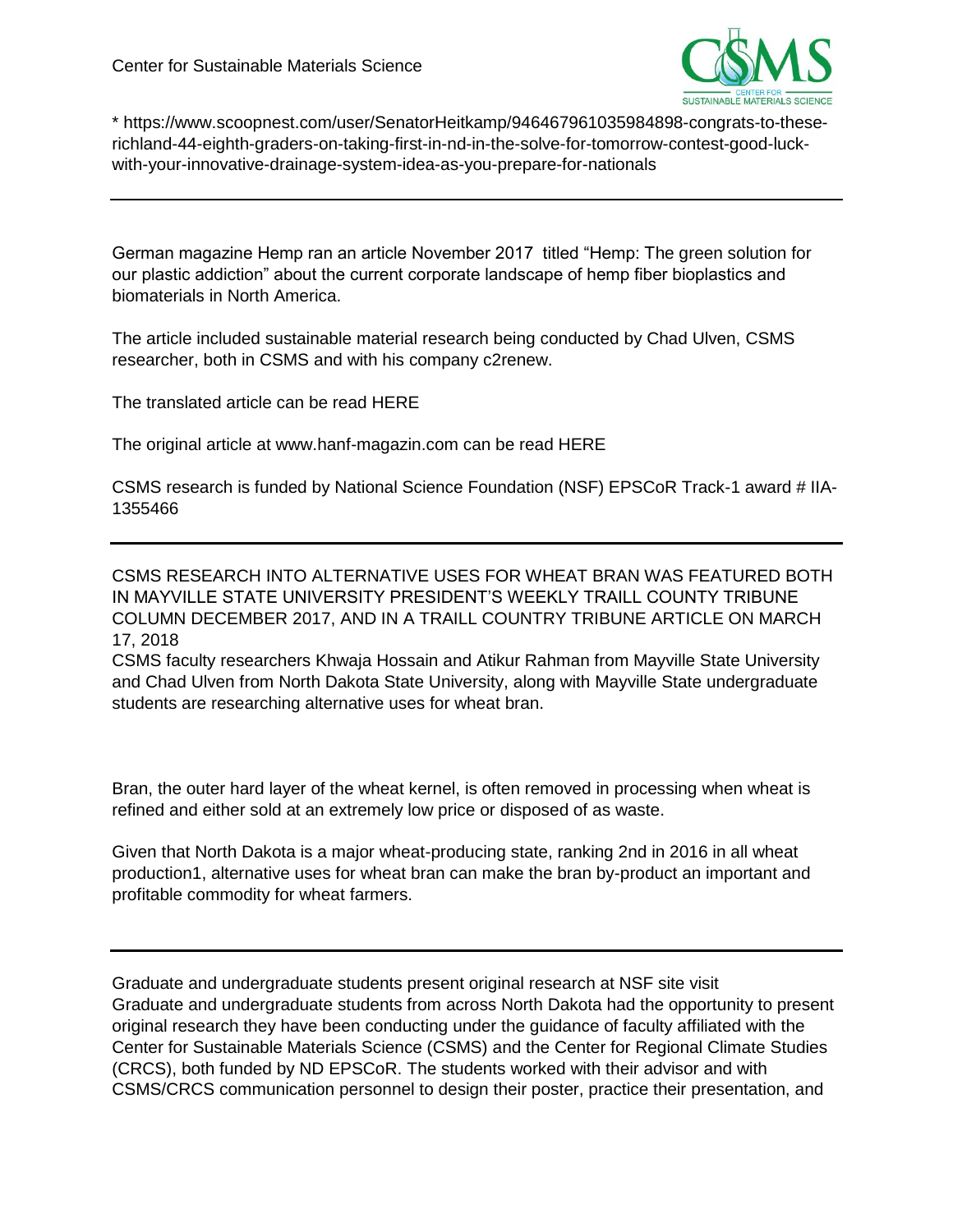* https://www.scoopnest.com/user/SenatorHeitkamp/946467961035984898-congrats-to-these-richland-44-eighth-graders-on-taking-first-in-nd-in-the-solve-for-tomorrow-contest-good-luck-with-your-innovative-drainage-system-idea-as-you-prepare-for-nationals

---

German magazine Hemp ran an article November 2017 titled "Hemp: The green solution for our plastic addiction" about the current corporate landscape of hemp fiber bioplastics and biomaterials in North America.

The article included sustainable material research being conducted by Chad Ulven, CSMS researcher, both in CSMS and with his company c2renew.

The translated article can be read HERE

The original article at www.hanf-magazin.com can be read HERE

CSMS research is funded by National Science Foundation (NSF) EPSCoR Track-1 award # IIA-1355466

---

CSMS RESEARCH INTO ALTERNATIVE USES FOR WHEAT BRAN WAS FEATURED BOTH IN MAYVILLE STATE UNIVERSITY PRESIDENT'S WEEKLY TRAILL COUNTY TRIBUNE COLUMN DECEMBER 2017, AND IN A TRAILL COUNTRY TRIBUNE ARTICLE ON MARCH 17, 2018

CSMS faculty researchers Khwaja Hossain and Atikur Rahman from Mayville State University and Chad Ulven from North Dakota State University, along with Mayville State undergraduate students are researching alternative uses for wheat bran.

Bran, the outer hard layer of the wheat kernel, is often removed in processing when wheat is refined and either sold at an extremely low price or disposed of as waste.

Given that North Dakota is a major wheat-producing state, ranking 2nd in 2016 in all wheat production[1], alternative uses for wheat bran can make the bran by-product an important and profitable commodity for wheat farmers.

---

Graduate and undergraduate students present original research at NSF site visit

Graduate and undergraduate students from across North Dakota had the opportunity to present original research they have been conducting under the guidance of faculty affiliated with the Center for Sustainable Materials Science (CSMS) and the Center for Regional Climate Studies (CRCS), both funded by ND EPSCoR. The students worked with their advisor and with CSMS/CRCS communication personnel to design their poster, practice their presentation, and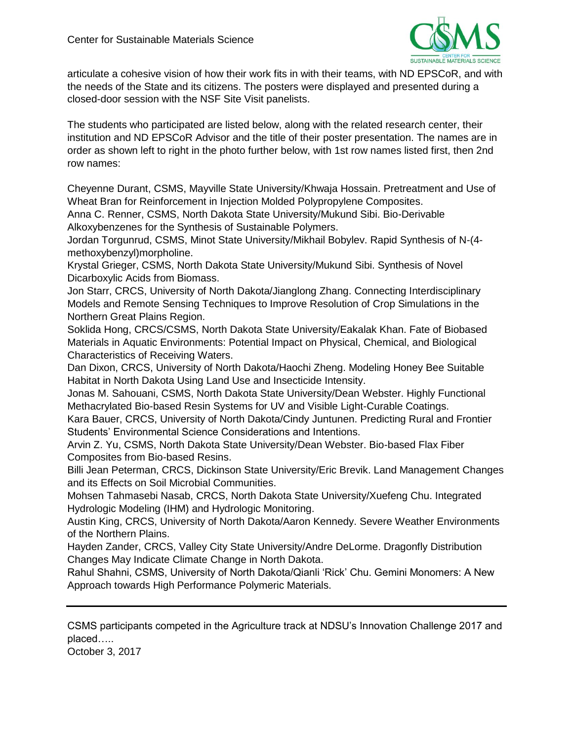articulate a cohesive vision of how their work fits in with their teams, with ND EPSCoR, and with the needs of the State and its citizens. The posters were displayed and presented during a closed-door session with the NSF Site Visit panelists.

The students who participated are listed below, along with the related research center, their institution and ND EPSCoR Advisor and the title of their poster presentation. The names are in order as shown left to right in the photo further below, with 1st row names listed first, then 2nd row names:

Cheyenne Durant, CSMS, Mayville State University/Khwaja Hossain. Pretreatment and Use of Wheat Bran for Reinforcement in Injection Molded Polypropylene Composites.
Anna C. Renner, CSMS, North Dakota State University/Mukund Sibi. Bio-Derivable Alkoxybenzenes for the Synthesis of Sustainable Polymers.
Jordan Torgunrud, CSMS, Minot State University/Mikhail Bobylev. Rapid Synthesis of N-(4-methoxybenzyl)morpholine.
Krystal Grieger, CSMS, North Dakota State University/Mukund Sibi. Synthesis of Novel Dicarboxylic Acids from Biomass.
Jon Starr, CRCS, University of North Dakota/Jianglong Zhang. Connecting Interdisciplinary Models and Remote Sensing Techniques to Improve Resolution of Crop Simulations in the Northern Great Plains Region.
Soklida Hong, CRCS/CSMS, North Dakota State University/Eakalak Khan. Fate of Biobased Materials in Aquatic Environments: Potential Impact on Physical, Chemical, and Biological Characteristics of Receiving Waters.
Dan Dixon, CRCS, University of North Dakota/Haochi Zheng. Modeling Honey Bee Suitable Habitat in North Dakota Using Land Use and Insecticide Intensity.
Jonas M. Sahouani, CSMS, North Dakota State University/Dean Webster. Highly Functional Methacrylated Bio-based Resin Systems for UV and Visible Light-Curable Coatings.
Kara Bauer, CRCS, University of North Dakota/Cindy Juntunen. Predicting Rural and Frontier Students' Environmental Science Considerations and Intentions.
Arvin Z. Yu, CSMS, North Dakota State University/Dean Webster. Bio-based Flax Fiber Composites from Bio-based Resins.
Billi Jean Peterman, CRCS, Dickinson State University/Eric Brevik. Land Management Changes and its Effects on Soil Microbial Communities.
Mohsen Tahmasebi Nasab, CRCS, North Dakota State University/Xuefeng Chu. Integrated Hydrologic Modeling (IHM) and Hydrologic Monitoring.
Austin King, CRCS, University of North Dakota/Aaron Kennedy. Severe Weather Environments of the Northern Plains.
Hayden Zander, CRCS, Valley City State University/Andre DeLorme. Dragonfly Distribution Changes May Indicate Climate Change in North Dakota.
Rahul Shahni, CSMS, University of North Dakota/Qianli 'Rick' Chu. Gemini Monomers: A New Approach towards High Performance Polymeric Materials.

---

CSMS participants competed in the Agriculture track at NDSU's Innovation Challenge 2017 and placed…..
October 3, 2017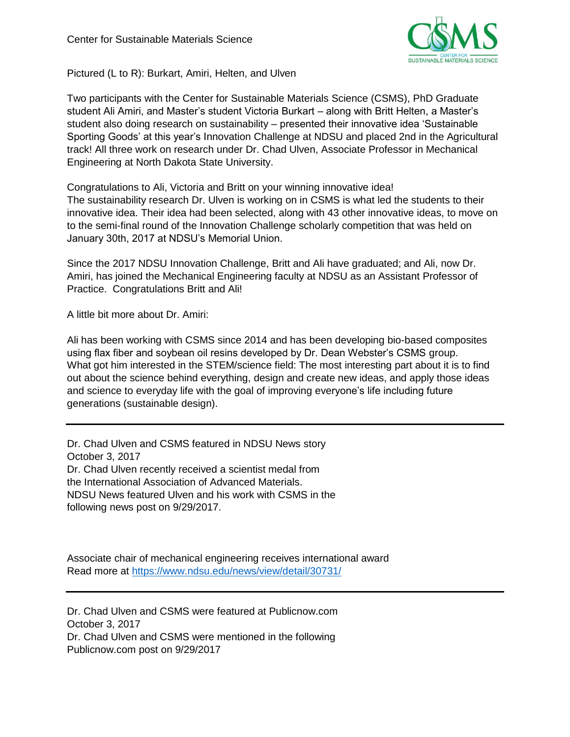Pictured (L to R): Burkart, Amiri, Helten, and Ulven

Two participants with the Center for Sustainable Materials Science (CSMS), PhD Graduate student Ali Amiri, and Master's student Victoria Burkart – along with Britt Helten, a Master's student also doing research on sustainability – presented their innovative idea 'Sustainable Sporting Goods' at this year's Innovation Challenge at NDSU and placed 2nd in the Agricultural track! All three work on research under Dr. Chad Ulven, Associate Professor in Mechanical Engineering at North Dakota State University.

Congratulations to Ali, Victoria and Britt on your winning innovative idea!
The sustainability research Dr. Ulven is working on in CSMS is what led the students to their innovative idea. Their idea had been selected, along with 43 other innovative ideas, to move on to the semi-final round of the Innovation Challenge scholarly competition that was held on January 30th, 2017 at NDSU's Memorial Union.

Since the 2017 NDSU Innovation Challenge, Britt and Ali have graduated; and Ali, now Dr. Amiri, has joined the Mechanical Engineering faculty at NDSU as an Assistant Professor of Practice. Congratulations Britt and Ali!

A little bit more about Dr. Amiri:

Ali has been working with CSMS since 2014 and has been developing bio-based composites using flax fiber and soybean oil resins developed by Dr. Dean Webster's CSMS group.
What got him interested in the STEM/science field: The most interesting part about it is to find out about the science behind everything, design and create new ideas, and apply those ideas and science to everyday life with the goal of improving everyone's life including future generations (sustainable design).

---

Dr. Chad Ulven and CSMS featured in NDSU News story
October 3, 2017
Dr. Chad Ulven recently received a scientist medal from the International Association of Advanced Materials.
NDSU News featured Ulven and his work with CSMS in the following news post on 9/29/2017.

Associate chair of mechanical engineering receives international award
Read more at https://www.ndsu.edu/news/view/detail/30731/

---

Dr. Chad Ulven and CSMS were featured at Publicnow.com
October 3, 2017
Dr. Chad Ulven and CSMS were mentioned in the following Publicnow.com post on 9/29/2017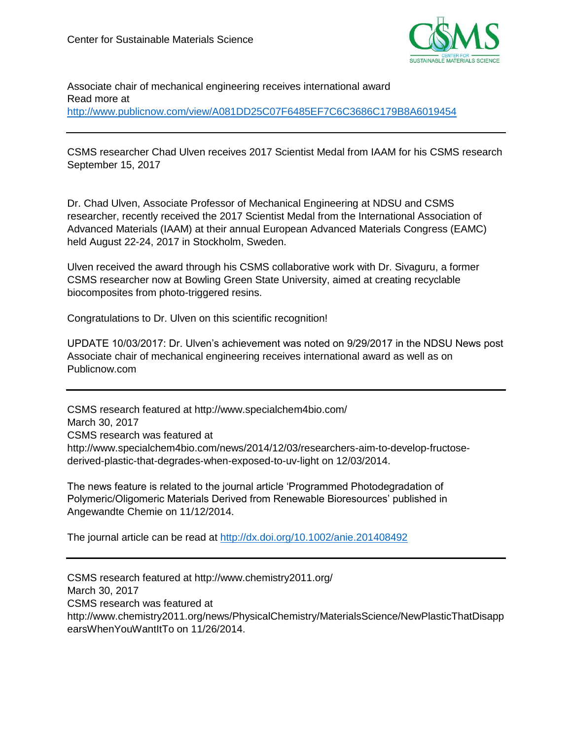Associate chair of mechanical engineering receives international award
Read more at
http://www.publicnow.com/view/A081DD25C07F6485EF7C6C3686C179B8A6019454

---

CSMS researcher Chad Ulven receives 2017 Scientist Medal from IAAM for his CSMS research
September 15, 2017

Dr. Chad Ulven, Associate Professor of Mechanical Engineering at NDSU and CSMS researcher, recently received the 2017 Scientist Medal from the International Association of Advanced Materials (IAAM) at their annual European Advanced Materials Congress (EAMC) held August 22-24, 2017 in Stockholm, Sweden.

Ulven received the award through his CSMS collaborative work with Dr. Sivaguru, a former CSMS researcher now at Bowling Green State University, aimed at creating recyclable biocomposites from photo-triggered resins.

Congratulations to Dr. Ulven on this scientific recognition!

UPDATE 10/03/2017: Dr. Ulven's achievement was noted on 9/29/2017 in the NDSU News post Associate chair of mechanical engineering receives international award as well as on Publicnow.com

---

CSMS research featured at http://www.specialchem4bio.com/
March 30, 2017
CSMS research was featured at
http://www.specialchem4bio.com/news/2014/12/03/researchers-aim-to-develop-fructose-derived-plastic-that-degrades-when-exposed-to-uv-light on 12/03/2014.

The news feature is related to the journal article 'Programmed Photodegradation of Polymeric/Oligomeric Materials Derived from Renewable Bioresources' published in Angewandte Chemie on 11/12/2014.

The journal article can be read at http://dx.doi.org/10.1002/anie.201408492

---

CSMS research featured at http://www.chemistry2011.org/
March 30, 2017
CSMS research was featured at
http://www.chemistry2011.org/news/PhysicalChemistry/MaterialsScience/NewPlasticThatDisappearsWhenYouWantItTo on 11/26/2014.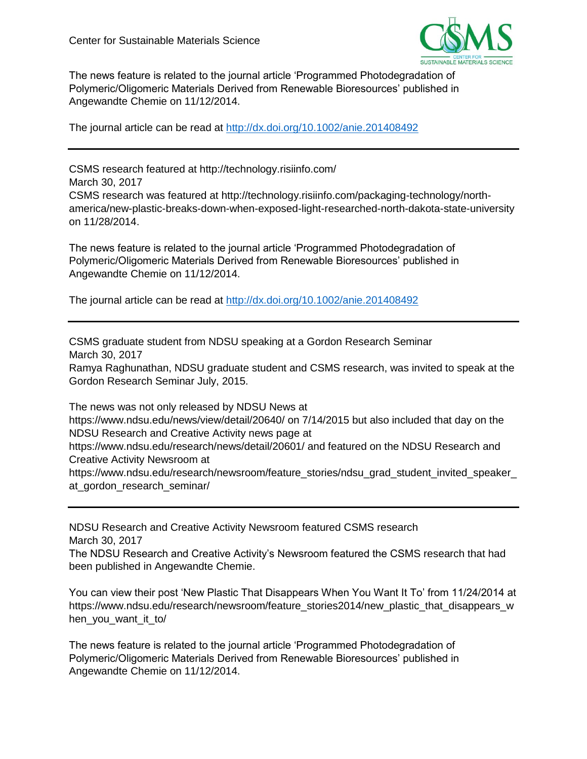The news feature is related to the journal article 'Programmed Photodegradation of Polymeric/Oligomeric Materials Derived from Renewable Bioresources' published in Angewandte Chemie on 11/12/2014.

The journal article can be read at http://dx.doi.org/10.1002/anie.201408492

---

CSMS research featured at http://technology.risiinfo.com/
March 30, 2017
CSMS research was featured at http://technology.risiinfo.com/packaging-technology/north-america/new-plastic-breaks-down-when-exposed-light-researched-north-dakota-state-university on 11/28/2014.

The news feature is related to the journal article 'Programmed Photodegradation of Polymeric/Oligomeric Materials Derived from Renewable Bioresources' published in Angewandte Chemie on 11/12/2014.

The journal article can be read at http://dx.doi.org/10.1002/anie.201408492

---

CSMS graduate student from NDSU speaking at a Gordon Research Seminar
March 30, 2017
Ramya Raghunathan, NDSU graduate student and CSMS research, was invited to speak at the Gordon Research Seminar July, 2015.

The news was not only released by NDSU News at https://www.ndsu.edu/news/view/detail/20640/ on 7/14/2015 but also included that day on the NDSU Research and Creative Activity news page at https://www.ndsu.edu/research/news/detail/20601/ and featured on the NDSU Research and Creative Activity Newsroom at https://www.ndsu.edu/research/newsroom/feature_stories/ndsu_grad_student_invited_speaker_at_gordon_research_seminar/

---

NDSU Research and Creative Activity Newsroom featured CSMS research
March 30, 2017
The NDSU Research and Creative Activity's Newsroom featured the CSMS research that had been published in Angewandte Chemie.

You can view their post 'New Plastic That Disappears When You Want It To' from 11/24/2014 at https://www.ndsu.edu/research/newsroom/feature_stories2014/new_plastic_that_disappears_when_you_want_it_to/

The news feature is related to the journal article 'Programmed Photodegradation of Polymeric/Oligomeric Materials Derived from Renewable Bioresources' published in Angewandte Chemie on 11/12/2014.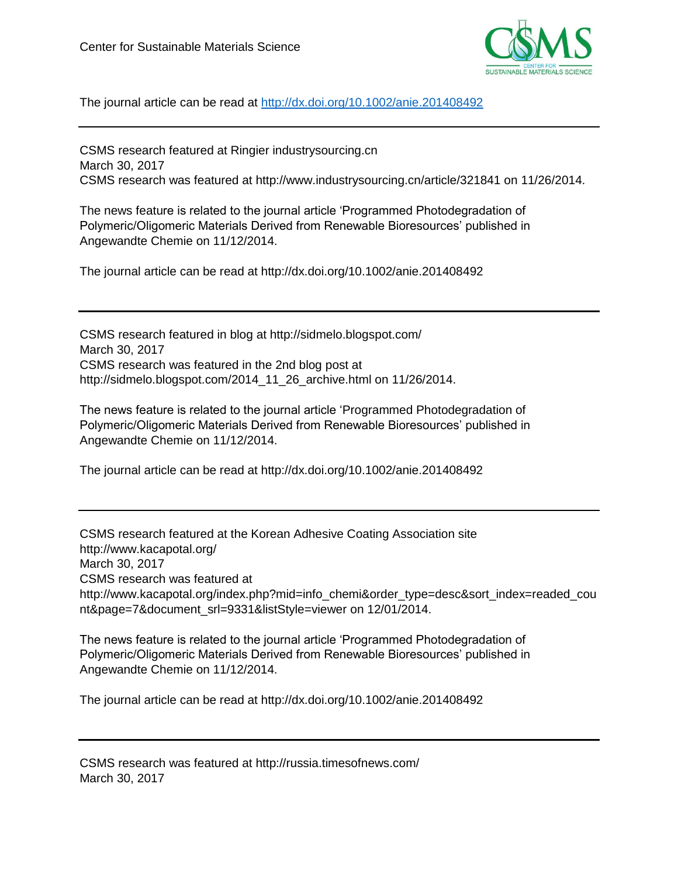The journal article can be read at http://dx.doi.org/10.1002/anie.201408492

---

CSMS research featured at Ringier industrysourcing.cn
March 30, 2017
CSMS research was featured at http://www.industrysourcing.cn/article/321841 on 11/26/2014.

The news feature is related to the journal article 'Programmed Photodegradation of Polymeric/Oligomeric Materials Derived from Renewable Bioresources' published in Angewandte Chemie on 11/12/2014.

The journal article can be read at http://dx.doi.org/10.1002/anie.201408492

---

CSMS research featured in blog at http://sidmelo.blogspot.com/
March 30, 2017
CSMS research was featured in the 2nd blog post at http://sidmelo.blogspot.com/2014_11_26_archive.html on 11/26/2014.

The news feature is related to the journal article 'Programmed Photodegradation of Polymeric/Oligomeric Materials Derived from Renewable Bioresources' published in Angewandte Chemie on 11/12/2014.

The journal article can be read at http://dx.doi.org/10.1002/anie.201408492

---

CSMS research featured at the Korean Adhesive Coating Association site http://www.kacapotal.org/
March 30, 2017
CSMS research was featured at http://www.kacapotal.org/index.php?mid=info_chemi&order_type=desc&sort_index=readed_count&page=7&document_srl=9331&listStyle=viewer on 12/01/2014.

The news feature is related to the journal article 'Programmed Photodegradation of Polymeric/Oligomeric Materials Derived from Renewable Bioresources' published in Angewandte Chemie on 11/12/2014.

The journal article can be read at http://dx.doi.org/10.1002/anie.201408492

---

CSMS research was featured at http://russia.timesofnews.com/
March 30, 2017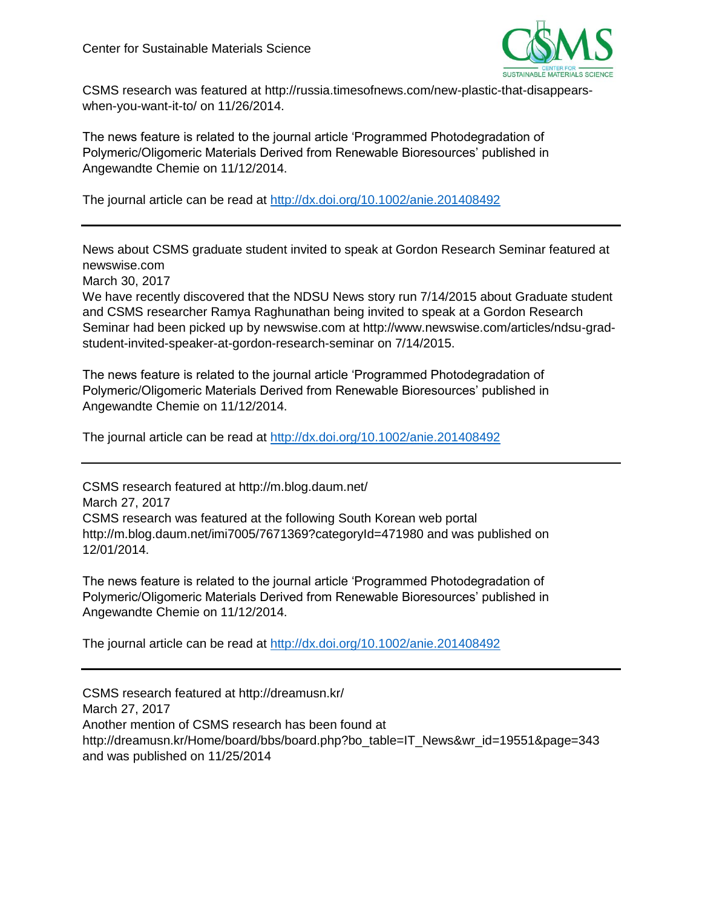CSMS research was featured at http://russia.timesofnews.com/new-plastic-that-disappears-when-you-want-it-to/ on 11/26/2014.

The news feature is related to the journal article 'Programmed Photodegradation of Polymeric/Oligomeric Materials Derived from Renewable Bioresources' published in Angewandte Chemie on 11/12/2014.

The journal article can be read at http://dx.doi.org/10.1002/anie.201408492

---

News about CSMS graduate student invited to speak at Gordon Research Seminar featured at newswise.com
March 30, 2017
We have recently discovered that the NDSU News story run 7/14/2015 about Graduate student and CSMS researcher Ramya Raghunathan being invited to speak at a Gordon Research Seminar had been picked up by newswise.com at http://www.newswise.com/articles/ndsu-grad-student-invited-speaker-at-gordon-research-seminar on 7/14/2015.

The news feature is related to the journal article 'Programmed Photodegradation of Polymeric/Oligomeric Materials Derived from Renewable Bioresources' published in Angewandte Chemie on 11/12/2014.

The journal article can be read at http://dx.doi.org/10.1002/anie.201408492

---

CSMS research featured at http://m.blog.daum.net/
March 27, 2017
CSMS research was featured at the following South Korean web portal http://m.blog.daum.net/imi7005/7671369?categoryId=471980 and was published on 12/01/2014.

The news feature is related to the journal article 'Programmed Photodegradation of Polymeric/Oligomeric Materials Derived from Renewable Bioresources' published in Angewandte Chemie on 11/12/2014.

The journal article can be read at http://dx.doi.org/10.1002/anie.201408492

---

CSMS research featured at http://dreamusn.kr/
March 27, 2017
Another mention of CSMS research has been found at http://dreamusn.kr/Home/board/bbs/board.php?bo_table=IT_News&wr_id=19551&page=343 and was published on 11/25/2014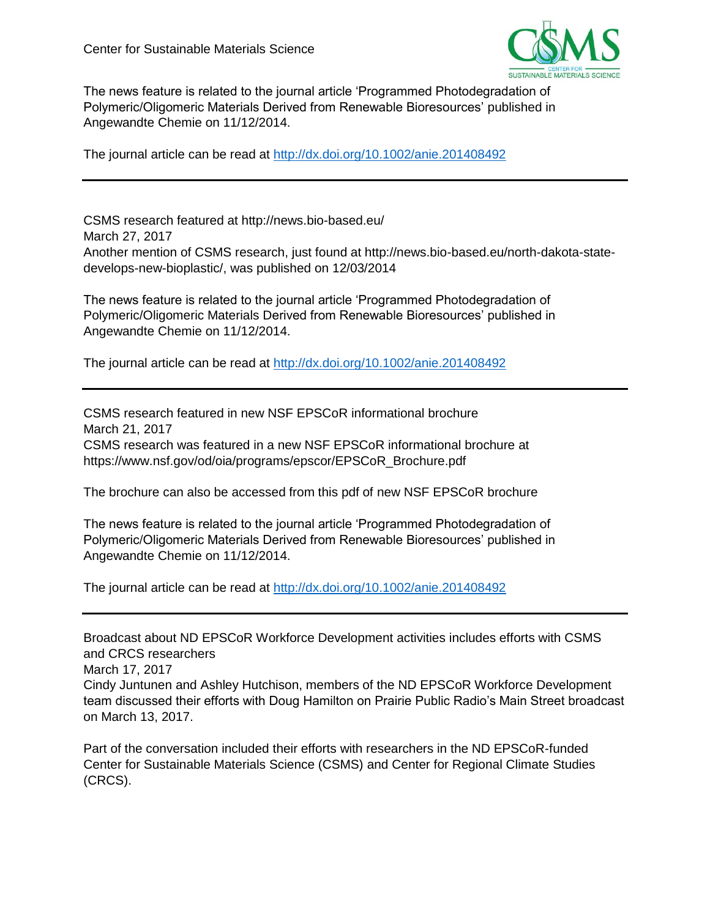The news feature is related to the journal article 'Programmed Photodegradation of Polymeric/Oligomeric Materials Derived from Renewable Bioresources' published in Angewandte Chemie on 11/12/2014.

The journal article can be read at [http://dx.doi.org/10.1002/anie.201408492](http://dx.doi.org/10.1002/anie.201408492)

---

CSMS research featured at http://news.bio-based.eu/
March 27, 2017
Another mention of CSMS research, just found at http://news.bio-based.eu/north-dakota-state-develops-new-bioplastic/, was published on 12/03/2014

The news feature is related to the journal article 'Programmed Photodegradation of Polymeric/Oligomeric Materials Derived from Renewable Bioresources' published in Angewandte Chemie on 11/12/2014.

The journal article can be read at [http://dx.doi.org/10.1002/anie.201408492](http://dx.doi.org/10.1002/anie.201408492)

---

CSMS research featured in new NSF EPSCoR informational brochure
March 21, 2017
CSMS research was featured in a new NSF EPSCoR informational brochure at https://www.nsf.gov/od/oia/programs/epscor/EPSCoR_Brochure.pdf

The brochure can also be accessed from this pdf of new NSF EPSCoR brochure

The news feature is related to the journal article 'Programmed Photodegradation of Polymeric/Oligomeric Materials Derived from Renewable Bioresources' published in Angewandte Chemie on 11/12/2014.

The journal article can be read at [http://dx.doi.org/10.1002/anie.201408492](http://dx.doi.org/10.1002/anie.201408492)

---

Broadcast about ND EPSCoR Workforce Development activities includes efforts with CSMS and CRCS researchers
March 17, 2017
Cindy Juntunen and Ashley Hutchison, members of the ND EPSCoR Workforce Development team discussed their efforts with Doug Hamilton on Prairie Public Radio's Main Street broadcast on March 13, 2017.

Part of the conversation included their efforts with researchers in the ND EPSCoR-funded Center for Sustainable Materials Science (CSMS) and Center for Regional Climate Studies (CRCS).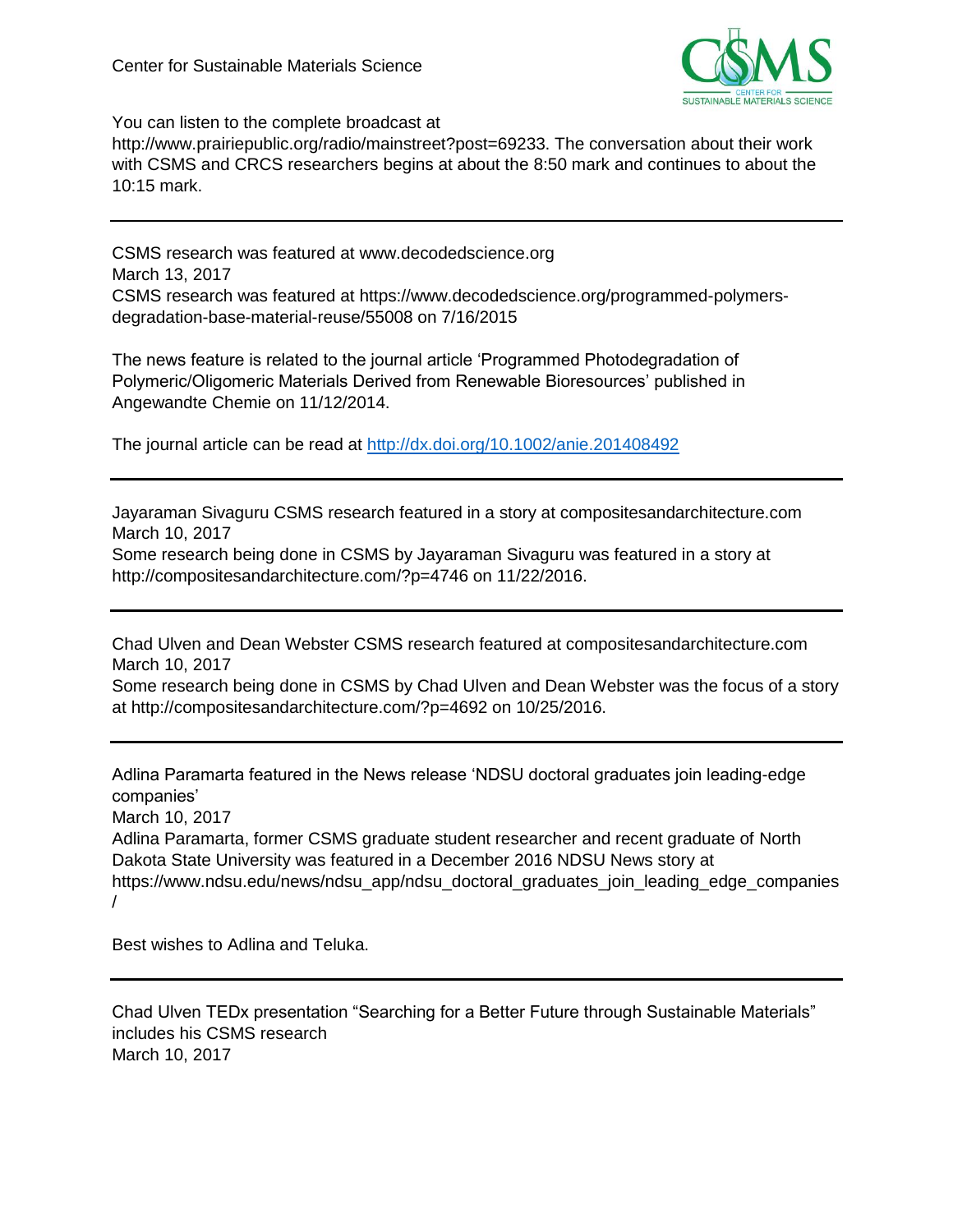You can listen to the complete broadcast at http://www.prairiepublic.org/radio/mainstreet?post=69233. The conversation about their work with CSMS and CRCS researchers begins at about the 8:50 mark and continues to about the 10:15 mark.

---

CSMS research was featured at www.decodedscience.org

March 13, 2017

CSMS research was featured at https://www.decodedscience.org/programmed-polymers-degradation-base-material-reuse/55008 on 7/16/2015

The news feature is related to the journal article 'Programmed Photodegradation of Polymeric/Oligomeric Materials Derived from Renewable Bioresources' published in Angewandte Chemie on 11/12/2014.

The journal article can be read at [http://dx.doi.org/10.1002/anie.201408492](http://dx.doi.org/10.1002/anie.201408492)

---

Jayaraman Sivaguru CSMS research featured in a story at compositesandarchitecture.com

March 10, 2017

Some research being done in CSMS by Jayaraman Sivaguru was featured in a story at http://compositesandarchitecture.com/?p=4746 on 11/22/2016.

---

Chad Ulven and Dean Webster CSMS research featured at compositesandarchitecture.com

March 10, 2017

Some research being done in CSMS by Chad Ulven and Dean Webster was the focus of a story at http://compositesandarchitecture.com/?p=4692 on 10/25/2016.

---

Adlina Paramarta featured in the News release 'NDSU doctoral graduates join leading-edge companies'

March 10, 2017

Adlina Paramarta, former CSMS graduate student researcher and recent graduate of North Dakota State University was featured in a December 2016 NDSU News story at https://www.ndsu.edu/news/ndsu_app/ndsu_doctoral_graduates_join_leading_edge_companies/

Best wishes to Adlina and Teluka.

---

Chad Ulven TEDx presentation "Searching for a Better Future through Sustainable Materials" includes his CSMS research

March 10, 2017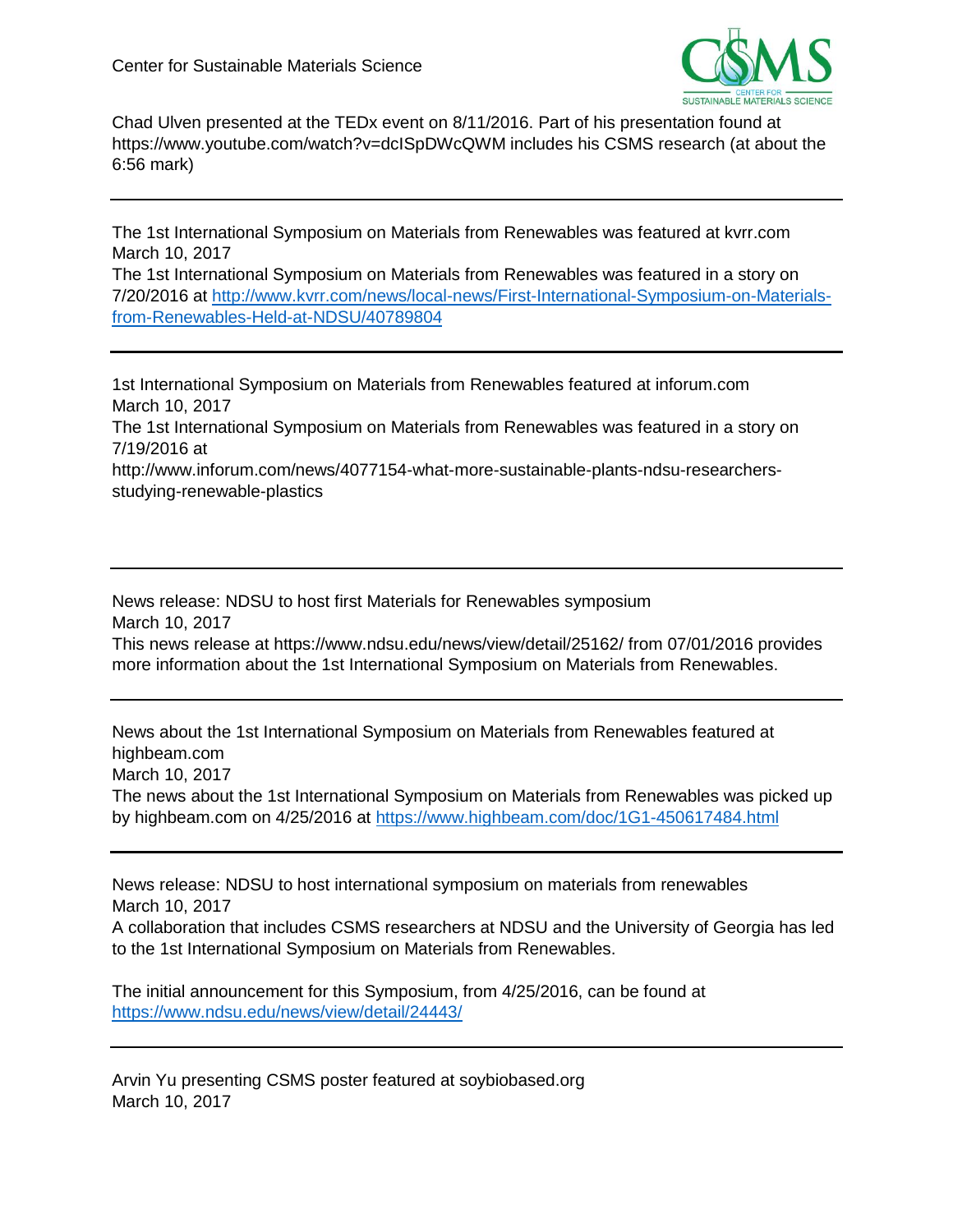Chad Ulven presented at the TEDx event on 8/11/2016. Part of his presentation found at https://www.youtube.com/watch?v=dcISpDWcQWM includes his CSMS research (at about the 6:56 mark)

---

The 1st International Symposium on Materials from Renewables was featured at kvrr.com
March 10, 2017
The 1st International Symposium on Materials from Renewables was featured in a story on 7/20/2016 at http://www.kvrr.com/news/local-news/First-International-Symposium-on-Materials-from-Renewables-Held-at-NDSU/40789804

---

1st International Symposium on Materials from Renewables featured at inforum.com
March 10, 2017
The 1st International Symposium on Materials from Renewables was featured in a story on 7/19/2016 at
http://www.inforum.com/news/4077154-what-more-sustainable-plants-ndsu-researchers-studying-renewable-plastics

---

News release: NDSU to host first Materials for Renewables symposium
March 10, 2017
This news release at https://www.ndsu.edu/news/view/detail/25162/ from 07/01/2016 provides more information about the 1st International Symposium on Materials from Renewables.

---

News about the 1st International Symposium on Materials from Renewables featured at highbeam.com
March 10, 2017
The news about the 1st International Symposium on Materials from Renewables was picked up by highbeam.com on 4/25/2016 at https://www.highbeam.com/doc/1G1-450617484.html

---

News release: NDSU to host international symposium on materials from renewables
March 10, 2017
A collaboration that includes CSMS researchers at NDSU and the University of Georgia has led to the 1st International Symposium on Materials from Renewables.

The initial announcement for this Symposium, from 4/25/2016, can be found at https://www.ndsu.edu/news/view/detail/24443/

---

Arvin Yu presenting CSMS poster featured at soybiobased.org
March 10, 2017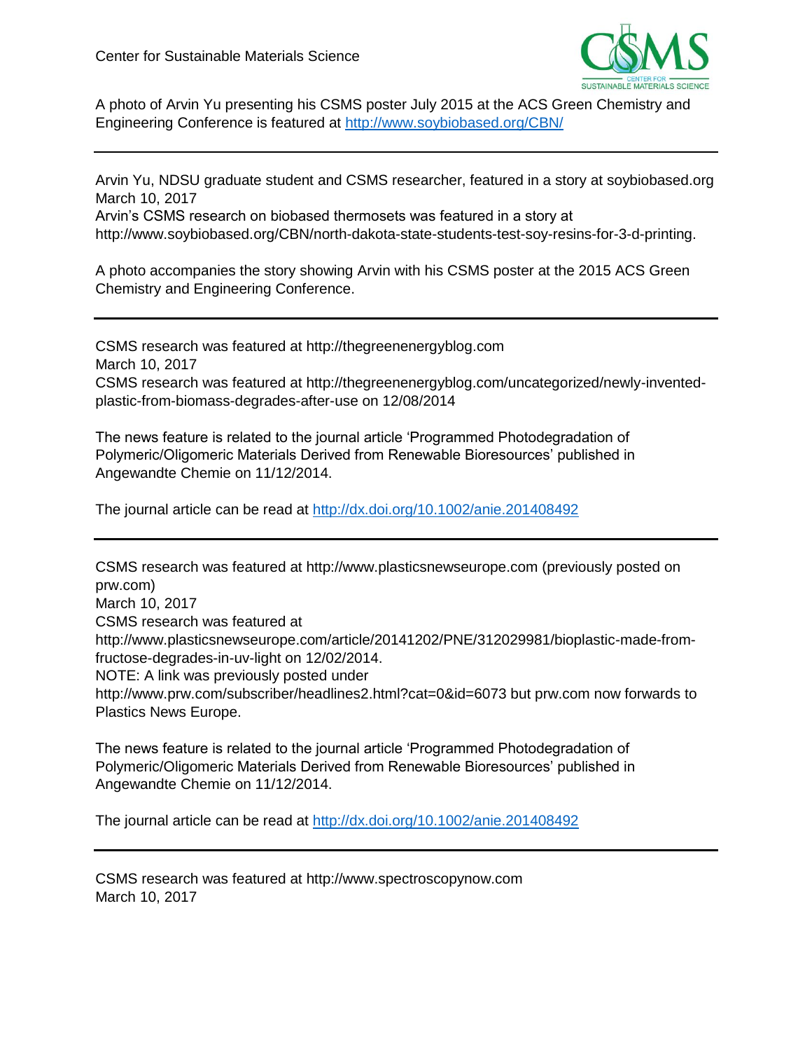A photo of Arvin Yu presenting his CSMS poster July 2015 at the ACS Green Chemistry and Engineering Conference is featured at http://www.soybiobased.org/CBN/

---

Arvin Yu, NDSU graduate student and CSMS researcher, featured in a story at soybiobased.org
March 10, 2017
Arvin's CSMS research on biobased thermosets was featured in a story at http://www.soybiobased.org/CBN/north-dakota-state-students-test-soy-resins-for-3-d-printing.

A photo accompanies the story showing Arvin with his CSMS poster at the 2015 ACS Green Chemistry and Engineering Conference.

---

CSMS research was featured at http://thegreenenergyblog.com
March 10, 2017
CSMS research was featured at http://thegreenenergyblog.com/uncategorized/newly-invented-plastic-from-biomass-degrades-after-use on 12/08/2014

The news feature is related to the journal article 'Programmed Photodegradation of Polymeric/Oligomeric Materials Derived from Renewable Bioresources' published in Angewandte Chemie on 11/12/2014.

The journal article can be read at http://dx.doi.org/10.1002/anie.201408492

---

CSMS research was featured at http://www.plasticsnewseurope.com (previously posted on prw.com)
March 10, 2017
CSMS research was featured at http://www.plasticsnewseurope.com/article/20141202/PNE/312029981/bioplastic-made-from-fructose-degrades-in-uv-light on 12/02/2014.
NOTE: A link was previously posted under http://www.prw.com/subscriber/headlines2.html?cat=0&id=6073 but prw.com now forwards to Plastics News Europe.

The news feature is related to the journal article 'Programmed Photodegradation of Polymeric/Oligomeric Materials Derived from Renewable Bioresources' published in Angewandte Chemie on 11/12/2014.

The journal article can be read at http://dx.doi.org/10.1002/anie.201408492

---

CSMS research was featured at http://www.spectroscopynow.com
March 10, 2017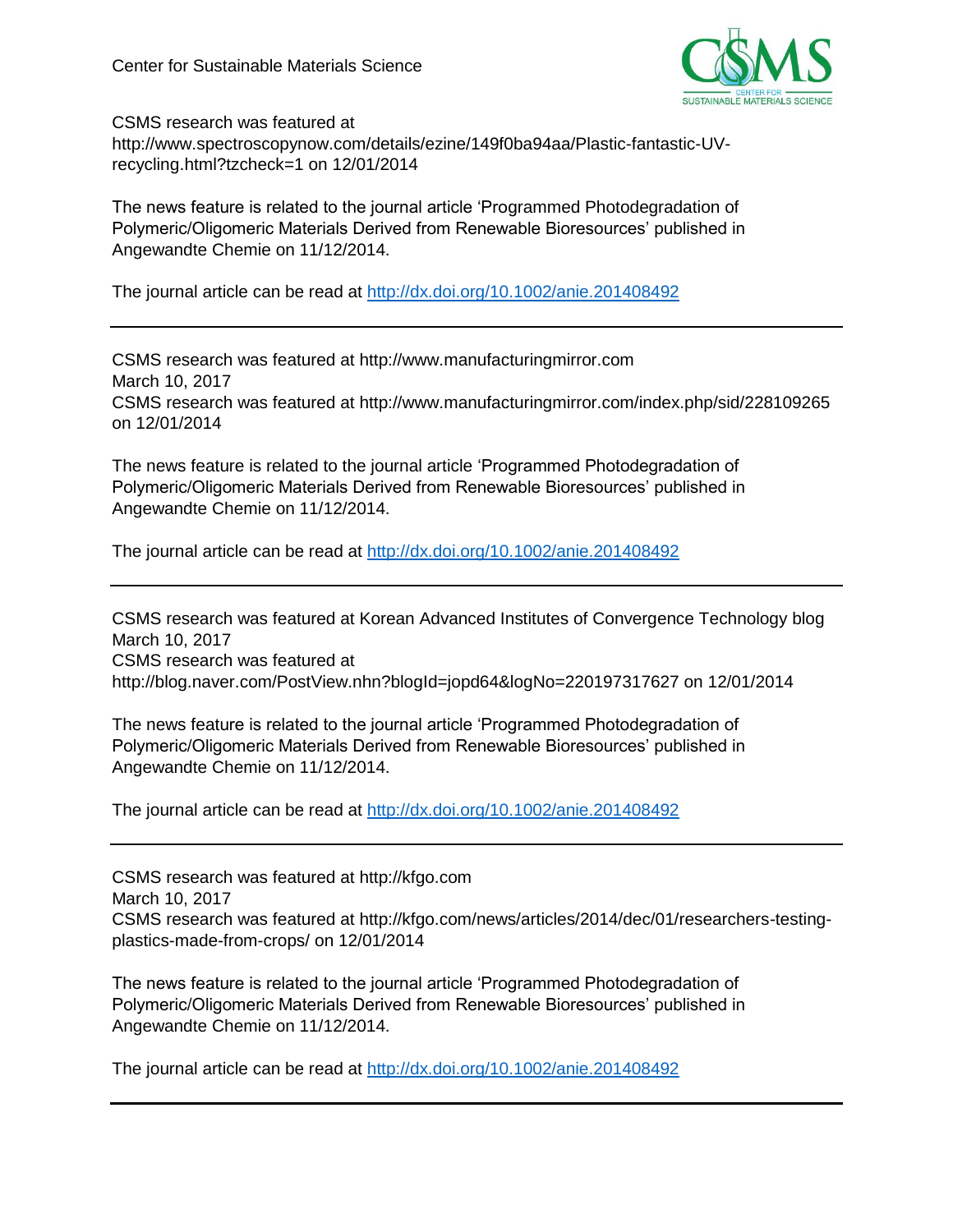CSMS research was featured at http://www.spectroscopynow.com/details/ezine/149f0ba94aa/Plastic-fantastic-UV-recycling.html?tzcheck=1 on 12/01/2014

The news feature is related to the journal article 'Programmed Photodegradation of Polymeric/Oligomeric Materials Derived from Renewable Bioresources' published in Angewandte Chemie on 11/12/2014.

The journal article can be read at [http://dx.doi.org/10.1002/anie.201408492](http://dx.doi.org/10.1002/anie.201408492)

---

CSMS research was featured at http://www.manufacturingmirror.com
March 10, 2017
CSMS research was featured at http://www.manufacturingmirror.com/index.php/sid/228109265 on 12/01/2014

The news feature is related to the journal article 'Programmed Photodegradation of Polymeric/Oligomeric Materials Derived from Renewable Bioresources' published in Angewandte Chemie on 11/12/2014.

The journal article can be read at [http://dx.doi.org/10.1002/anie.201408492](http://dx.doi.org/10.1002/anie.201408492)

---

CSMS research was featured at Korean Advanced Institutes of Convergence Technology blog
March 10, 2017
CSMS research was featured at http://blog.naver.com/PostView.nhn?blogId=jopd64&logNo=220197317627 on 12/01/2014

The news feature is related to the journal article 'Programmed Photodegradation of Polymeric/Oligomeric Materials Derived from Renewable Bioresources' published in Angewandte Chemie on 11/12/2014.

The journal article can be read at [http://dx.doi.org/10.1002/anie.201408492](http://dx.doi.org/10.1002/anie.201408492)

---

CSMS research was featured at http://kfgo.com
March 10, 2017
CSMS research was featured at http://kfgo.com/news/articles/2014/dec/01/researchers-testing-plastics-made-from-crops/ on 12/01/2014

The news feature is related to the journal article 'Programmed Photodegradation of Polymeric/Oligomeric Materials Derived from Renewable Bioresources' published in Angewandte Chemie on 11/12/2014.

The journal article can be read at [http://dx.doi.org/10.1002/anie.201408492](http://dx.doi.org/10.1002/anie.201408492)

---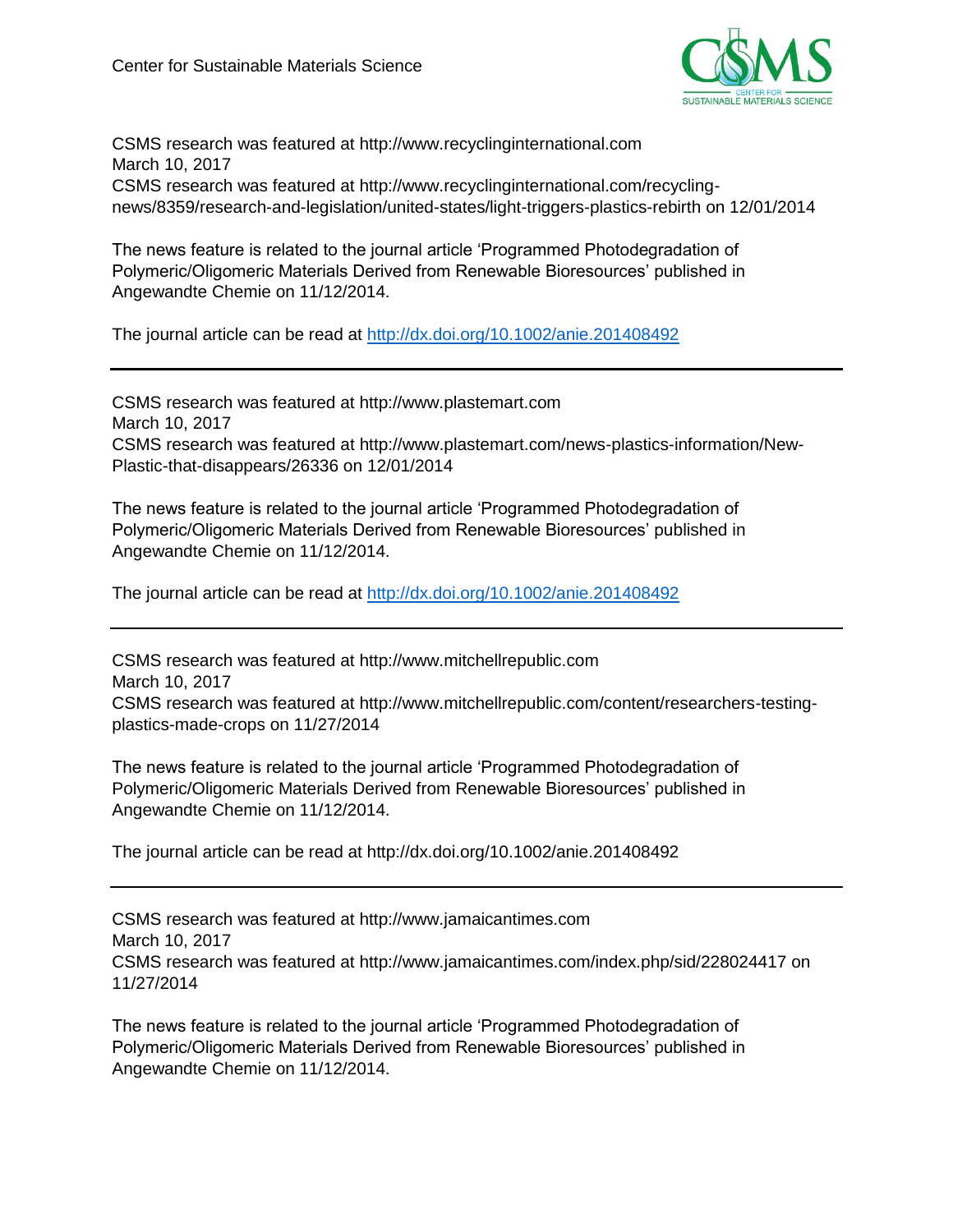CSMS research was featured at http://www.recyclinginternational.com
March 10, 2017
CSMS research was featured at http://www.recyclinginternational.com/recycling-news/8359/research-and-legislation/united-states/light-triggers-plastics-rebirth on 12/01/2014

The news feature is related to the journal article 'Programmed Photodegradation of Polymeric/Oligomeric Materials Derived from Renewable Bioresources' published in Angewandte Chemie on 11/12/2014.

The journal article can be read at http://dx.doi.org/10.1002/anie.201408492

---

CSMS research was featured at http://www.plastemart.com
March 10, 2017
CSMS research was featured at http://www.plastemart.com/news-plastics-information/New-Plastic-that-disappears/26336 on 12/01/2014

The news feature is related to the journal article 'Programmed Photodegradation of Polymeric/Oligomeric Materials Derived from Renewable Bioresources' published in Angewandte Chemie on 11/12/2014.

The journal article can be read at http://dx.doi.org/10.1002/anie.201408492

---

CSMS research was featured at http://www.mitchellrepublic.com
March 10, 2017
CSMS research was featured at http://www.mitchellrepublic.com/content/researchers-testing-plastics-made-crops on 11/27/2014

The news feature is related to the journal article 'Programmed Photodegradation of Polymeric/Oligomeric Materials Derived from Renewable Bioresources' published in Angewandte Chemie on 11/12/2014.

The journal article can be read at http://dx.doi.org/10.1002/anie.201408492

---

CSMS research was featured at http://www.jamaicantimes.com
March 10, 2017
CSMS research was featured at http://www.jamaicantimes.com/index.php/sid/228024417 on 11/27/2014

The news feature is related to the journal article 'Programmed Photodegradation of Polymeric/Oligomeric Materials Derived from Renewable Bioresources' published in Angewandte Chemie on 11/12/2014.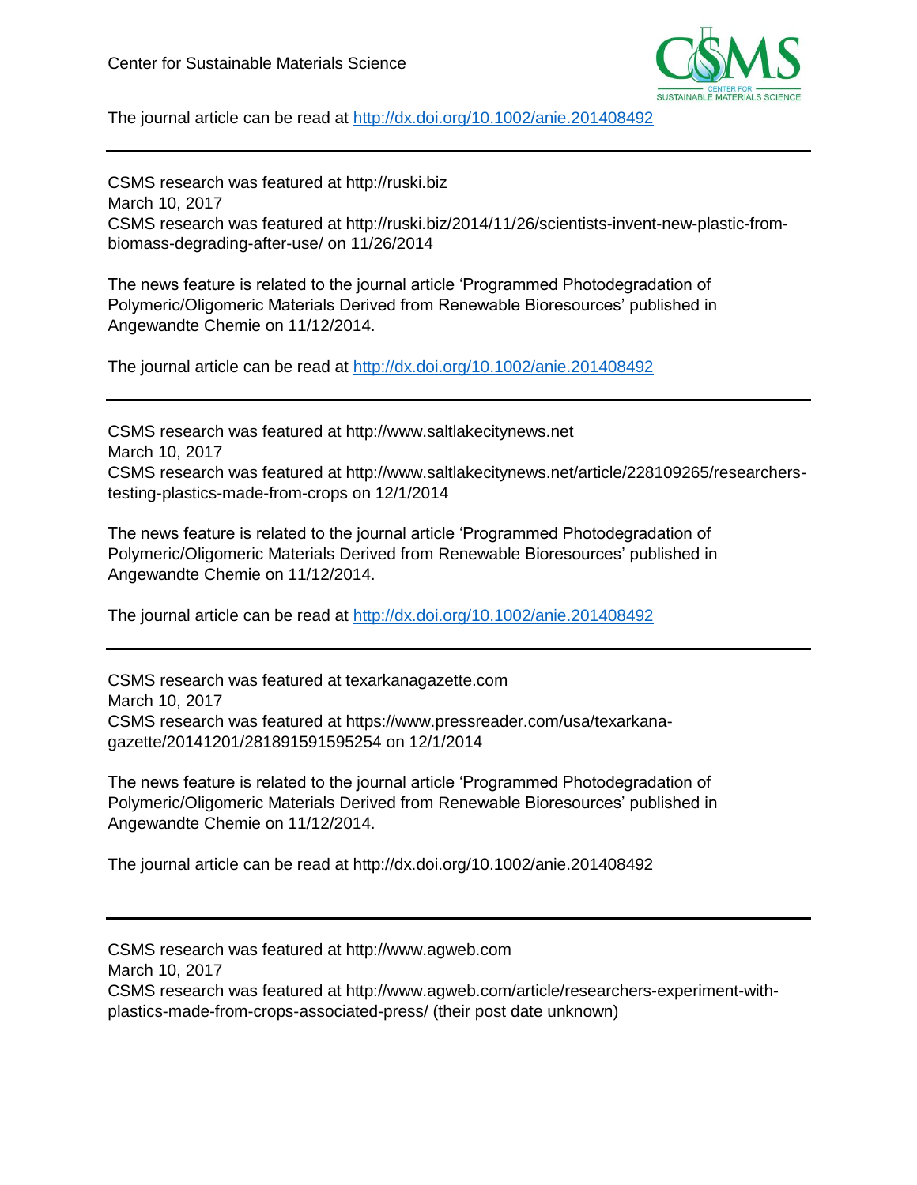The journal article can be read at http://dx.doi.org/10.1002/anie.201408492

---

CSMS research was featured at http://ruski.biz
March 10, 2017
CSMS research was featured at http://ruski.biz/2014/11/26/scientists-invent-new-plastic-from-biomass-degrading-after-use/ on 11/26/2014

The news feature is related to the journal article 'Programmed Photodegradation of Polymeric/Oligomeric Materials Derived from Renewable Bioresources' published in Angewandte Chemie on 11/12/2014.

The journal article can be read at http://dx.doi.org/10.1002/anie.201408492

---

CSMS research was featured at http://www.saltlakecitynews.net
March 10, 2017
CSMS research was featured at http://www.saltlakecitynews.net/article/228109265/researchers-testing-plastics-made-from-crops on 12/1/2014

The news feature is related to the journal article 'Programmed Photodegradation of Polymeric/Oligomeric Materials Derived from Renewable Bioresources' published in Angewandte Chemie on 11/12/2014.

The journal article can be read at http://dx.doi.org/10.1002/anie.201408492

---

CSMS research was featured at texarkanagazette.com
March 10, 2017
CSMS research was featured at https://www.pressreader.com/usa/texarkana-gazette/20141201/281891591595254 on 12/1/2014

The news feature is related to the journal article 'Programmed Photodegradation of Polymeric/Oligomeric Materials Derived from Renewable Bioresources' published in Angewandte Chemie on 11/12/2014.

The journal article can be read at http://dx.doi.org/10.1002/anie.201408492

---

CSMS research was featured at http://www.agweb.com
March 10, 2017
CSMS research was featured at http://www.agweb.com/article/researchers-experiment-with-plastics-made-from-crops-associated-press/ (their post date unknown)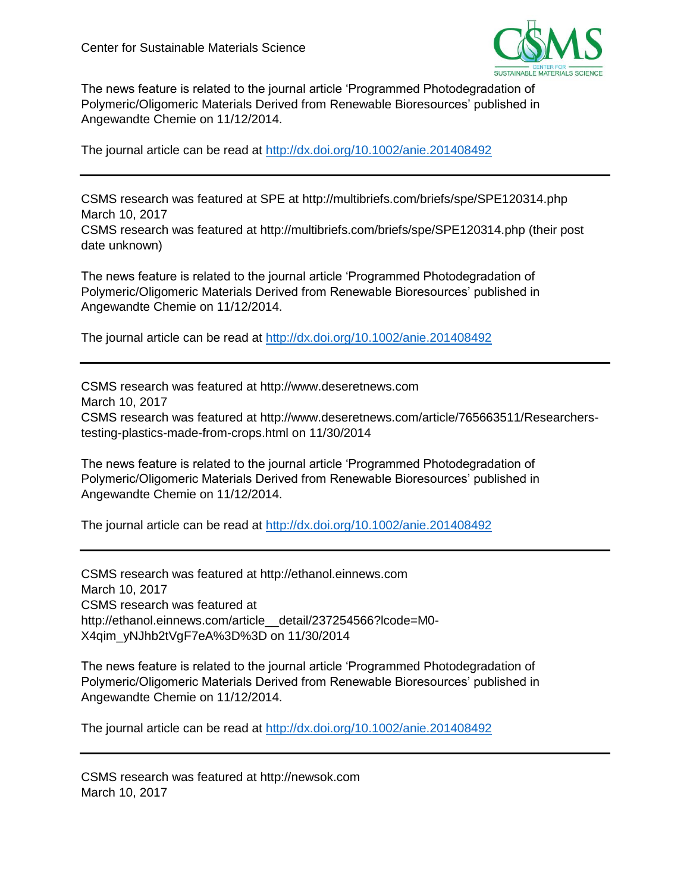The news feature is related to the journal article 'Programmed Photodegradation of Polymeric/Oligomeric Materials Derived from Renewable Bioresources' published in Angewandte Chemie on 11/12/2014.

The journal article can be read at [http://dx.doi.org/10.1002/anie.201408492](http://dx.doi.org/10.1002/anie.201408492)

---

CSMS research was featured at SPE at http://multibriefs.com/briefs/spe/SPE120314.php
March 10, 2017
CSMS research was featured at http://multibriefs.com/briefs/spe/SPE120314.php (their post date unknown)

The news feature is related to the journal article 'Programmed Photodegradation of Polymeric/Oligomeric Materials Derived from Renewable Bioresources' published in Angewandte Chemie on 11/12/2014.

The journal article can be read at [http://dx.doi.org/10.1002/anie.201408492](http://dx.doi.org/10.1002/anie.201408492)

---

CSMS research was featured at http://www.deseretnews.com
March 10, 2017
CSMS research was featured at http://www.deseretnews.com/article/765663511/Researchers-testing-plastics-made-from-crops.html on 11/30/2014

The news feature is related to the journal article 'Programmed Photodegradation of Polymeric/Oligomeric Materials Derived from Renewable Bioresources' published in Angewandte Chemie on 11/12/2014.

The journal article can be read at [http://dx.doi.org/10.1002/anie.201408492](http://dx.doi.org/10.1002/anie.201408492)

---

CSMS research was featured at http://ethanol.einnews.com
March 10, 2017
CSMS research was featured at http://ethanol.einnews.com/article__detail/237254566?lcode=M0-X4qim_yNJhb2tVgF7eA%3D%3D on 11/30/2014

The news feature is related to the journal article 'Programmed Photodegradation of Polymeric/Oligomeric Materials Derived from Renewable Bioresources' published in Angewandte Chemie on 11/12/2014.

The journal article can be read at [http://dx.doi.org/10.1002/anie.201408492](http://dx.doi.org/10.1002/anie.201408492)

---

CSMS research was featured at http://newsok.com
March 10, 2017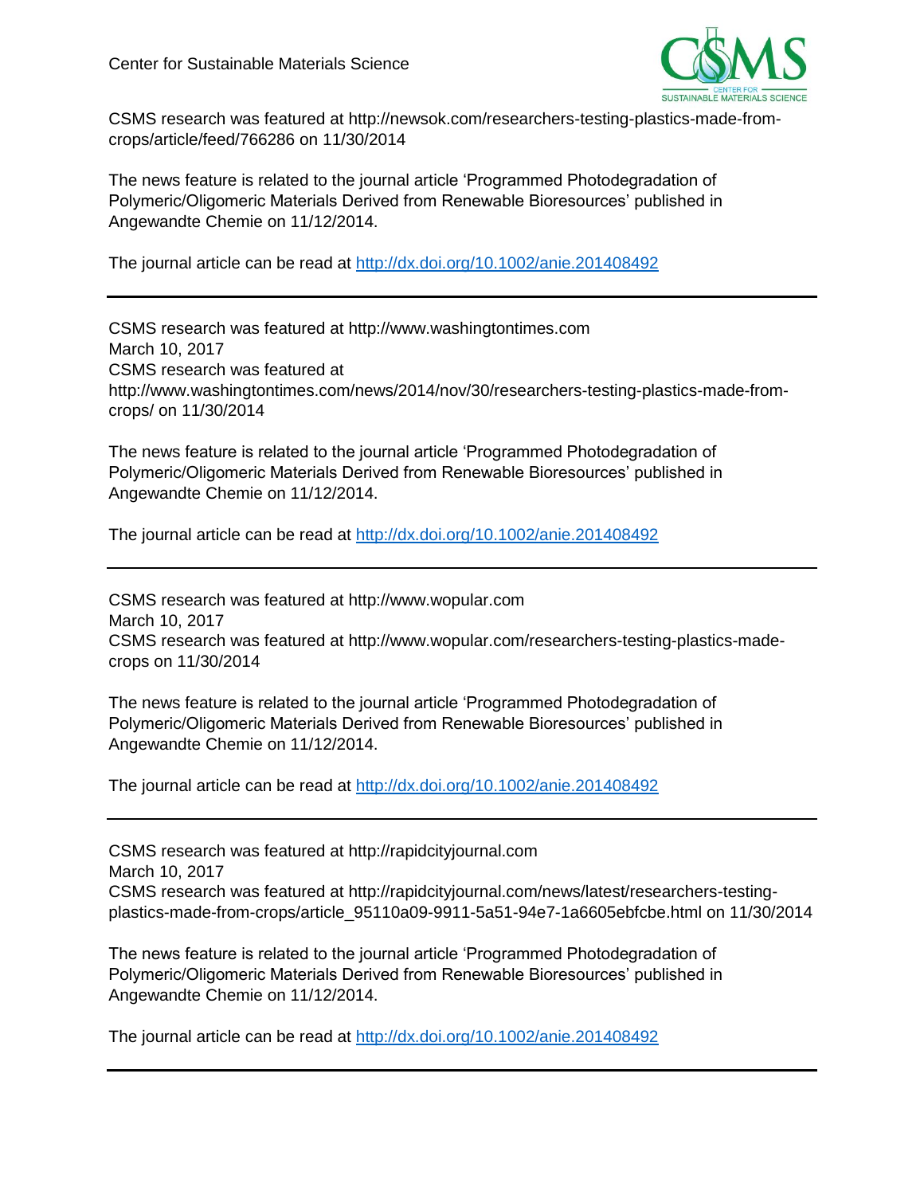CSMS research was featured at http://newsok.com/researchers-testing-plastics-made-from-crops/article/feed/766286 on 11/30/2014

The news feature is related to the journal article 'Programmed Photodegradation of Polymeric/Oligomeric Materials Derived from Renewable Bioresources' published in Angewandte Chemie on 11/12/2014.

The journal article can be read at [http://dx.doi.org/10.1002/anie.201408492](http://dx.doi.org/10.1002/anie.201408492)

---

CSMS research was featured at http://www.washingtontimes.com
March 10, 2017
CSMS research was featured at http://www.washingtontimes.com/news/2014/nov/30/researchers-testing-plastics-made-from-crops/ on 11/30/2014

The news feature is related to the journal article 'Programmed Photodegradation of Polymeric/Oligomeric Materials Derived from Renewable Bioresources' published in Angewandte Chemie on 11/12/2014.

The journal article can be read at [http://dx.doi.org/10.1002/anie.201408492](http://dx.doi.org/10.1002/anie.201408492)

---

CSMS research was featured at http://www.wopular.com
March 10, 2017
CSMS research was featured at http://www.wopular.com/researchers-testing-plastics-made-crops on 11/30/2014

The news feature is related to the journal article 'Programmed Photodegradation of Polymeric/Oligomeric Materials Derived from Renewable Bioresources' published in Angewandte Chemie on 11/12/2014.

The journal article can be read at [http://dx.doi.org/10.1002/anie.201408492](http://dx.doi.org/10.1002/anie.201408492)

---

CSMS research was featured at http://rapidcityjournal.com
March 10, 2017
CSMS research was featured at http://rapidcityjournal.com/news/latest/researchers-testing-plastics-made-from-crops/article_95110a09-9911-5a51-94e7-1a6605ebfcbe.html on 11/30/2014

The news feature is related to the journal article 'Programmed Photodegradation of Polymeric/Oligomeric Materials Derived from Renewable Bioresources' published in Angewandte Chemie on 11/12/2014.

The journal article can be read at [http://dx.doi.org/10.1002/anie.201408492](http://dx.doi.org/10.1002/anie.201408492)

---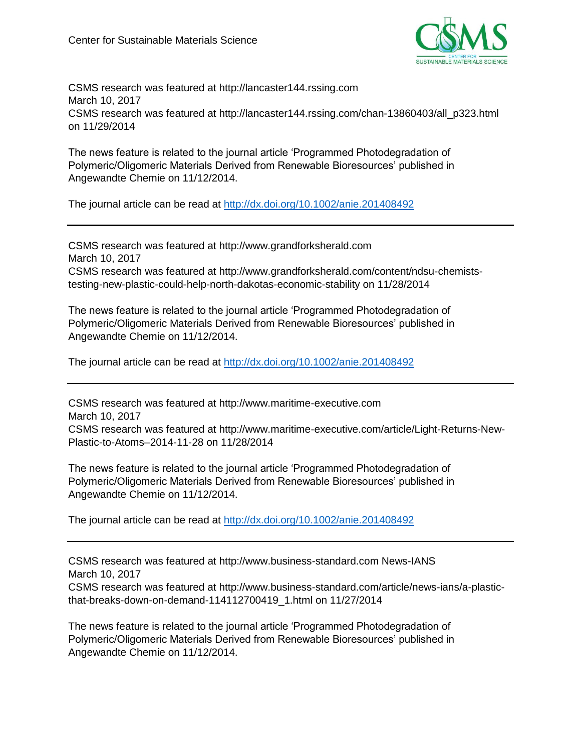CSMS research was featured at http://lancaster144.rssing.com
March 10, 2017
CSMS research was featured at http://lancaster144.rssing.com/chan-13860403/all_p323.html on 11/29/2014

The news feature is related to the journal article ‘Programmed Photodegradation of Polymeric/Oligomeric Materials Derived from Renewable Bioresources’ published in Angewandte Chemie on 11/12/2014.

The journal article can be read at http://dx.doi.org/10.1002/anie.201408492

---

CSMS research was featured at http://www.grandforksherald.com
March 10, 2017
CSMS research was featured at http://www.grandforksherald.com/content/ndsu-chemists-testing-new-plastic-could-help-north-dakotas-economic-stability on 11/28/2014

The news feature is related to the journal article ‘Programmed Photodegradation of Polymeric/Oligomeric Materials Derived from Renewable Bioresources’ published in Angewandte Chemie on 11/12/2014.

The journal article can be read at http://dx.doi.org/10.1002/anie.201408492

---

CSMS research was featured at http://www.maritime-executive.com
March 10, 2017
CSMS research was featured at http://www.maritime-executive.com/article/Light-Returns-New-Plastic-to-Atoms–2014-11-28 on 11/28/2014

The news feature is related to the journal article ‘Programmed Photodegradation of Polymeric/Oligomeric Materials Derived from Renewable Bioresources’ published in Angewandte Chemie on 11/12/2014.

The journal article can be read at http://dx.doi.org/10.1002/anie.201408492

---

CSMS research was featured at http://www.business-standard.com News-IANS
March 10, 2017
CSMS research was featured at http://www.business-standard.com/article/news-ians/a-plastic-that-breaks-down-on-demand-114112700419_1.html on 11/27/2014

The news feature is related to the journal article ‘Programmed Photodegradation of Polymeric/Oligomeric Materials Derived from Renewable Bioresources’ published in Angewandte Chemie on 11/12/2014.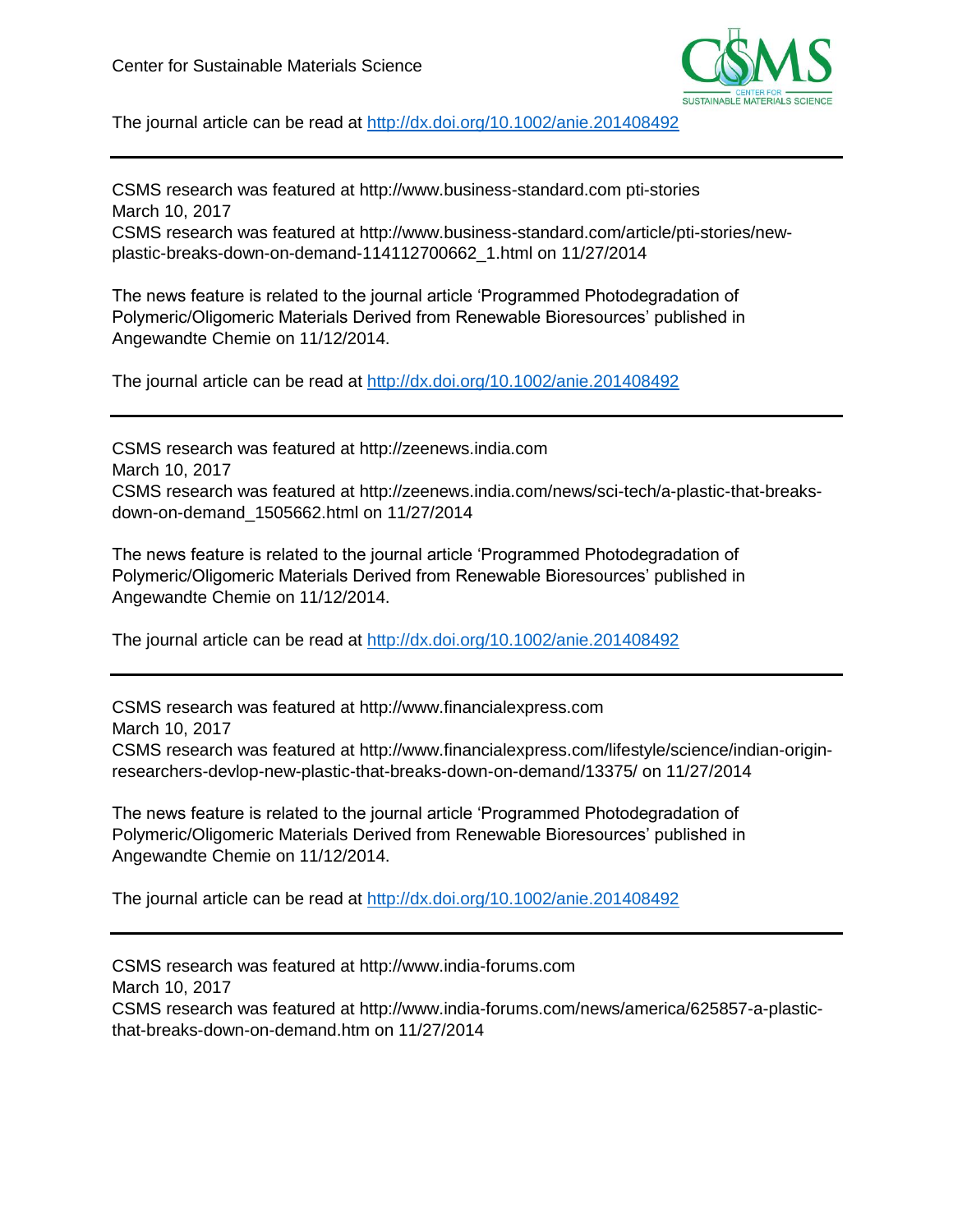The journal article can be read at http://dx.doi.org/10.1002/anie.201408492

---

CSMS research was featured at http://www.business-standard.com pti-stories
March 10, 2017
CSMS research was featured at http://www.business-standard.com/article/pti-stories/new-plastic-breaks-down-on-demand-114112700662_1.html on 11/27/2014

The news feature is related to the journal article 'Programmed Photodegradation of Polymeric/Oligomeric Materials Derived from Renewable Bioresources' published in Angewandte Chemie on 11/12/2014.

The journal article can be read at http://dx.doi.org/10.1002/anie.201408492

---

CSMS research was featured at http://zeenews.india.com
March 10, 2017
CSMS research was featured at http://zeenews.india.com/news/sci-tech/a-plastic-that-breaks-down-on-demand_1505662.html on 11/27/2014

The news feature is related to the journal article 'Programmed Photodegradation of Polymeric/Oligomeric Materials Derived from Renewable Bioresources' published in Angewandte Chemie on 11/12/2014.

The journal article can be read at http://dx.doi.org/10.1002/anie.201408492

---

CSMS research was featured at http://www.financialexpress.com
March 10, 2017
CSMS research was featured at http://www.financialexpress.com/lifestyle/science/indian-origin-researchers-devlop-new-plastic-that-breaks-down-on-demand/13375/ on 11/27/2014

The news feature is related to the journal article 'Programmed Photodegradation of Polymeric/Oligomeric Materials Derived from Renewable Bioresources' published in Angewandte Chemie on 11/12/2014.

The journal article can be read at http://dx.doi.org/10.1002/anie.201408492

---

CSMS research was featured at http://www.india-forums.com
March 10, 2017
CSMS research was featured at http://www.india-forums.com/news/america/625857-a-plastic-that-breaks-down-on-demand.htm on 11/27/2014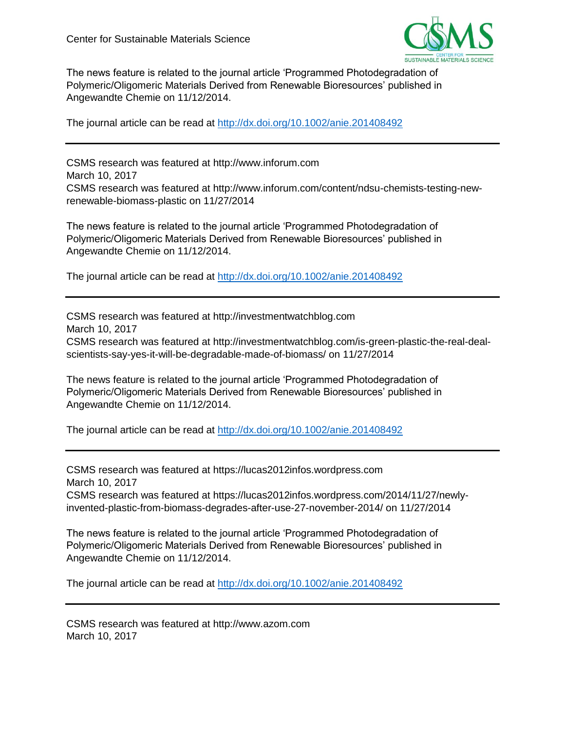The news feature is related to the journal article 'Programmed Photodegradation of Polymeric/Oligomeric Materials Derived from Renewable Bioresources' published in Angewandte Chemie on 11/12/2014.

The journal article can be read at [http://dx.doi.org/10.1002/anie.201408492](http://dx.doi.org/10.1002/anie.201408492)

---

CSMS research was featured at http://www.inforum.com
March 10, 2017
CSMS research was featured at http://www.inforum.com/content/ndsu-chemists-testing-new-renewable-biomass-plastic on 11/27/2014

The news feature is related to the journal article 'Programmed Photodegradation of Polymeric/Oligomeric Materials Derived from Renewable Bioresources' published in Angewandte Chemie on 11/12/2014.

The journal article can be read at [http://dx.doi.org/10.1002/anie.201408492](http://dx.doi.org/10.1002/anie.201408492)

---

CSMS research was featured at http://investmentwatchblog.com
March 10, 2017
CSMS research was featured at http://investmentwatchblog.com/is-green-plastic-the-real-deal-scientists-say-yes-it-will-be-degradable-made-of-biomass/ on 11/27/2014

The news feature is related to the journal article 'Programmed Photodegradation of Polymeric/Oligomeric Materials Derived from Renewable Bioresources' published in Angewandte Chemie on 11/12/2014.

The journal article can be read at [http://dx.doi.org/10.1002/anie.201408492](http://dx.doi.org/10.1002/anie.201408492)

---

CSMS research was featured at https://lucas2012infos.wordpress.com
March 10, 2017
CSMS research was featured at https://lucas2012infos.wordpress.com/2014/11/27/newly-invented-plastic-from-biomass-degrades-after-use-27-november-2014/ on 11/27/2014

The news feature is related to the journal article 'Programmed Photodegradation of Polymeric/Oligomeric Materials Derived from Renewable Bioresources' published in Angewandte Chemie on 11/12/2014.

The journal article can be read at [http://dx.doi.org/10.1002/anie.201408492](http://dx.doi.org/10.1002/anie.201408492)

---

CSMS research was featured at http://www.azom.com
March 10, 2017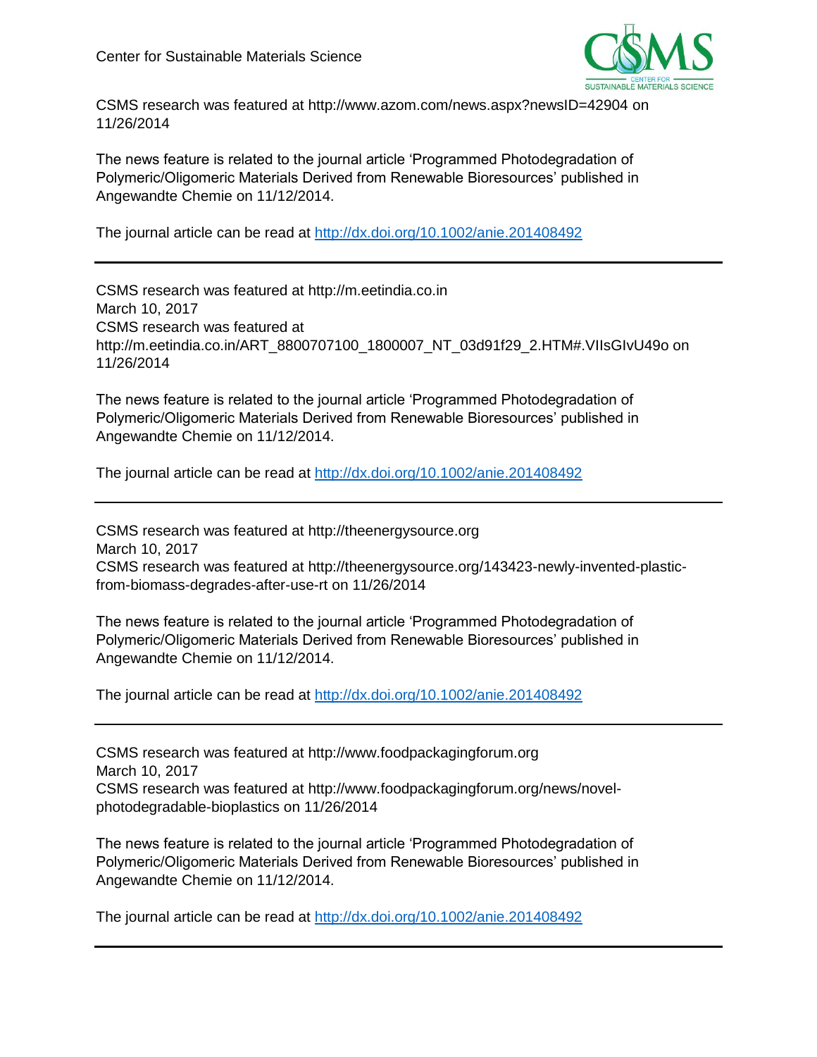CSMS research was featured at http://www.azom.com/news.aspx?newsID=42904 on 11/26/2014

The news feature is related to the journal article 'Programmed Photodegradation of Polymeric/Oligomeric Materials Derived from Renewable Bioresources' published in Angewandte Chemie on 11/12/2014.

The journal article can be read at http://dx.doi.org/10.1002/anie.201408492

---

CSMS research was featured at http://m.eetindia.co.in
March 10, 2017
CSMS research was featured at http://m.eetindia.co.in/ART_8800707100_1800007_NT_03d91f29_2.HTM#.VIIsGIvU49o on 11/26/2014

The news feature is related to the journal article 'Programmed Photodegradation of Polymeric/Oligomeric Materials Derived from Renewable Bioresources' published in Angewandte Chemie on 11/12/2014.

The journal article can be read at http://dx.doi.org/10.1002/anie.201408492

---

CSMS research was featured at http://theenergysource.org
March 10, 2017
CSMS research was featured at http://theenergysource.org/143423-newly-invented-plastic-from-biomass-degrades-after-use-rt on 11/26/2014

The news feature is related to the journal article 'Programmed Photodegradation of Polymeric/Oligomeric Materials Derived from Renewable Bioresources' published in Angewandte Chemie on 11/12/2014.

The journal article can be read at http://dx.doi.org/10.1002/anie.201408492

---

CSMS research was featured at http://www.foodpackagingforum.org
March 10, 2017
CSMS research was featured at http://www.foodpackagingforum.org/news/novel-photodegradable-bioplastics on 11/26/2014

The news feature is related to the journal article 'Programmed Photodegradation of Polymeric/Oligomeric Materials Derived from Renewable Bioresources' published in Angewandte Chemie on 11/12/2014.

The journal article can be read at http://dx.doi.org/10.1002/anie.201408492

---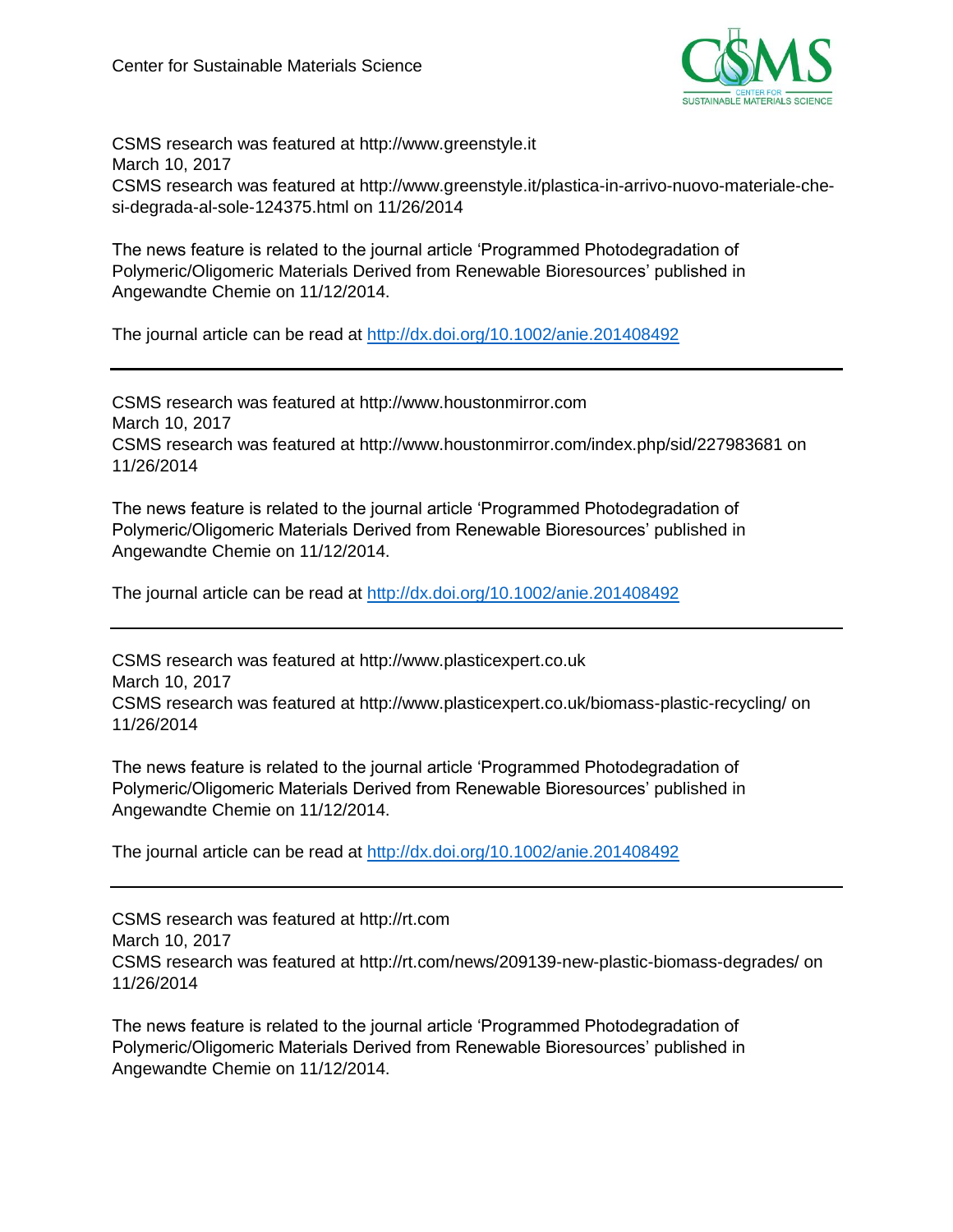CSMS research was featured at http://www.greenstyle.it
March 10, 2017
CSMS research was featured at http://www.greenstyle.it/plastica-in-arrivo-nuovo-materiale-che-si-degrada-al-sole-124375.html on 11/26/2014

The news feature is related to the journal article 'Programmed Photodegradation of Polymeric/Oligomeric Materials Derived from Renewable Bioresources' published in Angewandte Chemie on 11/12/2014.

The journal article can be read at http://dx.doi.org/10.1002/anie.201408492

---

CSMS research was featured at http://www.houstonmirror.com
March 10, 2017
CSMS research was featured at http://www.houstonmirror.com/index.php/sid/227983681 on 11/26/2014

The news feature is related to the journal article 'Programmed Photodegradation of Polymeric/Oligomeric Materials Derived from Renewable Bioresources' published in Angewandte Chemie on 11/12/2014.

The journal article can be read at http://dx.doi.org/10.1002/anie.201408492

---

CSMS research was featured at http://www.plasticexpert.co.uk
March 10, 2017
CSMS research was featured at http://www.plasticexpert.co.uk/biomass-plastic-recycling/ on 11/26/2014

The news feature is related to the journal article 'Programmed Photodegradation of Polymeric/Oligomeric Materials Derived from Renewable Bioresources' published in Angewandte Chemie on 11/12/2014.

The journal article can be read at http://dx.doi.org/10.1002/anie.201408492

---

CSMS research was featured at http://rt.com
March 10, 2017
CSMS research was featured at http://rt.com/news/209139-new-plastic-biomass-degrades/ on 11/26/2014

The news feature is related to the journal article 'Programmed Photodegradation of Polymeric/Oligomeric Materials Derived from Renewable Bioresources' published in Angewandte Chemie on 11/12/2014.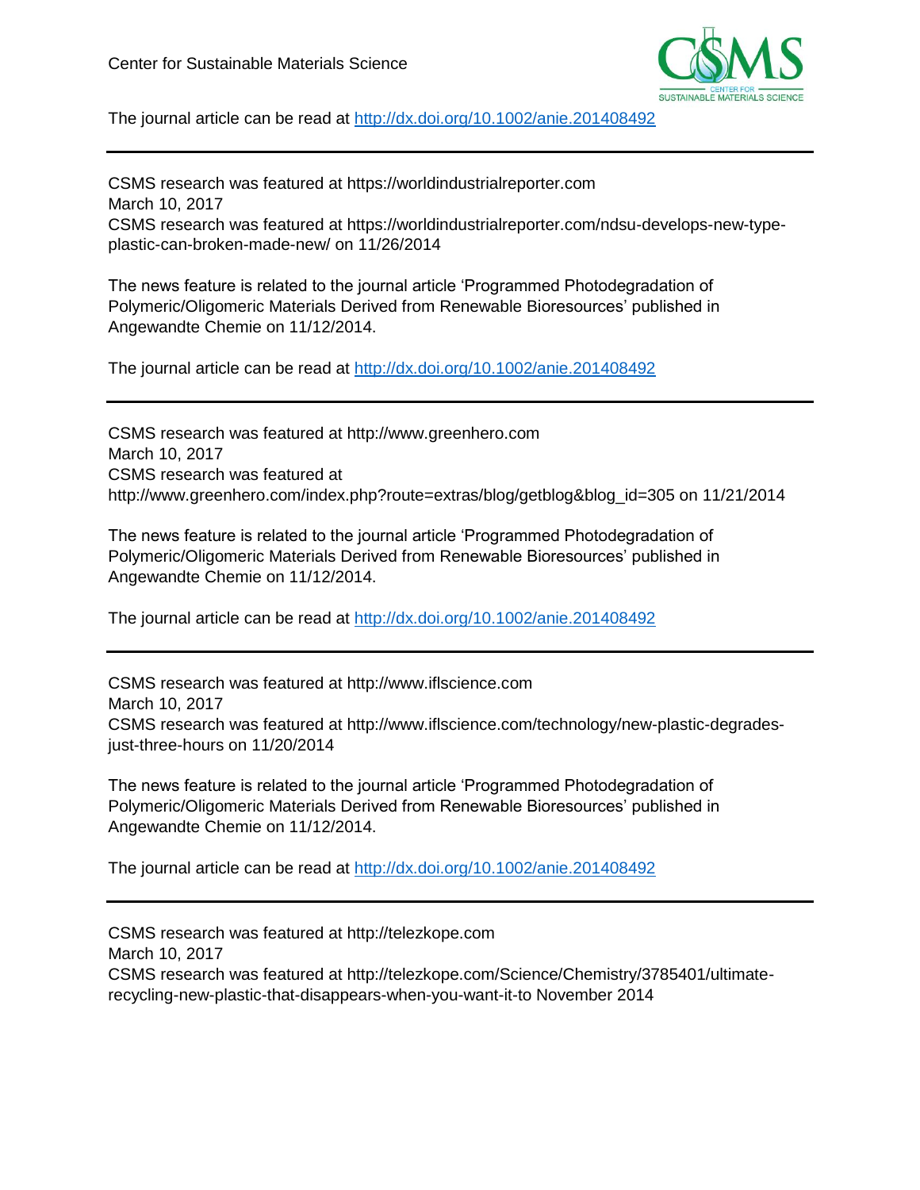The journal article can be read at http://dx.doi.org/10.1002/anie.201408492

---

CSMS research was featured at https://worldindustrialreporter.com
March 10, 2017
CSMS research was featured at https://worldindustrialreporter.com/ndsu-develops-new-type-plastic-can-broken-made-new/ on 11/26/2014

The news feature is related to the journal article 'Programmed Photodegradation of Polymeric/Oligomeric Materials Derived from Renewable Bioresources' published in Angewandte Chemie on 11/12/2014.

The journal article can be read at http://dx.doi.org/10.1002/anie.201408492

---

CSMS research was featured at http://www.greenhero.com
March 10, 2017
CSMS research was featured at http://www.greenhero.com/index.php?route=extras/blog/getblog&blog_id=305 on 11/21/2014

The news feature is related to the journal article 'Programmed Photodegradation of Polymeric/Oligomeric Materials Derived from Renewable Bioresources' published in Angewandte Chemie on 11/12/2014.

The journal article can be read at http://dx.doi.org/10.1002/anie.201408492

---

CSMS research was featured at http://www.iflscience.com
March 10, 2017
CSMS research was featured at http://www.iflscience.com/technology/new-plastic-degrades-just-three-hours on 11/20/2014

The news feature is related to the journal article 'Programmed Photodegradation of Polymeric/Oligomeric Materials Derived from Renewable Bioresources' published in Angewandte Chemie on 11/12/2014.

The journal article can be read at http://dx.doi.org/10.1002/anie.201408492

---

CSMS research was featured at http://telezkope.com
March 10, 2017
CSMS research was featured at http://telezkope.com/Science/Chemistry/3785401/ultimate-recycling-new-plastic-that-disappears-when-you-want-it-to November 2014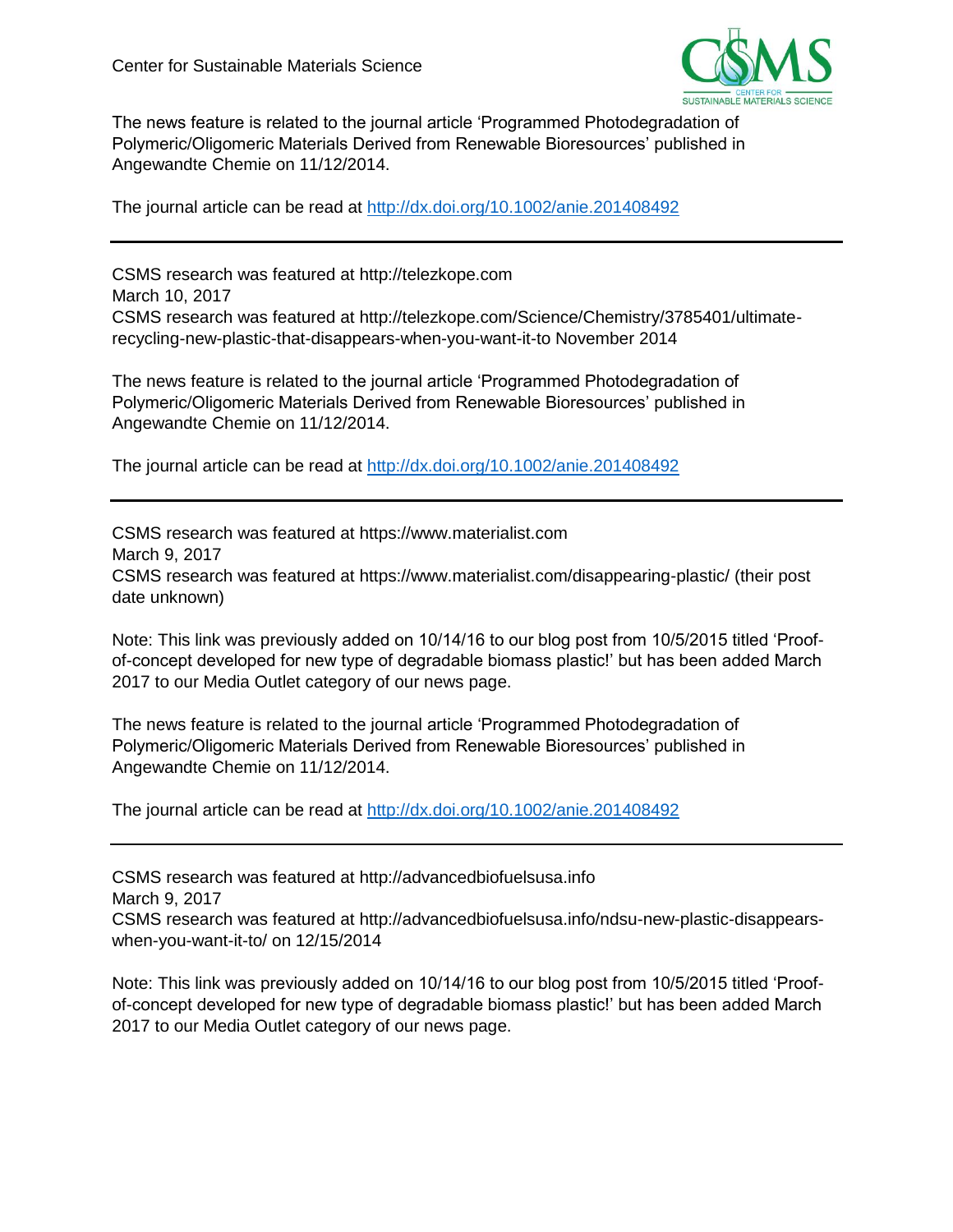The news feature is related to the journal article 'Programmed Photodegradation of Polymeric/Oligomeric Materials Derived from Renewable Bioresources' published in Angewandte Chemie on 11/12/2014.

The journal article can be read at http://dx.doi.org/10.1002/anie.201408492

---

CSMS research was featured at http://telezkope.com
March 10, 2017
CSMS research was featured at http://telezkope.com/Science/Chemistry/3785401/ultimate-recycling-new-plastic-that-disappears-when-you-want-it-to November 2014

The news feature is related to the journal article 'Programmed Photodegradation of Polymeric/Oligomeric Materials Derived from Renewable Bioresources' published in Angewandte Chemie on 11/12/2014.

The journal article can be read at http://dx.doi.org/10.1002/anie.201408492

---

CSMS research was featured at https://www.materialist.com
March 9, 2017
CSMS research was featured at https://www.materialist.com/disappearing-plastic/ (their post date unknown)

Note: This link was previously added on 10/14/16 to our blog post from 10/5/2015 titled 'Proof-of-concept developed for new type of degradable biomass plastic!' but has been added March 2017 to our Media Outlet category of our news page.

The news feature is related to the journal article 'Programmed Photodegradation of Polymeric/Oligomeric Materials Derived from Renewable Bioresources' published in Angewandte Chemie on 11/12/2014.

The journal article can be read at http://dx.doi.org/10.1002/anie.201408492

---

CSMS research was featured at http://advancedbiofuelsusa.info
March 9, 2017
CSMS research was featured at http://advancedbiofuelsusa.info/ndsu-new-plastic-disappears-when-you-want-it-to/ on 12/15/2014

Note: This link was previously added on 10/14/16 to our blog post from 10/5/2015 titled 'Proof-of-concept developed for new type of degradable biomass plastic!' but has been added March 2017 to our Media Outlet category of our news page.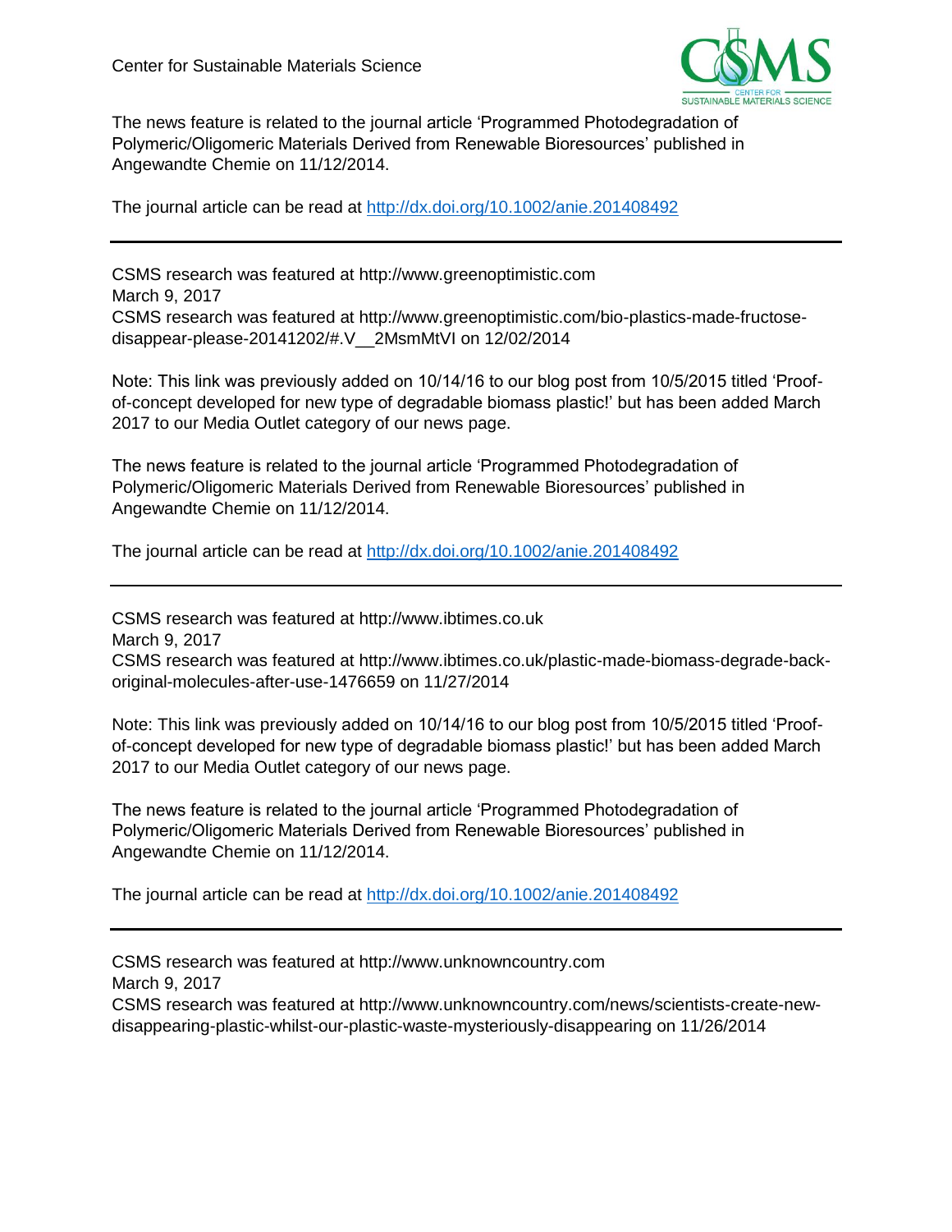The news feature is related to the journal article 'Programmed Photodegradation of Polymeric/Oligomeric Materials Derived from Renewable Bioresources' published in Angewandte Chemie on 11/12/2014.

The journal article can be read at [http://dx.doi.org/10.1002/anie.201408492](http://dx.doi.org/10.1002/anie.201408492)

---

CSMS research was featured at http://www.greenoptimistic.com
March 9, 2017
CSMS research was featured at http://www.greenoptimistic.com/bio-plastics-made-fructose-disappear-please-20141202/#.V__2MsmMtVI on 12/02/2014

Note: This link was previously added on 10/14/16 to our blog post from 10/5/2015 titled 'Proof-of-concept developed for new type of degradable biomass plastic!' but has been added March 2017 to our Media Outlet category of our news page.

The news feature is related to the journal article 'Programmed Photodegradation of Polymeric/Oligomeric Materials Derived from Renewable Bioresources' published in Angewandte Chemie on 11/12/2014.

The journal article can be read at [http://dx.doi.org/10.1002/anie.201408492](http://dx.doi.org/10.1002/anie.201408492)

---

CSMS research was featured at http://www.ibtimes.co.uk
March 9, 2017
CSMS research was featured at http://www.ibtimes.co.uk/plastic-made-biomass-degrade-back-original-molecules-after-use-1476659 on 11/27/2014

Note: This link was previously added on 10/14/16 to our blog post from 10/5/2015 titled 'Proof-of-concept developed for new type of degradable biomass plastic!' but has been added March 2017 to our Media Outlet category of our news page.

The news feature is related to the journal article 'Programmed Photodegradation of Polymeric/Oligomeric Materials Derived from Renewable Bioresources' published in Angewandte Chemie on 11/12/2014.

The journal article can be read at [http://dx.doi.org/10.1002/anie.201408492](http://dx.doi.org/10.1002/anie.201408492)

---

CSMS research was featured at http://www.unknowncountry.com
March 9, 2017
CSMS research was featured at http://www.unknowncountry.com/news/scientists-create-new-disappearing-plastic-whilst-our-plastic-waste-mysteriously-disappearing on 11/26/2014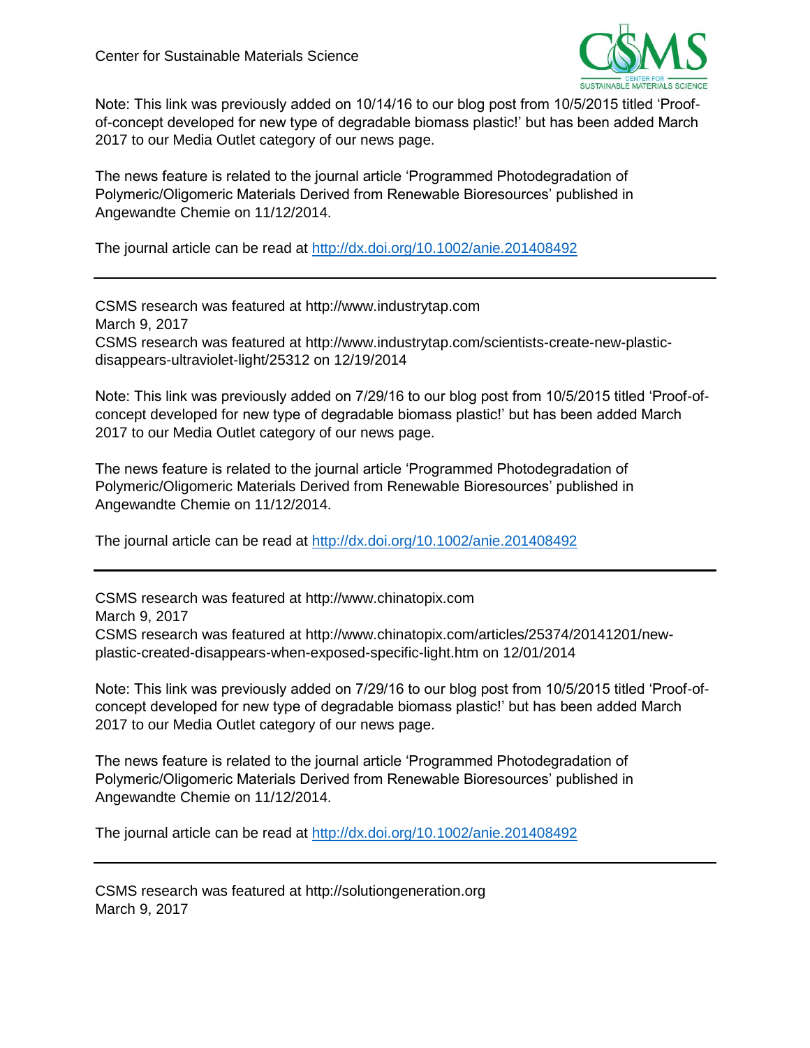Note: This link was previously added on 10/14/16 to our blog post from 10/5/2015 titled 'Proof-of-concept developed for new type of degradable biomass plastic!' but has been added March 2017 to our Media Outlet category of our news page.

The news feature is related to the journal article 'Programmed Photodegradation of Polymeric/Oligomeric Materials Derived from Renewable Bioresources' published in Angewandte Chemie on 11/12/2014.

The journal article can be read at http://dx.doi.org/10.1002/anie.201408492

---

CSMS research was featured at http://www.industrytap.com
March 9, 2017
CSMS research was featured at http://www.industrytap.com/scientists-create-new-plastic-disappears-ultraviolet-light/25312 on 12/19/2014

Note: This link was previously added on 7/29/16 to our blog post from 10/5/2015 titled 'Proof-of-concept developed for new type of degradable biomass plastic!' but has been added March 2017 to our Media Outlet category of our news page.

The news feature is related to the journal article 'Programmed Photodegradation of Polymeric/Oligomeric Materials Derived from Renewable Bioresources' published in Angewandte Chemie on 11/12/2014.

The journal article can be read at http://dx.doi.org/10.1002/anie.201408492

---

CSMS research was featured at http://www.chinatopix.com
March 9, 2017
CSMS research was featured at http://www.chinatopix.com/articles/25374/20141201/new-plastic-created-disappears-when-exposed-specific-light.htm on 12/01/2014

Note: This link was previously added on 7/29/16 to our blog post from 10/5/2015 titled 'Proof-of-concept developed for new type of degradable biomass plastic!' but has been added March 2017 to our Media Outlet category of our news page.

The news feature is related to the journal article 'Programmed Photodegradation of Polymeric/Oligomeric Materials Derived from Renewable Bioresources' published in Angewandte Chemie on 11/12/2014.

The journal article can be read at http://dx.doi.org/10.1002/anie.201408492

---

CSMS research was featured at http://solutiongeneration.org
March 9, 2017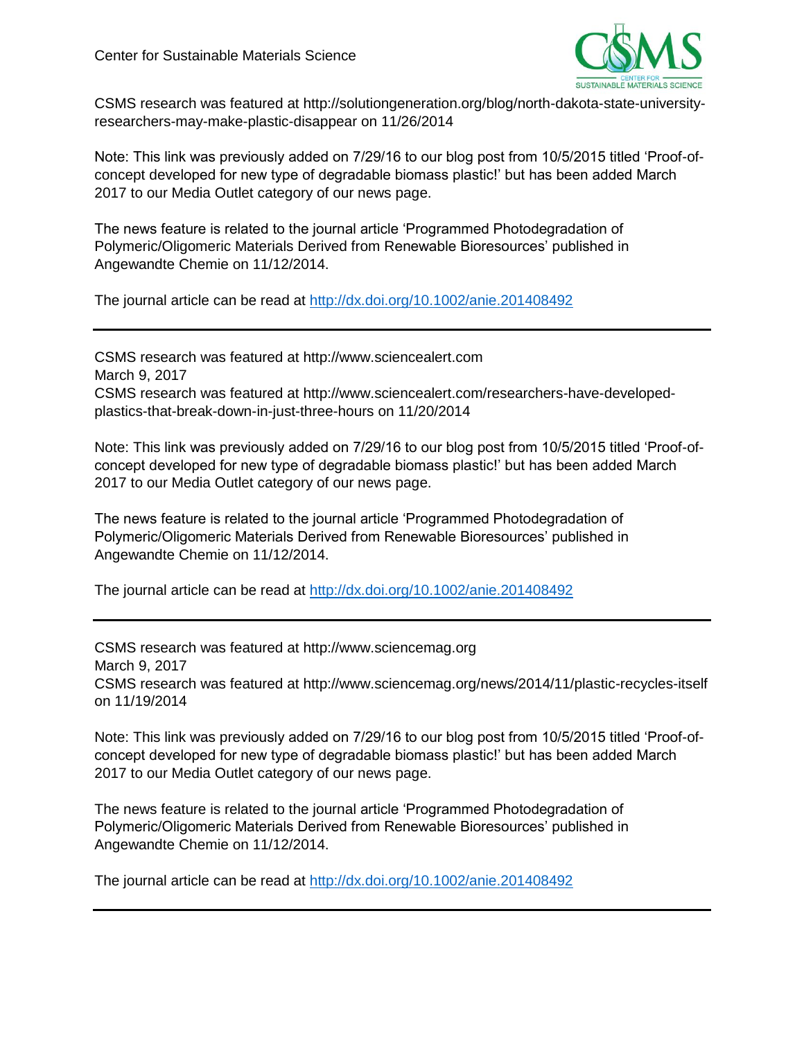CSMS research was featured at http://solutiongeneration.org/blog/north-dakota-state-university-researchers-may-make-plastic-disappear on 11/26/2014

Note: This link was previously added on 7/29/16 to our blog post from 10/5/2015 titled 'Proof-of-concept developed for new type of degradable biomass plastic!' but has been added March 2017 to our Media Outlet category of our news page.

The news feature is related to the journal article 'Programmed Photodegradation of Polymeric/Oligomeric Materials Derived from Renewable Bioresources' published in Angewandte Chemie on 11/12/2014.

The journal article can be read at http://dx.doi.org/10.1002/anie.201408492

---

CSMS research was featured at http://www.sciencealert.com
March 9, 2017
CSMS research was featured at http://www.sciencealert.com/researchers-have-developed-plastics-that-break-down-in-just-three-hours on 11/20/2014

Note: This link was previously added on 7/29/16 to our blog post from 10/5/2015 titled 'Proof-of-concept developed for new type of degradable biomass plastic!' but has been added March 2017 to our Media Outlet category of our news page.

The news feature is related to the journal article 'Programmed Photodegradation of Polymeric/Oligomeric Materials Derived from Renewable Bioresources' published in Angewandte Chemie on 11/12/2014.

The journal article can be read at http://dx.doi.org/10.1002/anie.201408492

---

CSMS research was featured at http://www.sciencemag.org
March 9, 2017
CSMS research was featured at http://www.sciencemag.org/news/2014/11/plastic-recycles-itself on 11/19/2014

Note: This link was previously added on 7/29/16 to our blog post from 10/5/2015 titled 'Proof-of-concept developed for new type of degradable biomass plastic!' but has been added March 2017 to our Media Outlet category of our news page.

The news feature is related to the journal article 'Programmed Photodegradation of Polymeric/Oligomeric Materials Derived from Renewable Bioresources' published in Angewandte Chemie on 11/12/2014.

The journal article can be read at http://dx.doi.org/10.1002/anie.201408492

---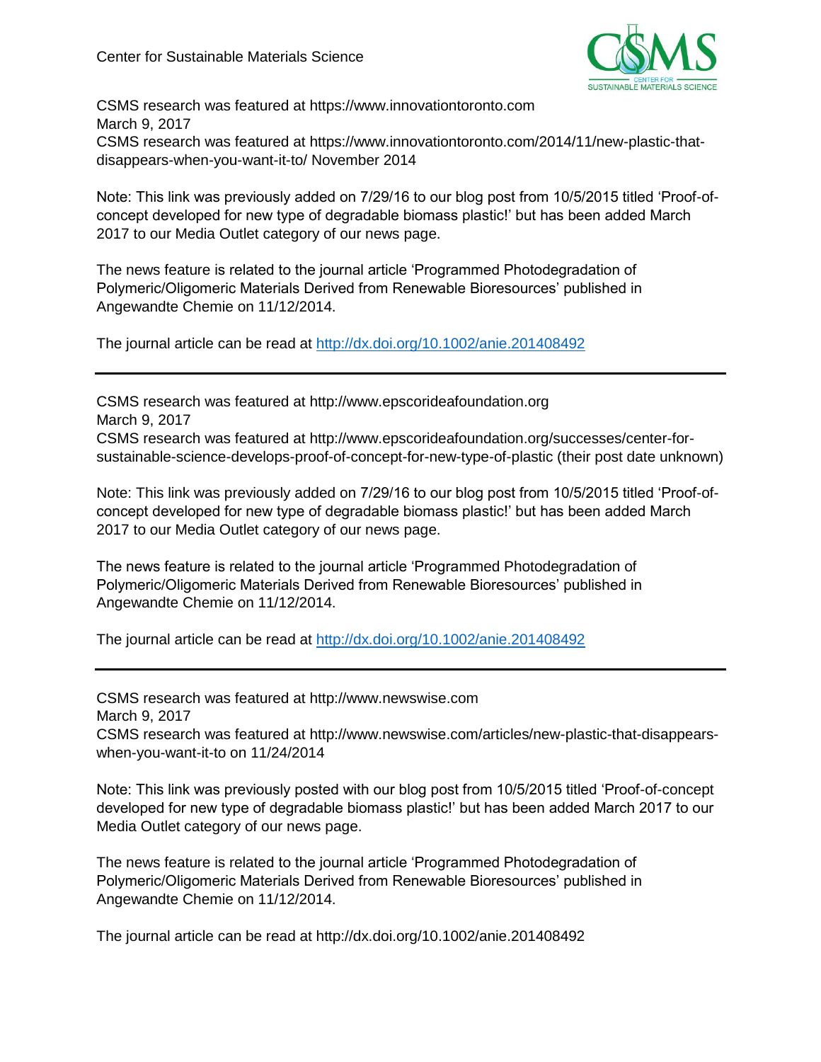CSMS research was featured at https://www.innovationtoronto.com
March 9, 2017
CSMS research was featured at https://www.innovationtoronto.com/2014/11/new-plastic-that-disappears-when-you-want-it-to/ November 2014

Note: This link was previously added on 7/29/16 to our blog post from 10/5/2015 titled 'Proof-of-concept developed for new type of degradable biomass plastic!' but has been added March 2017 to our Media Outlet category of our news page.

The news feature is related to the journal article 'Programmed Photodegradation of Polymeric/Oligomeric Materials Derived from Renewable Bioresources' published in Angewandte Chemie on 11/12/2014.

The journal article can be read at http://dx.doi.org/10.1002/anie.201408492

---

CSMS research was featured at http://www.epscorideafoundation.org
March 9, 2017
CSMS research was featured at http://www.epscorideafoundation.org/successes/center-for-sustainable-science-develops-proof-of-concept-for-new-type-of-plastic (their post date unknown)

Note: This link was previously added on 7/29/16 to our blog post from 10/5/2015 titled 'Proof-of-concept developed for new type of degradable biomass plastic!' but has been added March 2017 to our Media Outlet category of our news page.

The news feature is related to the journal article 'Programmed Photodegradation of Polymeric/Oligomeric Materials Derived from Renewable Bioresources' published in Angewandte Chemie on 11/12/2014.

The journal article can be read at http://dx.doi.org/10.1002/anie.201408492

---

CSMS research was featured at http://www.newswise.com
March 9, 2017
CSMS research was featured at http://www.newswise.com/articles/new-plastic-that-disappears-when-you-want-it-to on 11/24/2014

Note: This link was previously posted with our blog post from 10/5/2015 titled 'Proof-of-concept developed for new type of degradable biomass plastic!' but has been added March 2017 to our Media Outlet category of our news page.

The news feature is related to the journal article 'Programmed Photodegradation of Polymeric/Oligomeric Materials Derived from Renewable Bioresources' published in Angewandte Chemie on 11/12/2014.

The journal article can be read at http://dx.doi.org/10.1002/anie.201408492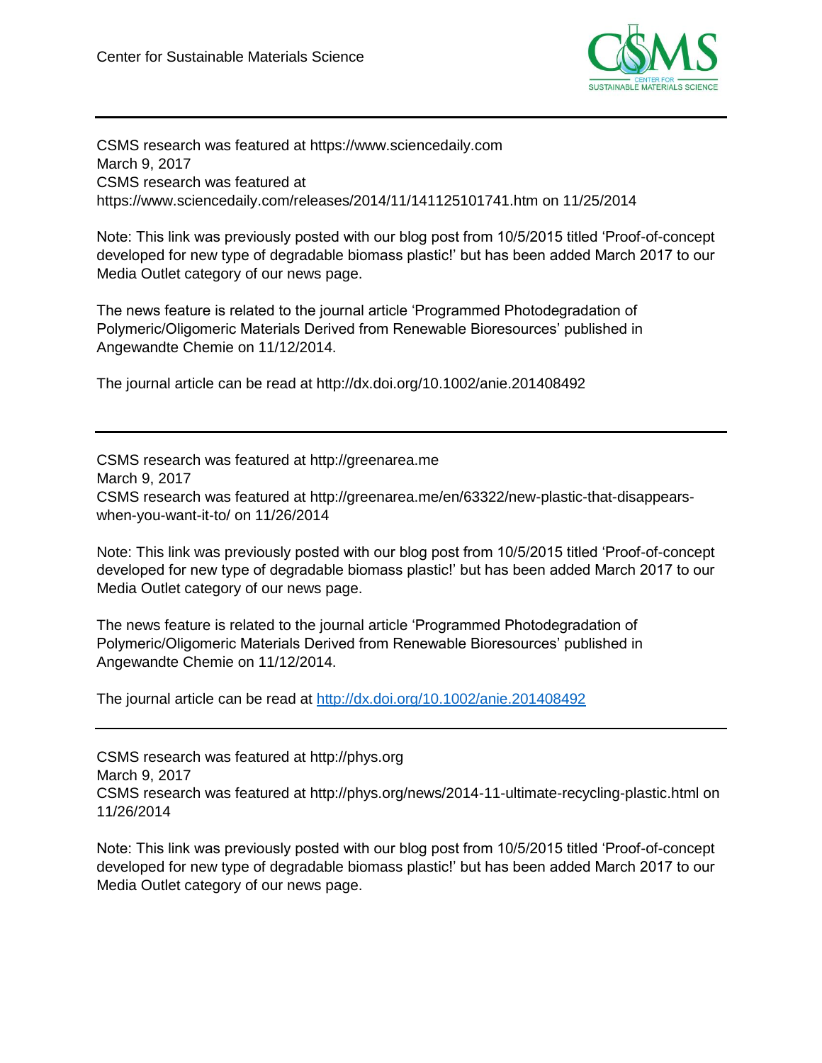CSMS research was featured at https://www.sciencedaily.com
March 9, 2017
CSMS research was featured at https://www.sciencedaily.com/releases/2014/11/141125101741.htm on 11/25/2014

Note: This link was previously posted with our blog post from 10/5/2015 titled 'Proof-of-concept developed for new type of degradable biomass plastic!' but has been added March 2017 to our Media Outlet category of our news page.

The news feature is related to the journal article 'Programmed Photodegradation of Polymeric/Oligomeric Materials Derived from Renewable Bioresources' published in Angewandte Chemie on 11/12/2014.

The journal article can be read at http://dx.doi.org/10.1002/anie.201408492

---

CSMS research was featured at http://greenarea.me
March 9, 2017
CSMS research was featured at http://greenarea.me/en/63322/new-plastic-that-disappears-when-you-want-it-to/ on 11/26/2014

Note: This link was previously posted with our blog post from 10/5/2015 titled 'Proof-of-concept developed for new type of degradable biomass plastic!' but has been added March 2017 to our Media Outlet category of our news page.

The news feature is related to the journal article 'Programmed Photodegradation of Polymeric/Oligomeric Materials Derived from Renewable Bioresources' published in Angewandte Chemie on 11/12/2014.

The journal article can be read at [http://dx.doi.org/10.1002/anie.201408492](http://dx.doi.org/10.1002/anie.201408492)

---

CSMS research was featured at http://phys.org
March 9, 2017
CSMS research was featured at http://phys.org/news/2014-11-ultimate-recycling-plastic.html on 11/26/2014

Note: This link was previously posted with our blog post from 10/5/2015 titled 'Proof-of-concept developed for new type of degradable biomass plastic!' but has been added March 2017 to our Media Outlet category of our news page.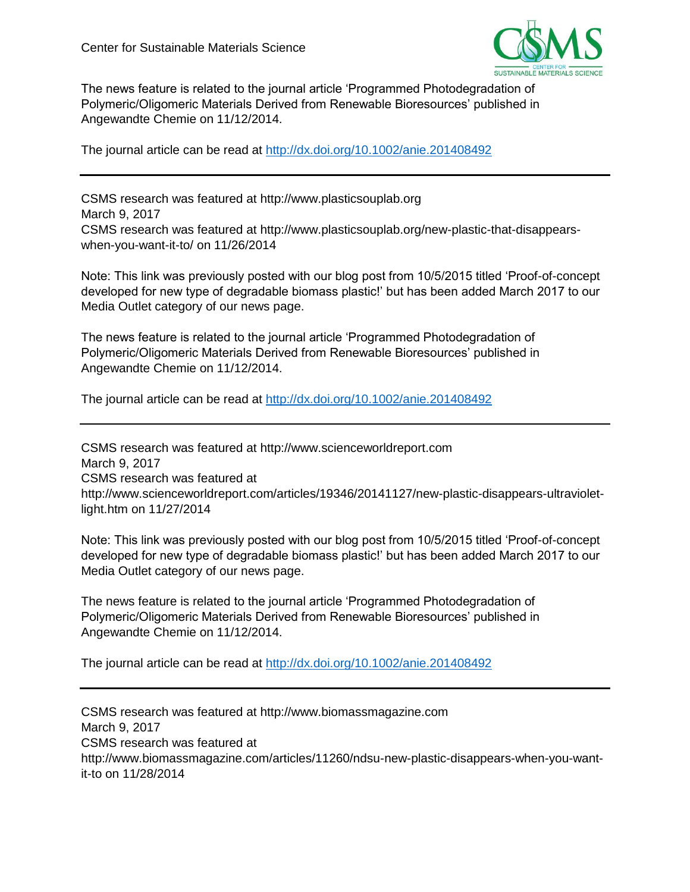The news feature is related to the journal article 'Programmed Photodegradation of Polymeric/Oligomeric Materials Derived from Renewable Bioresources' published in Angewandte Chemie on 11/12/2014.

The journal article can be read at http://dx.doi.org/10.1002/anie.201408492

---

CSMS research was featured at http://www.plasticsouplab.org
March 9, 2017
CSMS research was featured at http://www.plasticsouplab.org/new-plastic-that-disappears-when-you-want-it-to/ on 11/26/2014

Note: This link was previously posted with our blog post from 10/5/2015 titled 'Proof-of-concept developed for new type of degradable biomass plastic!' but has been added March 2017 to our Media Outlet category of our news page.

The news feature is related to the journal article 'Programmed Photodegradation of Polymeric/Oligomeric Materials Derived from Renewable Bioresources' published in Angewandte Chemie on 11/12/2014.

The journal article can be read at http://dx.doi.org/10.1002/anie.201408492

---

CSMS research was featured at http://www.scienceworldreport.com
March 9, 2017
CSMS research was featured at http://www.scienceworldreport.com/articles/19346/20141127/new-plastic-disappears-ultraviolet-light.htm on 11/27/2014

Note: This link was previously posted with our blog post from 10/5/2015 titled 'Proof-of-concept developed for new type of degradable biomass plastic!' but has been added March 2017 to our Media Outlet category of our news page.

The news feature is related to the journal article 'Programmed Photodegradation of Polymeric/Oligomeric Materials Derived from Renewable Bioresources' published in Angewandte Chemie on 11/12/2014.

The journal article can be read at http://dx.doi.org/10.1002/anie.201408492

---

CSMS research was featured at http://www.biomassmagazine.com
March 9, 2017
CSMS research was featured at http://www.biomassmagazine.com/articles/11260/ndsu-new-plastic-disappears-when-you-want-it-to on 11/28/2014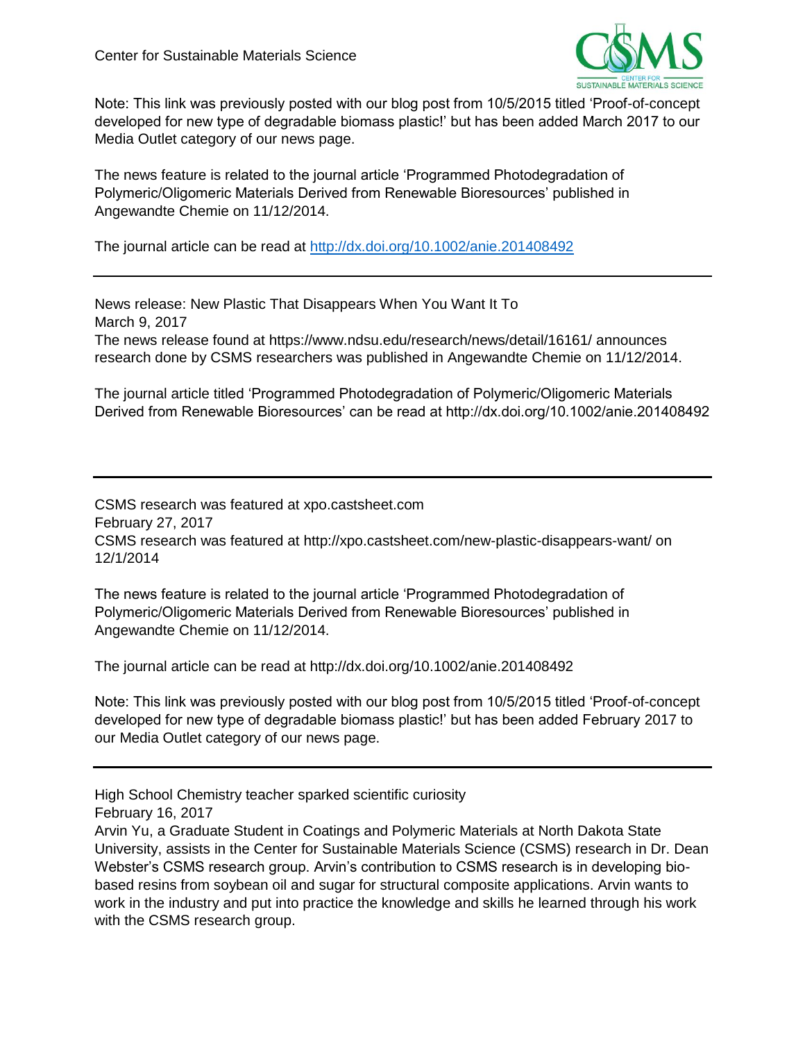Note: This link was previously posted with our blog post from 10/5/2015 titled 'Proof-of-concept developed for new type of degradable biomass plastic!' but has been added March 2017 to our Media Outlet category of our news page.

The news feature is related to the journal article 'Programmed Photodegradation of Polymeric/Oligomeric Materials Derived from Renewable Bioresources' published in Angewandte Chemie on 11/12/2014.

The journal article can be read at http://dx.doi.org/10.1002/anie.201408492

---

News release: New Plastic That Disappears When You Want It To
March 9, 2017
The news release found at https://www.ndsu.edu/research/news/detail/16161/ announces research done by CSMS researchers was published in Angewandte Chemie on 11/12/2014.

The journal article titled 'Programmed Photodegradation of Polymeric/Oligomeric Materials Derived from Renewable Bioresources' can be read at http://dx.doi.org/10.1002/anie.201408492

---

CSMS research was featured at xpo.castsheet.com
February 27, 2017
CSMS research was featured at http://xpo.castsheet.com/new-plastic-disappears-want/ on 12/1/2014

The news feature is related to the journal article 'Programmed Photodegradation of Polymeric/Oligomeric Materials Derived from Renewable Bioresources' published in Angewandte Chemie on 11/12/2014.

The journal article can be read at http://dx.doi.org/10.1002/anie.201408492

Note: This link was previously posted with our blog post from 10/5/2015 titled 'Proof-of-concept developed for new type of degradable biomass plastic!' but has been added February 2017 to our Media Outlet category of our news page.

---

High School Chemistry teacher sparked scientific curiosity
February 16, 2017
Arvin Yu, a Graduate Student in Coatings and Polymeric Materials at North Dakota State University, assists in the Center for Sustainable Materials Science (CSMS) research in Dr. Dean Webster's CSMS research group. Arvin's contribution to CSMS research is in developing bio-based resins from soybean oil and sugar for structural composite applications. Arvin wants to work in the industry and put into practice the knowledge and skills he learned through his work with the CSMS research group.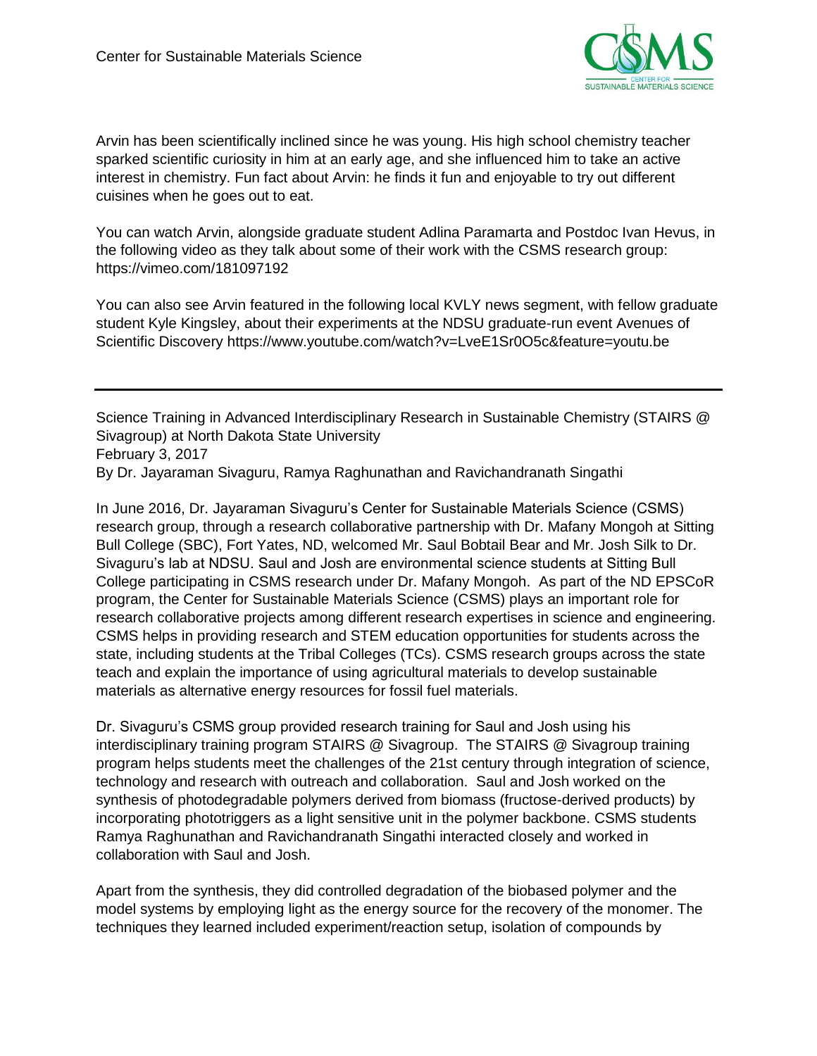Arvin has been scientifically inclined since he was young. His high school chemistry teacher sparked scientific curiosity in him at an early age, and she influenced him to take an active interest in chemistry. Fun fact about Arvin: he finds it fun and enjoyable to try out different cuisines when he goes out to eat.

You can watch Arvin, alongside graduate student Adlina Paramarta and Postdoc Ivan Hevus, in the following video as they talk about some of their work with the CSMS research group: https://vimeo.com/181097192

You can also see Arvin featured in the following local KVLY news segment, with fellow graduate student Kyle Kingsley, about their experiments at the NDSU graduate-run event Avenues of Scientific Discovery https://www.youtube.com/watch?v=LveE1Sr0O5c&feature=youtu.be

---

Science Training in Advanced Interdisciplinary Research in Sustainable Chemistry (STAIRS @ Sivagroup) at North Dakota State University
February 3, 2017
By Dr. Jayaraman Sivaguru, Ramya Raghunathan and Ravichandranath Singathi

In June 2016, Dr. Jayaraman Sivaguru's Center for Sustainable Materials Science (CSMS) research group, through a research collaborative partnership with Dr. Mafany Mongoh at Sitting Bull College (SBC), Fort Yates, ND, welcomed Mr. Saul Bobtail Bear and Mr. Josh Silk to Dr. Sivaguru's lab at NDSU. Saul and Josh are environmental science students at Sitting Bull College participating in CSMS research under Dr. Mafany Mongoh. As part of the ND EPSCoR program, the Center for Sustainable Materials Science (CSMS) plays an important role for research collaborative projects among different research expertises in science and engineering. CSMS helps in providing research and STEM education opportunities for students across the state, including students at the Tribal Colleges (TCs). CSMS research groups across the state teach and explain the importance of using agricultural materials to develop sustainable materials as alternative energy resources for fossil fuel materials.

Dr. Sivaguru's CSMS group provided research training for Saul and Josh using his interdisciplinary training program STAIRS @ Sivagroup. The STAIRS @ Sivagroup training program helps students meet the challenges of the 21st century through integration of science, technology and research with outreach and collaboration. Saul and Josh worked on the synthesis of photodegradable polymers derived from biomass (fructose-derived products) by incorporating phototriggers as a light sensitive unit in the polymer backbone. CSMS students Ramya Raghunathan and Ravichandranath Singathi interacted closely and worked in collaboration with Saul and Josh.

Apart from the synthesis, they did controlled degradation of the biobased polymer and the model systems by employing light as the energy source for the recovery of the monomer. The techniques they learned included experiment/reaction setup, isolation of compounds by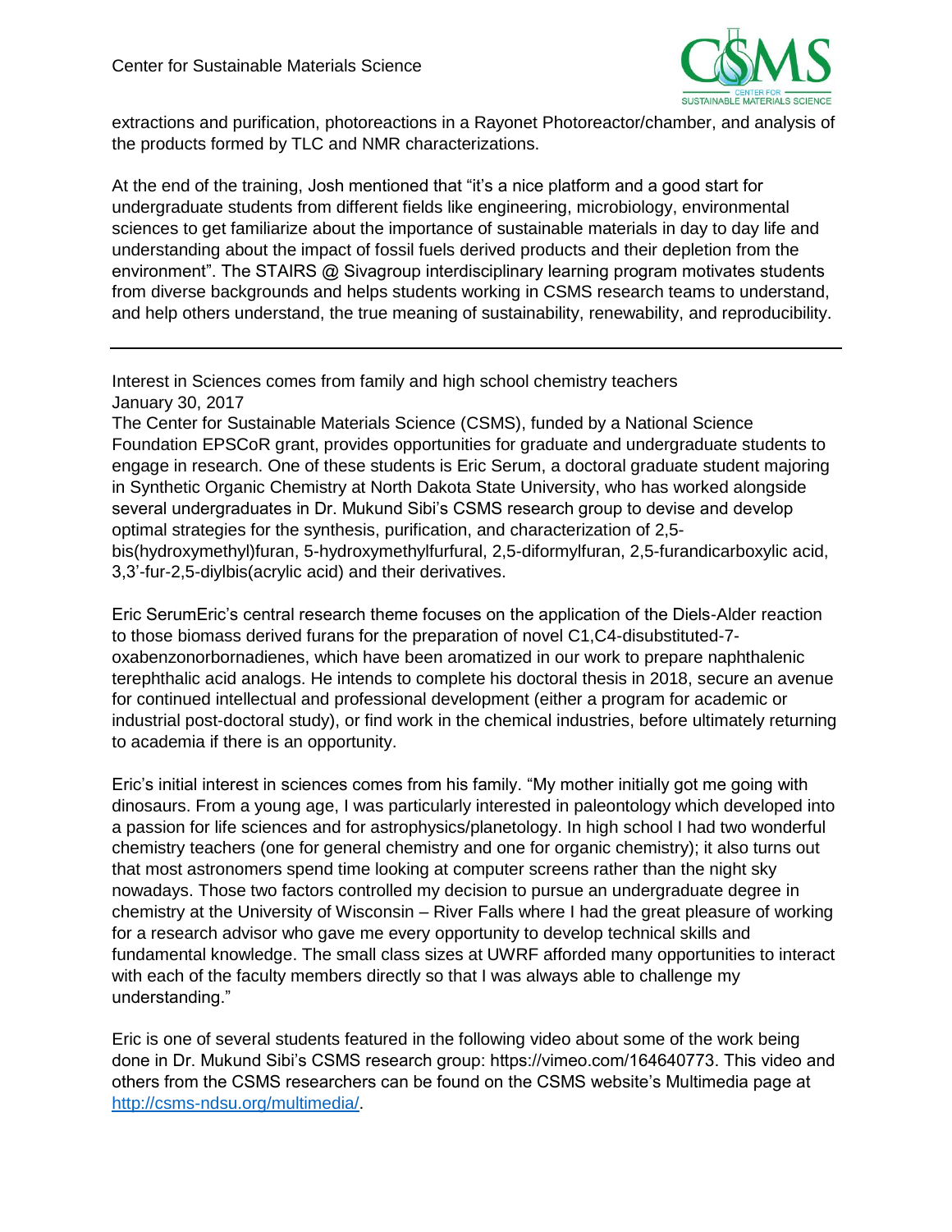extractions and purification, photoreactions in a Rayonet Photoreactor/chamber, and analysis of the products formed by TLC and NMR characterizations.

At the end of the training, Josh mentioned that "it's a nice platform and a good start for undergraduate students from different fields like engineering, microbiology, environmental sciences to get familiarize about the importance of sustainable materials in day to day life and understanding about the impact of fossil fuels derived products and their depletion from the environment". The STAIRS @ Sivagroup interdisciplinary learning program motivates students from diverse backgrounds and helps students working in CSMS research teams to understand, and help others understand, the true meaning of sustainability, renewability, and reproducibility.

---

Interest in Sciences comes from family and high school chemistry teachers
January 30, 2017

The Center for Sustainable Materials Science (CSMS), funded by a National Science Foundation EPSCoR grant, provides opportunities for graduate and undergraduate students to engage in research. One of these students is Eric Serum, a doctoral graduate student majoring in Synthetic Organic Chemistry at North Dakota State University, who has worked alongside several undergraduates in Dr. Mukund Sibi's CSMS research group to devise and develop optimal strategies for the synthesis, purification, and characterization of 2,5-bis(hydroxymethyl)furan, 5-hydroxymethylfurfural, 2,5-diformylfuran, 2,5-furandicarboxylic acid, 3,3'-fur-2,5-diylbis(acrylic acid) and their derivatives.

Eric SerumEric's central research theme focuses on the application of the Diels-Alder reaction to those biomass derived furans for the preparation of novel C1,C4-disubstituted-7-oxabenzonorbornadienes, which have been aromatized in our work to prepare naphthalenic terephthalic acid analogs. He intends to complete his doctoral thesis in 2018, secure an avenue for continued intellectual and professional development (either a program for academic or industrial post-doctoral study), or find work in the chemical industries, before ultimately returning to academia if there is an opportunity.

Eric's initial interest in sciences comes from his family. "My mother initially got me going with dinosaurs. From a young age, I was particularly interested in paleontology which developed into a passion for life sciences and for astrophysics/planetology. In high school I had two wonderful chemistry teachers (one for general chemistry and one for organic chemistry); it also turns out that most astronomers spend time looking at computer screens rather than the night sky nowadays. Those two factors controlled my decision to pursue an undergraduate degree in chemistry at the University of Wisconsin – River Falls where I had the great pleasure of working for a research advisor who gave me every opportunity to develop technical skills and fundamental knowledge. The small class sizes at UWRF afforded many opportunities to interact with each of the faculty members directly so that I was always able to challenge my understanding."

Eric is one of several students featured in the following video about some of the work being done in Dr. Mukund Sibi's CSMS research group: https://vimeo.com/164640773. This video and others from the CSMS researchers can be found on the CSMS website's Multimedia page at http://csms-ndsu.org/multimedia/.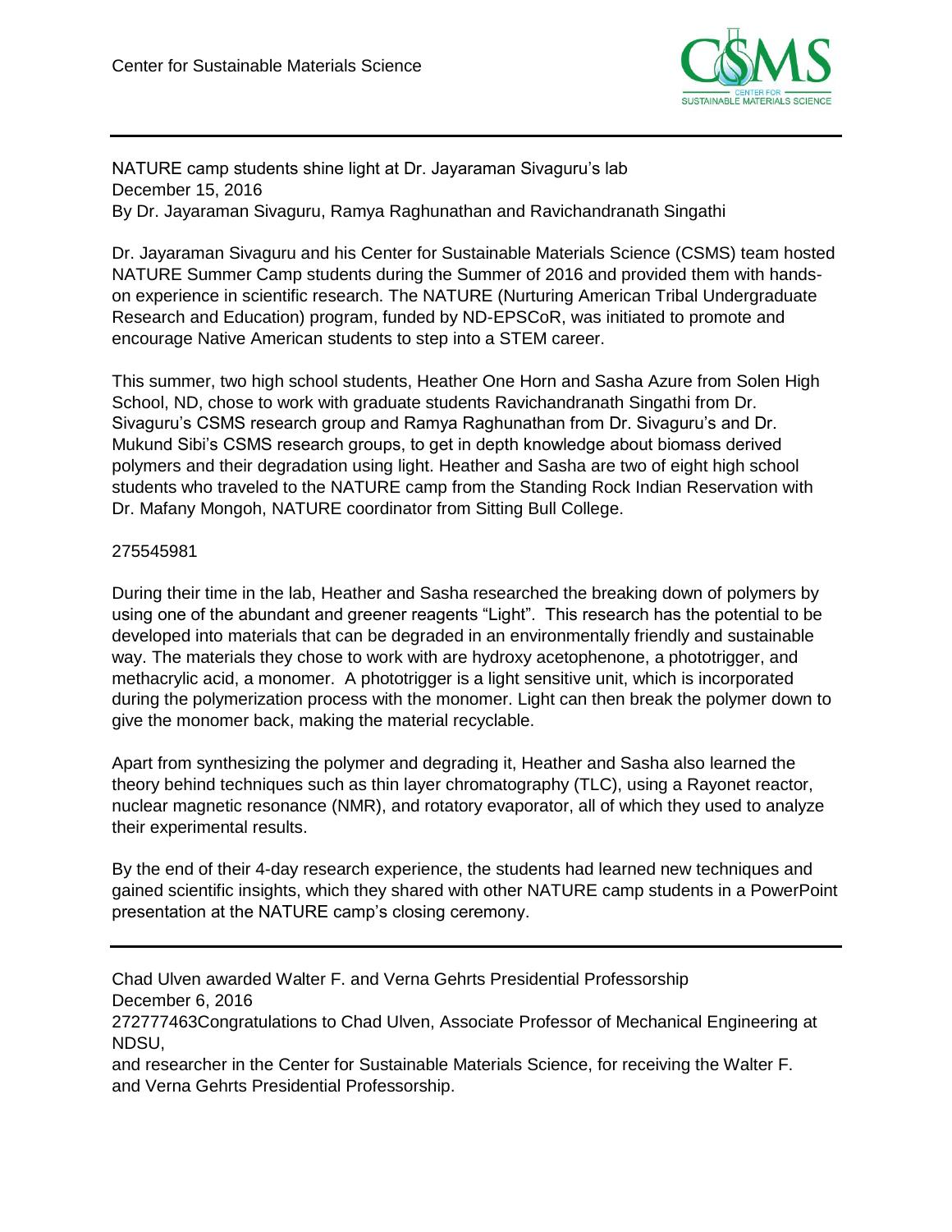NATURE camp students shine light at Dr. Jayaraman Sivaguru's lab
December 15, 2016
By Dr. Jayaraman Sivaguru, Ramya Raghunathan and Ravichandranath Singathi

Dr. Jayaraman Sivaguru and his Center for Sustainable Materials Science (CSMS) team hosted NATURE Summer Camp students during the Summer of 2016 and provided them with hands-on experience in scientific research. The NATURE (Nurturing American Tribal Undergraduate Research and Education) program, funded by ND-EPSCoR, was initiated to promote and encourage Native American students to step into a STEM career.

This summer, two high school students, Heather One Horn and Sasha Azure from Solen High School, ND, chose to work with graduate students Ravichandranath Singathi from Dr. Sivaguru's CSMS research group and Ramya Raghunathan from Dr. Sivaguru's and Dr. Mukund Sibi's CSMS research groups, to get in depth knowledge about biomass derived polymers and their degradation using light. Heather and Sasha are two of eight high school students who traveled to the NATURE camp from the Standing Rock Indian Reservation with Dr. Mafany Mongoh, NATURE coordinator from Sitting Bull College.

275545981

During their time in the lab, Heather and Sasha researched the breaking down of polymers by using one of the abundant and greener reagents "Light". This research has the potential to be developed into materials that can be degraded in an environmentally friendly and sustainable way. The materials they chose to work with are hydroxy acetophenone, a phototrigger, and methacrylic acid, a monomer. A phototrigger is a light sensitive unit, which is incorporated during the polymerization process with the monomer. Light can then break the polymer down to give the monomer back, making the material recyclable.

Apart from synthesizing the polymer and degrading it, Heather and Sasha also learned the theory behind techniques such as thin layer chromatography (TLC), using a Rayonet reactor, nuclear magnetic resonance (NMR), and rotatory evaporator, all of which they used to analyze their experimental results.

By the end of their 4-day research experience, the students had learned new techniques and gained scientific insights, which they shared with other NATURE camp students in a PowerPoint presentation at the NATURE camp's closing ceremony.

---

Chad Ulven awarded Walter F. and Verna Gehrts Presidential Professorship
December 6, 2016
272777463Congratulations to Chad Ulven, Associate Professor of Mechanical Engineering at NDSU,
and researcher in the Center for Sustainable Materials Science, for receiving the Walter F. and Verna Gehrts Presidential Professorship.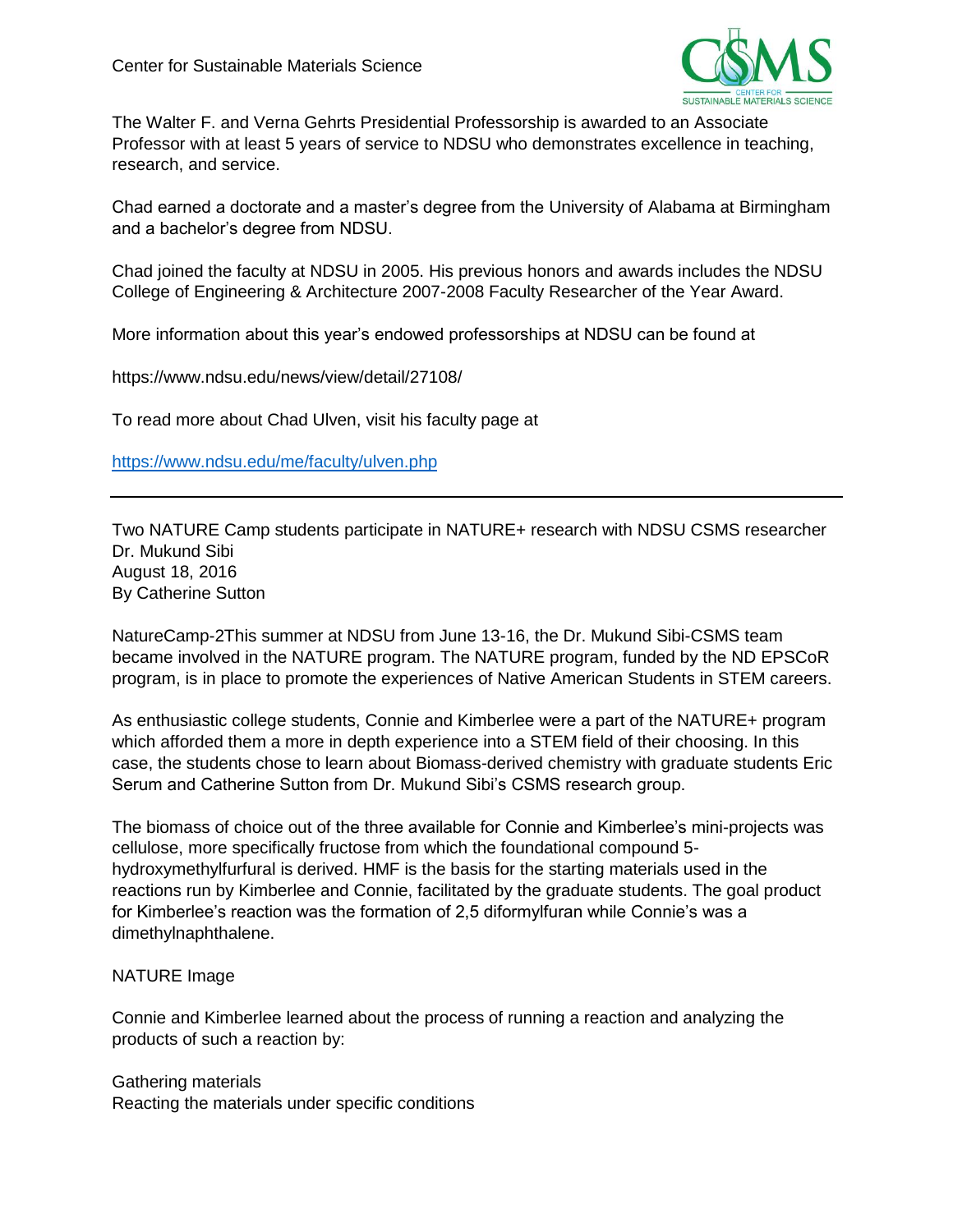The Walter F. and Verna Gehrts Presidential Professorship is awarded to an Associate Professor with at least 5 years of service to NDSU who demonstrates excellence in teaching, research, and service.

Chad earned a doctorate and a master's degree from the University of Alabama at Birmingham and a bachelor's degree from NDSU.

Chad joined the faculty at NDSU in 2005. His previous honors and awards includes the NDSU College of Engineering & Architecture 2007-2008 Faculty Researcher of the Year Award.

More information about this year's endowed professorships at NDSU can be found at

https://www.ndsu.edu/news/view/detail/27108/

To read more about Chad Ulven, visit his faculty page at

https://www.ndsu.edu/me/faculty/ulven.php

---

Two NATURE Camp students participate in NATURE+ research with NDSU CSMS researcher Dr. Mukund Sibi
August 18, 2016
By Catherine Sutton

NatureCamp-2This summer at NDSU from June 13-16, the Dr. Mukund Sibi-CSMS team became involved in the NATURE program. The NATURE program, funded by the ND EPSCoR program, is in place to promote the experiences of Native American Students in STEM careers.

As enthusiastic college students, Connie and Kimberlee were a part of the NATURE+ program which afforded them a more in depth experience into a STEM field of their choosing. In this case, the students chose to learn about Biomass-derived chemistry with graduate students Eric Serum and Catherine Sutton from Dr. Mukund Sibi's CSMS research group.

The biomass of choice out of the three available for Connie and Kimberlee's mini-projects was cellulose, more specifically fructose from which the foundational compound 5-hydroxymethylfurfural is derived. HMF is the basis for the starting materials used in the reactions run by Kimberlee and Connie, facilitated by the graduate students. The goal product for Kimberlee's reaction was the formation of 2,5 diformylfuran while Connie's was a dimethylnaphthalene.

NATURE Image

Connie and Kimberlee learned about the process of running a reaction and analyzing the products of such a reaction by:

Gathering materials
Reacting the materials under specific conditions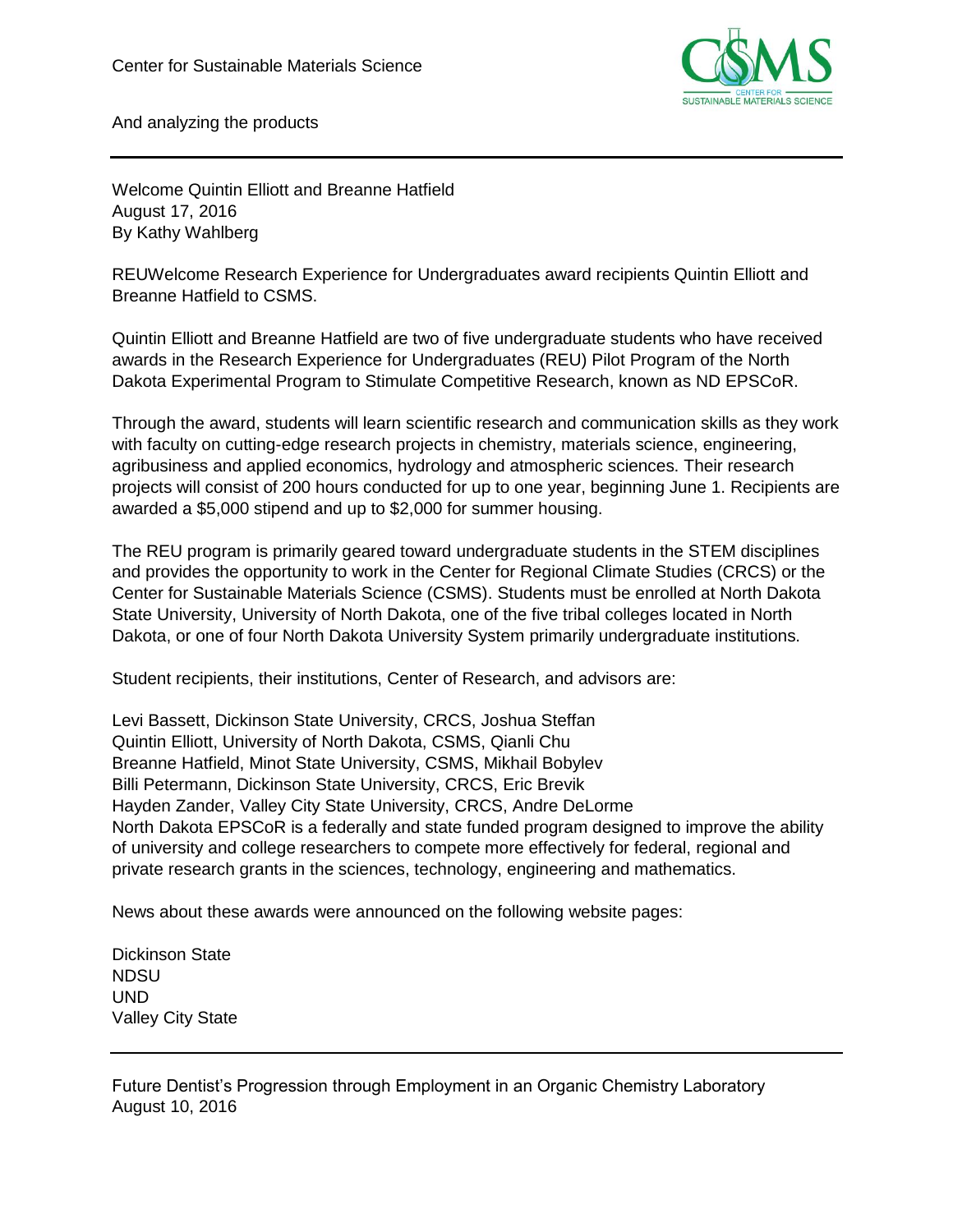And analyzing the products

---

## Welcome Quintin Elliott and Breanne Hatfield

August 17, 2016
By Kathy Wahlberg

REUWelcome Research Experience for Undergraduates award recipients Quintin Elliott and Breanne Hatfield to CSMS.

Quintin Elliott and Breanne Hatfield are two of five undergraduate students who have received awards in the Research Experience for Undergraduates (REU) Pilot Program of the North Dakota Experimental Program to Stimulate Competitive Research, known as ND EPSCoR.

Through the award, students will learn scientific research and communication skills as they work with faculty on cutting-edge research projects in chemistry, materials science, engineering, agribusiness and applied economics, hydrology and atmospheric sciences. Their research projects will consist of 200 hours conducted for up to one year, beginning June 1. Recipients are awarded a $5,000 stipend and up to $2,000 for summer housing.

The REU program is primarily geared toward undergraduate students in the STEM disciplines and provides the opportunity to work in the Center for Regional Climate Studies (CRCS) or the Center for Sustainable Materials Science (CSMS). Students must be enrolled at North Dakota State University, University of North Dakota, one of the five tribal colleges located in North Dakota, or one of four North Dakota University System primarily undergraduate institutions.

Student recipients, their institutions, Center of Research, and advisors are:

Levi Bassett, Dickinson State University, CRCS, Joshua Steffan
Quintin Elliott, University of North Dakota, CSMS, Qianli Chu
Breanne Hatfield, Minot State University, CSMS, Mikhail Bobylev
Billi Petermann, Dickinson State University, CRCS, Eric Brevik
Hayden Zander, Valley City State University, CRCS, Andre DeLorme
North Dakota EPSCoR is a federally and state funded program designed to improve the ability of university and college researchers to compete more effectively for federal, regional and private research grants in the sciences, technology, engineering and mathematics.

News about these awards were announced on the following website pages:

Dickinson State
NDSU
UND
Valley City State

---

## Future Dentist's Progression through Employment in an Organic Chemistry Laboratory

August 10, 2016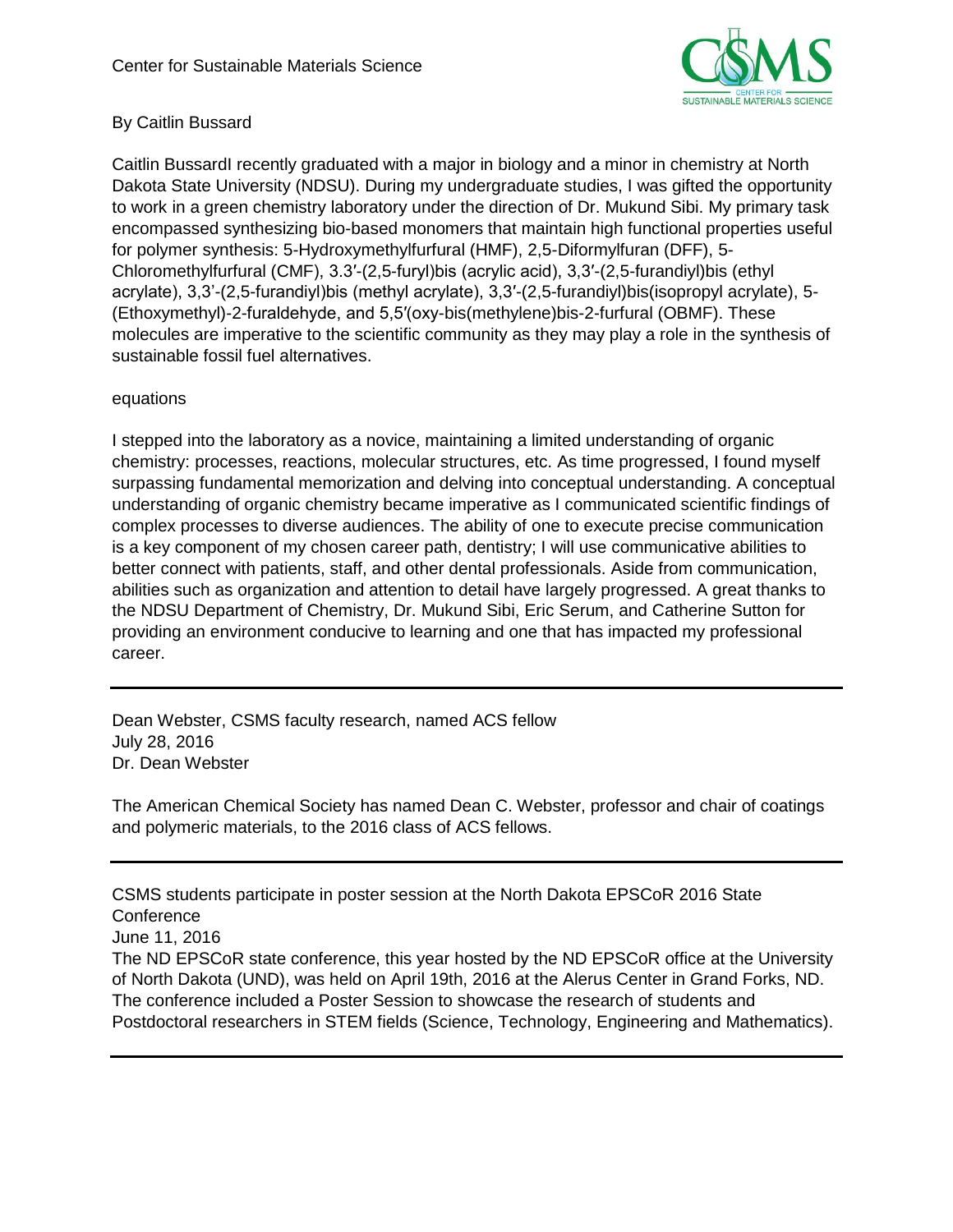Center for Sustainable Materials Science

By Caitlin Bussard

Caitlin BussardI recently graduated with a major in biology and a minor in chemistry at North Dakota State University (NDSU). During my undergraduate studies, I was gifted the opportunity to work in a green chemistry laboratory under the direction of Dr. Mukund Sibi. My primary task encompassed synthesizing bio-based monomers that maintain high functional properties useful for polymer synthesis: 5-Hydroxymethylfurfural (HMF), 2,5-Diformylfuran (DFF), 5-Chloromethylfurfural (CMF), 3.3′-(2,5-furyl)bis (acrylic acid), 3,3′-(2,5-furandiyl)bis (ethyl acrylate), 3,3'-(2,5-furandiyl)bis (methyl acrylate), 3,3′-(2,5-furandiyl)bis(isopropyl acrylate), 5-(Ethoxymethyl)-2-furaldehyde, and 5,5′(oxy-bis(methylene)bis-2-furfural (OBMF). These molecules are imperative to the scientific community as they may play a role in the synthesis of sustainable fossil fuel alternatives.

equations

I stepped into the laboratory as a novice, maintaining a limited understanding of organic chemistry: processes, reactions, molecular structures, etc. As time progressed, I found myself surpassing fundamental memorization and delving into conceptual understanding. A conceptual understanding of organic chemistry became imperative as I communicated scientific findings of complex processes to diverse audiences. The ability of one to execute precise communication is a key component of my chosen career path, dentistry; I will use communicative abilities to better connect with patients, staff, and other dental professionals. Aside from communication, abilities such as organization and attention to detail have largely progressed. A great thanks to the NDSU Department of Chemistry, Dr. Mukund Sibi, Eric Serum, and Catherine Sutton for providing an environment conducive to learning and one that has impacted my professional career.

---

Dean Webster, CSMS faculty research, named ACS fellow
July 28, 2016
Dr. Dean Webster

The American Chemical Society has named Dean C. Webster, professor and chair of coatings and polymeric materials, to the 2016 class of ACS fellows.

---

CSMS students participate in poster session at the North Dakota EPSCoR 2016 State Conference
June 11, 2016
The ND EPSCoR state conference, this year hosted by the ND EPSCoR office at the University of North Dakota (UND), was held on April 19th, 2016 at the Alerus Center in Grand Forks, ND. The conference included a Poster Session to showcase the research of students and Postdoctoral researchers in STEM fields (Science, Technology, Engineering and Mathematics).

---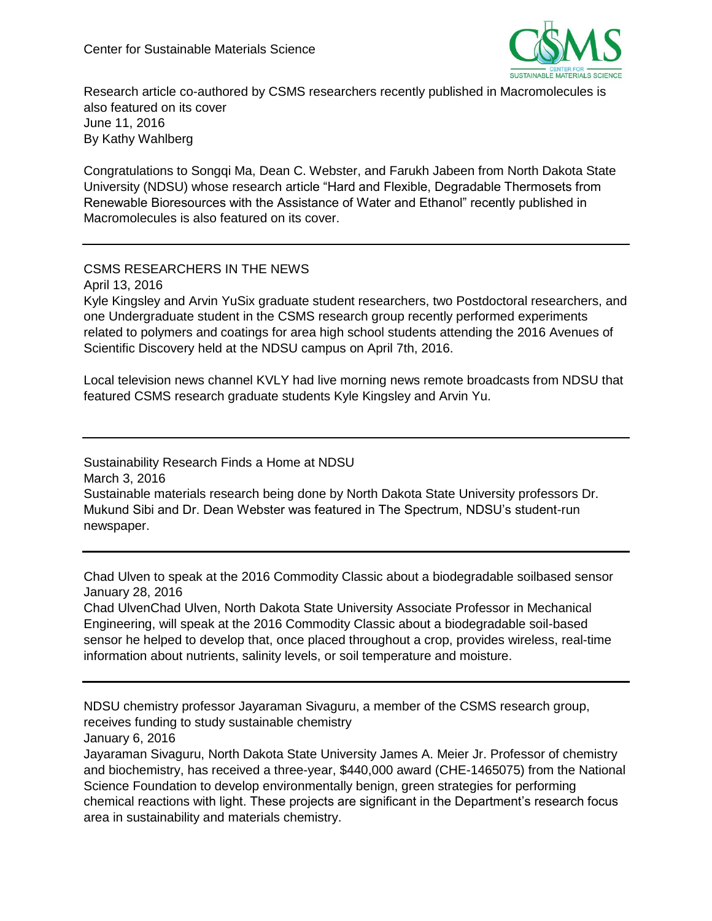Center for Sustainable Materials Science

Research article co-authored by CSMS researchers recently published in Macromolecules is also featured on its cover
June 11, 2016
By Kathy Wahlberg

Congratulations to Songqi Ma, Dean C. Webster, and Farukh Jabeen from North Dakota State University (NDSU) whose research article "Hard and Flexible, Degradable Thermosets from Renewable Bioresources with the Assistance of Water and Ethanol" recently published in Macromolecules is also featured on its cover.

---

CSMS RESEARCHERS IN THE NEWS
April 13, 2016
Kyle Kingsley and Arvin YuSix graduate student researchers, two Postdoctoral researchers, and one Undergraduate student in the CSMS research group recently performed experiments related to polymers and coatings for area high school students attending the 2016 Avenues of Scientific Discovery held at the NDSU campus on April 7th, 2016.

Local television news channel KVLY had live morning news remote broadcasts from NDSU that featured CSMS research graduate students Kyle Kingsley and Arvin Yu.

---

Sustainability Research Finds a Home at NDSU
March 3, 2016
Sustainable materials research being done by North Dakota State University professors Dr. Mukund Sibi and Dr. Dean Webster was featured in The Spectrum, NDSU's student-run newspaper.

---

Chad Ulven to speak at the 2016 Commodity Classic about a biodegradable soilbased sensor
January 28, 2016
Chad UlvenChad Ulven, North Dakota State University Associate Professor in Mechanical Engineering, will speak at the 2016 Commodity Classic about a biodegradable soil-based sensor he helped to develop that, once placed throughout a crop, provides wireless, real-time information about nutrients, salinity levels, or soil temperature and moisture.

---

NDSU chemistry professor Jayaraman Sivaguru, a member of the CSMS research group, receives funding to study sustainable chemistry
January 6, 2016
Jayaraman Sivaguru, North Dakota State University James A. Meier Jr. Professor of chemistry and biochemistry, has received a three-year, $440,000 award (CHE-1465075) from the National Science Foundation to develop environmentally benign, green strategies for performing chemical reactions with light. These projects are significant in the Department's research focus area in sustainability and materials chemistry.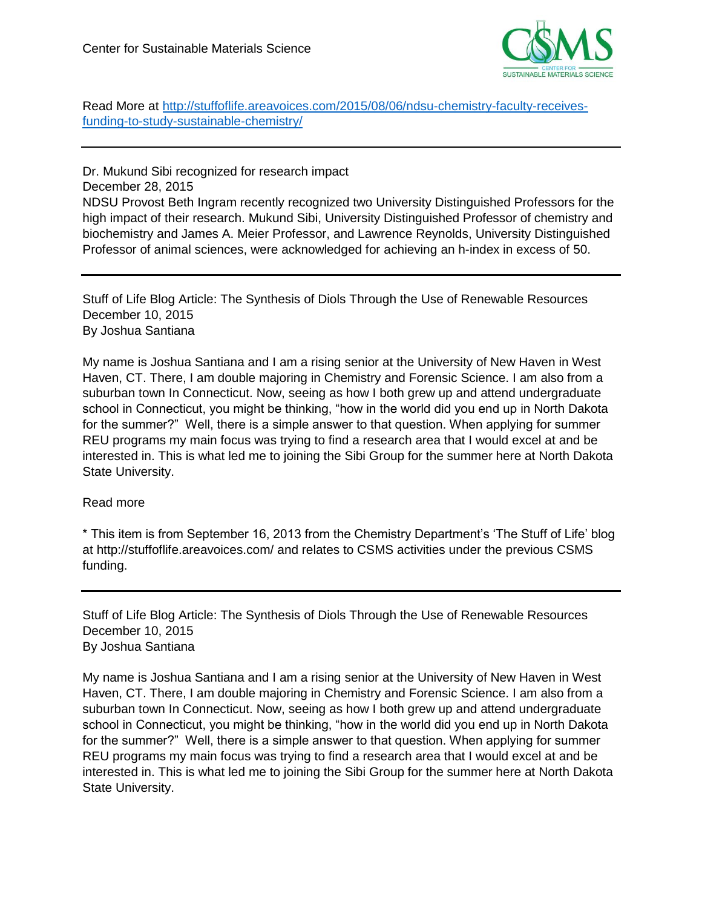Read More at [http://stuffoflife.areavoices.com/2015/08/06/ndsu-chemistry-faculty-receives-funding-to-study-sustainable-chemistry/](http://stuffoflife.areavoices.com/2015/08/06/ndsu-chemistry-faculty-receives-funding-to-study-sustainable-chemistry/)

---

Dr. Mukund Sibi recognized for research impact
December 28, 2015
NDSU Provost Beth Ingram recently recognized two University Distinguished Professors for the high impact of their research. Mukund Sibi, University Distinguished Professor of chemistry and biochemistry and James A. Meier Professor, and Lawrence Reynolds, University Distinguished Professor of animal sciences, were acknowledged for achieving an h-index in excess of 50.

---

Stuff of Life Blog Article: The Synthesis of Diols Through the Use of Renewable Resources
December 10, 2015
By Joshua Santiana

My name is Joshua Santiana and I am a rising senior at the University of New Haven in West Haven, CT. There, I am double majoring in Chemistry and Forensic Science. I am also from a suburban town In Connecticut. Now, seeing as how I both grew up and attend undergraduate school in Connecticut, you might be thinking, "how in the world did you end up in North Dakota for the summer?" Well, there is a simple answer to that question. When applying for summer REU programs my main focus was trying to find a research area that I would excel at and be interested in. This is what led me to joining the Sibi Group for the summer here at North Dakota State University.

Read more

* This item is from September 16, 2013 from the Chemistry Department's 'The Stuff of Life' blog at http://stuffoflife.areavoices.com/ and relates to CSMS activities under the previous CSMS funding.

---

Stuff of Life Blog Article: The Synthesis of Diols Through the Use of Renewable Resources
December 10, 2015
By Joshua Santiana

My name is Joshua Santiana and I am a rising senior at the University of New Haven in West Haven, CT. There, I am double majoring in Chemistry and Forensic Science. I am also from a suburban town In Connecticut. Now, seeing as how I both grew up and attend undergraduate school in Connecticut, you might be thinking, "how in the world did you end up in North Dakota for the summer?" Well, there is a simple answer to that question. When applying for summer REU programs my main focus was trying to find a research area that I would excel at and be interested in. This is what led me to joining the Sibi Group for the summer here at North Dakota State University.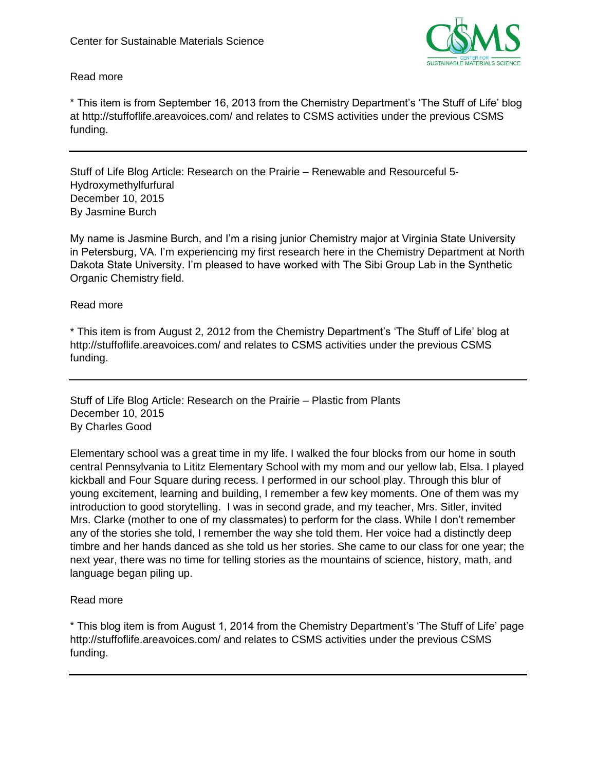Read more

* This item is from September 16, 2013 from the Chemistry Department's 'The Stuff of Life' blog at http://stuffoflife.areavoices.com/ and relates to CSMS activities under the previous CSMS funding.

---

Stuff of Life Blog Article: Research on the Prairie – Renewable and Resourceful 5-Hydroxymethylfurfural
December 10, 2015
By Jasmine Burch

My name is Jasmine Burch, and I'm a rising junior Chemistry major at Virginia State University in Petersburg, VA. I'm experiencing my first research here in the Chemistry Department at North Dakota State University. I'm pleased to have worked with The Sibi Group Lab in the Synthetic Organic Chemistry field.

Read more

* This item is from August 2, 2012 from the Chemistry Department's 'The Stuff of Life' blog at http://stuffoflife.areavoices.com/ and relates to CSMS activities under the previous CSMS funding.

---

Stuff of Life Blog Article: Research on the Prairie – Plastic from Plants
December 10, 2015
By Charles Good

Elementary school was a great time in my life. I walked the four blocks from our home in south central Pennsylvania to Lititz Elementary School with my mom and our yellow lab, Elsa. I played kickball and Four Square during recess. I performed in our school play. Through this blur of young excitement, learning and building, I remember a few key moments. One of them was my introduction to good storytelling. I was in second grade, and my teacher, Mrs. Sitler, invited Mrs. Clarke (mother to one of my classmates) to perform for the class. While I don't remember any of the stories she told, I remember the way she told them. Her voice had a distinctly deep timbre and her hands danced as she told us her stories. She came to our class for one year; the next year, there was no time for telling stories as the mountains of science, history, math, and language began piling up.

Read more

* This blog item is from August 1, 2014 from the Chemistry Department's 'The Stuff of Life' page http://stuffoflife.areavoices.com/ and relates to CSMS activities under the previous CSMS funding.

---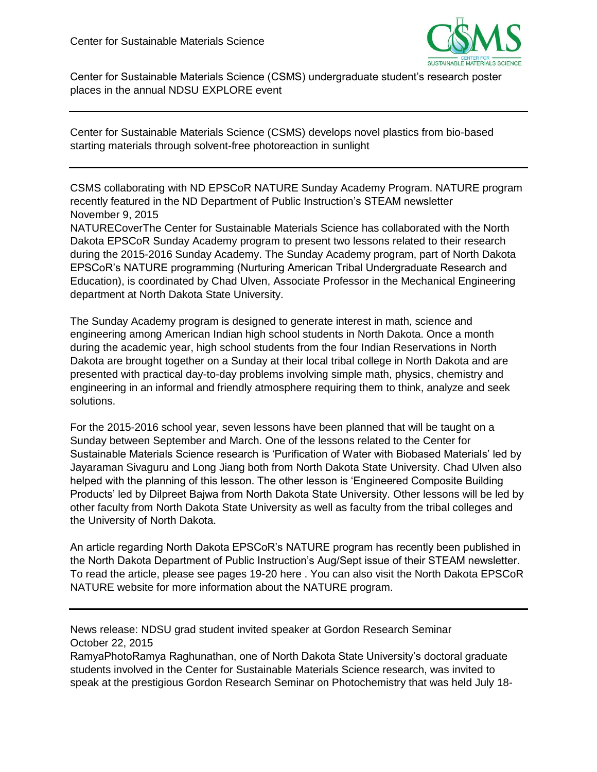Center for Sustainable Materials Science (CSMS) undergraduate student's research poster places in the annual NDSU EXPLORE event

---

Center for Sustainable Materials Science (CSMS) develops novel plastics from bio-based starting materials through solvent-free photoreaction in sunlight

---

CSMS collaborating with ND EPSCoR NATURE Sunday Academy Program. NATURE program recently featured in the ND Department of Public Instruction's STEAM newsletter
November 9, 2015
NATURECoverThe Center for Sustainable Materials Science has collaborated with the North Dakota EPSCoR Sunday Academy program to present two lessons related to their research during the 2015-2016 Sunday Academy. The Sunday Academy program, part of North Dakota EPSCoR's NATURE programming (Nurturing American Tribal Undergraduate Research and Education), is coordinated by Chad Ulven, Associate Professor in the Mechanical Engineering department at North Dakota State University.

The Sunday Academy program is designed to generate interest in math, science and engineering among American Indian high school students in North Dakota. Once a month during the academic year, high school students from the four Indian Reservations in North Dakota are brought together on a Sunday at their local tribal college in North Dakota and are presented with practical day-to-day problems involving simple math, physics, chemistry and engineering in an informal and friendly atmosphere requiring them to think, analyze and seek solutions.

For the 2015-2016 school year, seven lessons have been planned that will be taught on a Sunday between September and March. One of the lessons related to the Center for Sustainable Materials Science research is 'Purification of Water with Biobased Materials' led by Jayaraman Sivaguru and Long Jiang both from North Dakota State University. Chad Ulven also helped with the planning of this lesson. The other lesson is 'Engineered Composite Building Products' led by Dilpreet Bajwa from North Dakota State University. Other lessons will be led by other faculty from North Dakota State University as well as faculty from the tribal colleges and the University of North Dakota.

An article regarding North Dakota EPSCoR's NATURE program has recently been published in the North Dakota Department of Public Instruction's Aug/Sept issue of their STEAM newsletter. To read the article, please see pages 19-20 here . You can also visit the North Dakota EPSCoR NATURE website for more information about the NATURE program.

---

News release: NDSU grad student invited speaker at Gordon Research Seminar
October 22, 2015
RamyaPhotoRamya Raghunathan, one of North Dakota State University's doctoral graduate students involved in the Center for Sustainable Materials Science research, was invited to speak at the prestigious Gordon Research Seminar on Photochemistry that was held July 18-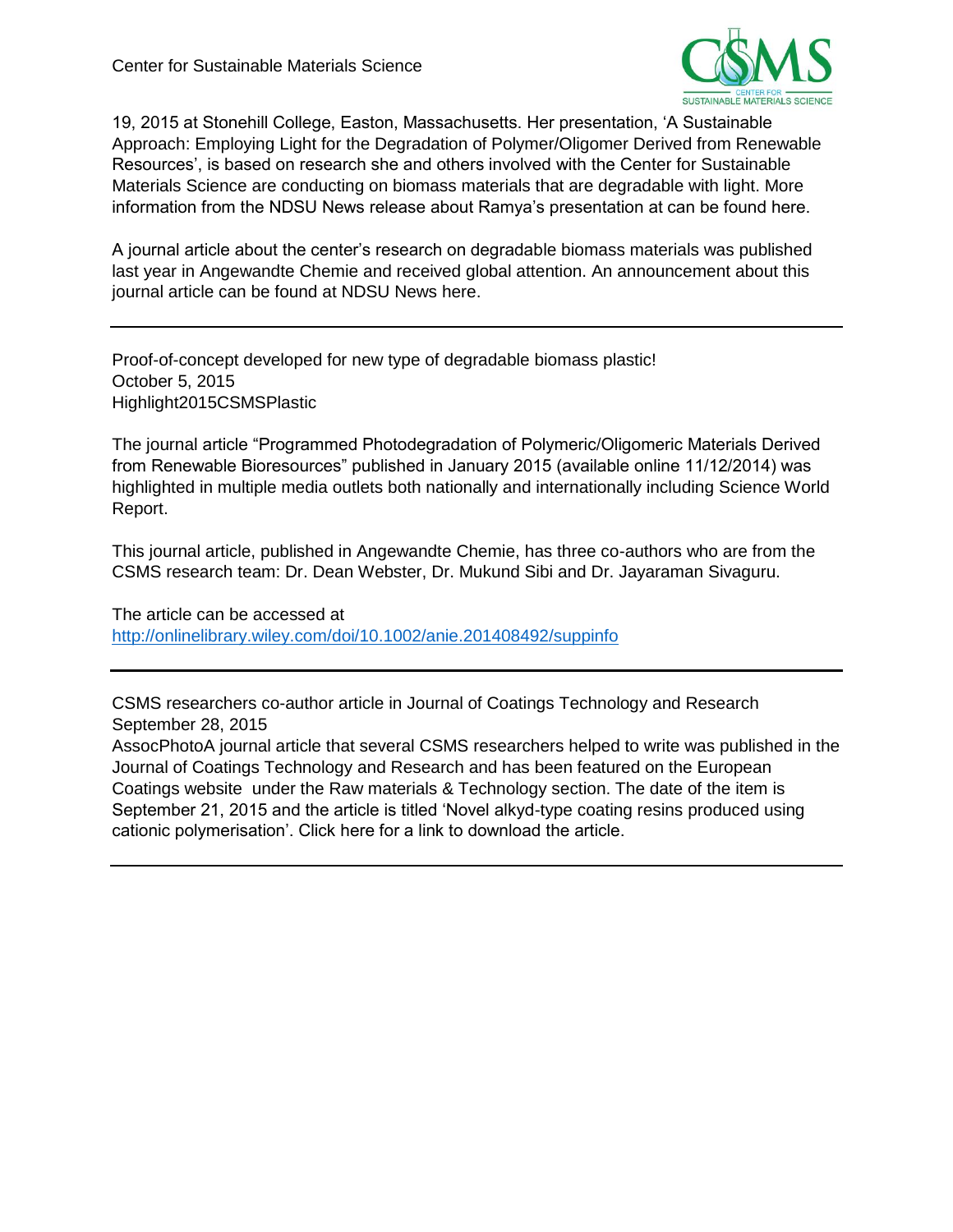19, 2015 at Stonehill College, Easton, Massachusetts. Her presentation, 'A Sustainable Approach: Employing Light for the Degradation of Polymer/Oligomer Derived from Renewable Resources', is based on research she and others involved with the Center for Sustainable Materials Science are conducting on biomass materials that are degradable with light. More information from the NDSU News release about Ramya's presentation at can be found here.

A journal article about the center's research on degradable biomass materials was published last year in Angewandte Chemie and received global attention. An announcement about this journal article can be found at NDSU News here.

---

Proof-of-concept developed for new type of degradable biomass plastic!
October 5, 2015
Highlight2015CSMSPlastic

The journal article "Programmed Photodegradation of Polymeric/Oligomeric Materials Derived from Renewable Bioresources" published in January 2015 (available online 11/12/2014) was highlighted in multiple media outlets both nationally and internationally including Science World Report.

This journal article, published in Angewandte Chemie, has three co-authors who are from the CSMS research team: Dr. Dean Webster, Dr. Mukund Sibi and Dr. Jayaraman Sivaguru.

The article can be accessed at
http://onlinelibrary.wiley.com/doi/10.1002/anie.201408492/suppinfo

---

CSMS researchers co-author article in Journal of Coatings Technology and Research
September 28, 2015
AssocPhotoA journal article that several CSMS researchers helped to write was published in the Journal of Coatings Technology and Research and has been featured on the European Coatings website under the Raw materials & Technology section. The date of the item is September 21, 2015 and the article is titled 'Novel alkyd-type coating resins produced using cationic polymerisation'. Click here for a link to download the article.

---